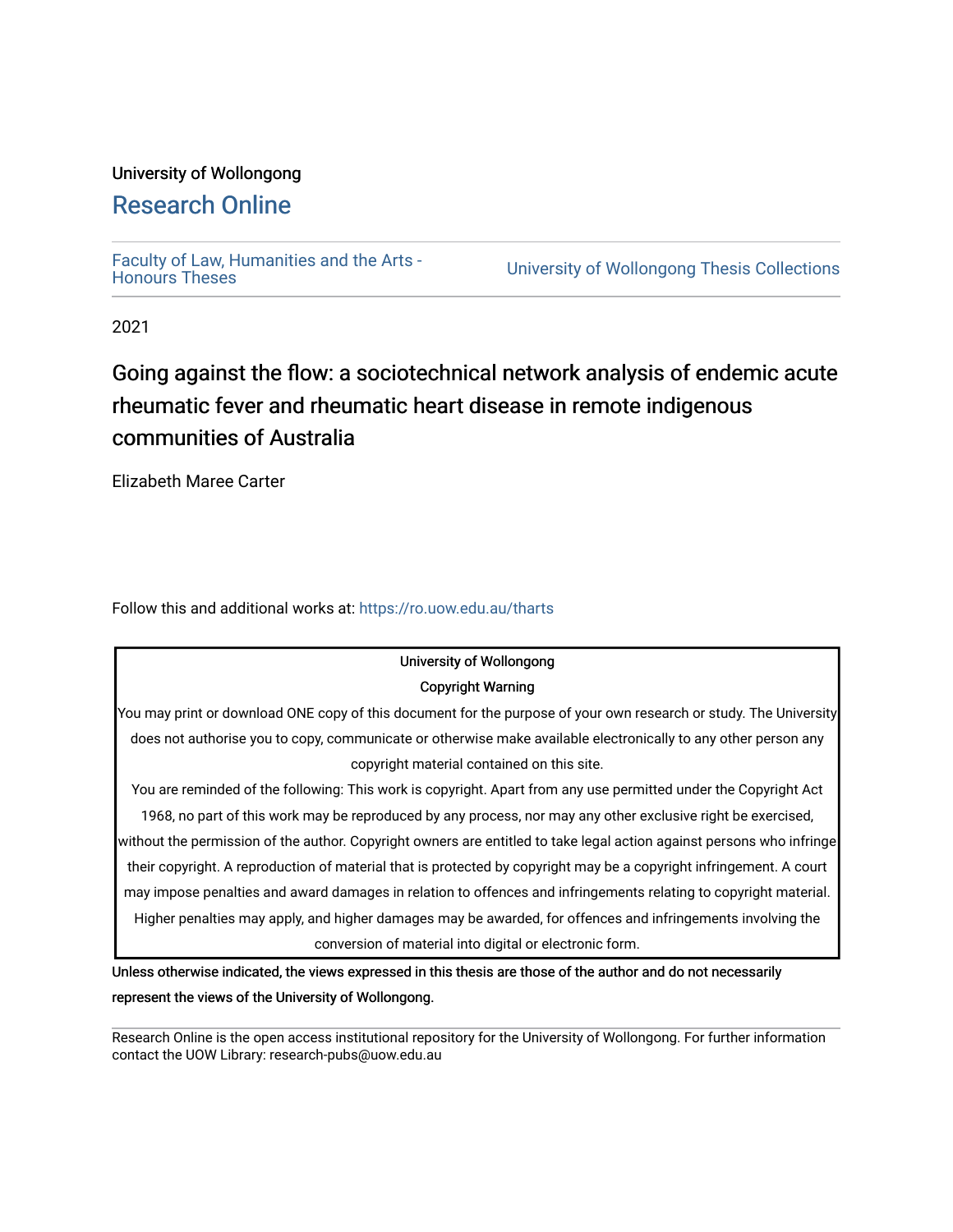University of Wollongong

# Research Online

Faculty of Law, Humanities and the Arts - Honours Theses

University of Wollongong Thesis Collections

2021

# Going against the flow: a sociotechnical network analysis of endemic acute rheumatic fever and rheumatic heart disease in remote indigenous communities of Australia

Elizabeth Maree Carter

Follow this and additional works at: https://ro.uow.edu.au/tharts

University of Wollongong

Copyright Warning

You may print or download ONE copy of this document for the purpose of your own research or study. The University does not authorise you to copy, communicate or otherwise make available electronically to any other person any copyright material contained on this site.

You are reminded of the following: This work is copyright. Apart from any use permitted under the Copyright Act 1968, no part of this work may be reproduced by any process, nor may any other exclusive right be exercised, without the permission of the author. Copyright owners are entitled to take legal action against persons who infringe their copyright. A reproduction of material that is protected by copyright may be a copyright infringement. A court may impose penalties and award damages in relation to offences and infringements relating to copyright material. Higher penalties may apply, and higher damages may be awarded, for offences and infringements involving the conversion of material into digital or electronic form.

Unless otherwise indicated, the views expressed in this thesis are those of the author and do not necessarily represent the views of the University of Wollongong.

Research Online is the open access institutional repository for the University of Wollongong. For further information contact the UOW Library: research-pubs@uow.edu.au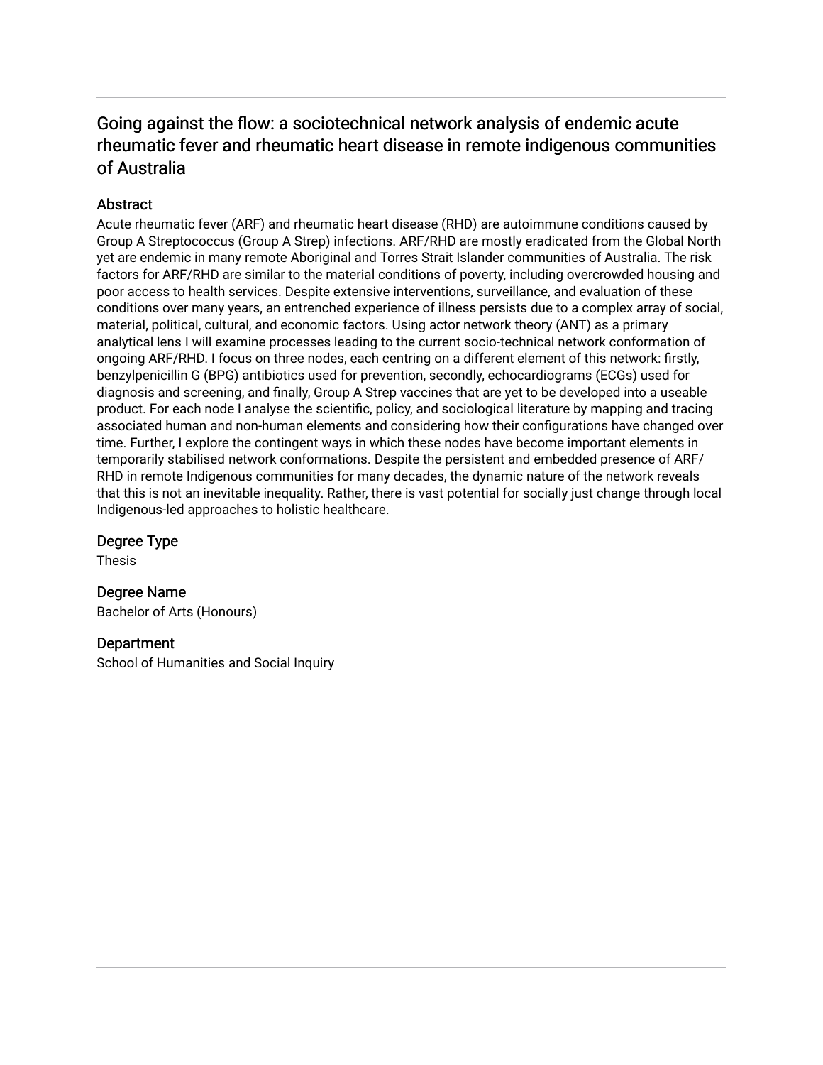# Going against the flow: a sociotechnical network analysis of endemic acute rheumatic fever and rheumatic heart disease in remote indigenous communities of Australia

## Abstract

Acute rheumatic fever (ARF) and rheumatic heart disease (RHD) are autoimmune conditions caused by Group A Streptococcus (Group A Strep) infections. ARF/RHD are mostly eradicated from the Global North yet are endemic in many remote Aboriginal and Torres Strait Islander communities of Australia. The risk factors for ARF/RHD are similar to the material conditions of poverty, including overcrowded housing and poor access to health services. Despite extensive interventions, surveillance, and evaluation of these conditions over many years, an entrenched experience of illness persists due to a complex array of social, material, political, cultural, and economic factors. Using actor network theory (ANT) as a primary analytical lens I will examine processes leading to the current socio-technical network conformation of ongoing ARF/RHD. I focus on three nodes, each centring on a different element of this network: firstly, benzylpenicillin G (BPG) antibiotics used for prevention, secondly, echocardiograms (ECGs) used for diagnosis and screening, and finally, Group A Strep vaccines that are yet to be developed into a useable product. For each node I analyse the scientific, policy, and sociological literature by mapping and tracing associated human and non-human elements and considering how their configurations have changed over time. Further, I explore the contingent ways in which these nodes have become important elements in temporarily stabilised network conformations. Despite the persistent and embedded presence of ARF/RHD in remote Indigenous communities for many decades, the dynamic nature of the network reveals that this is not an inevitable inequality. Rather, there is vast potential for socially just change through local Indigenous-led approaches to holistic healthcare.

## Degree Type

Thesis

## Degree Name

Bachelor of Arts (Honours)

## Department

School of Humanities and Social Inquiry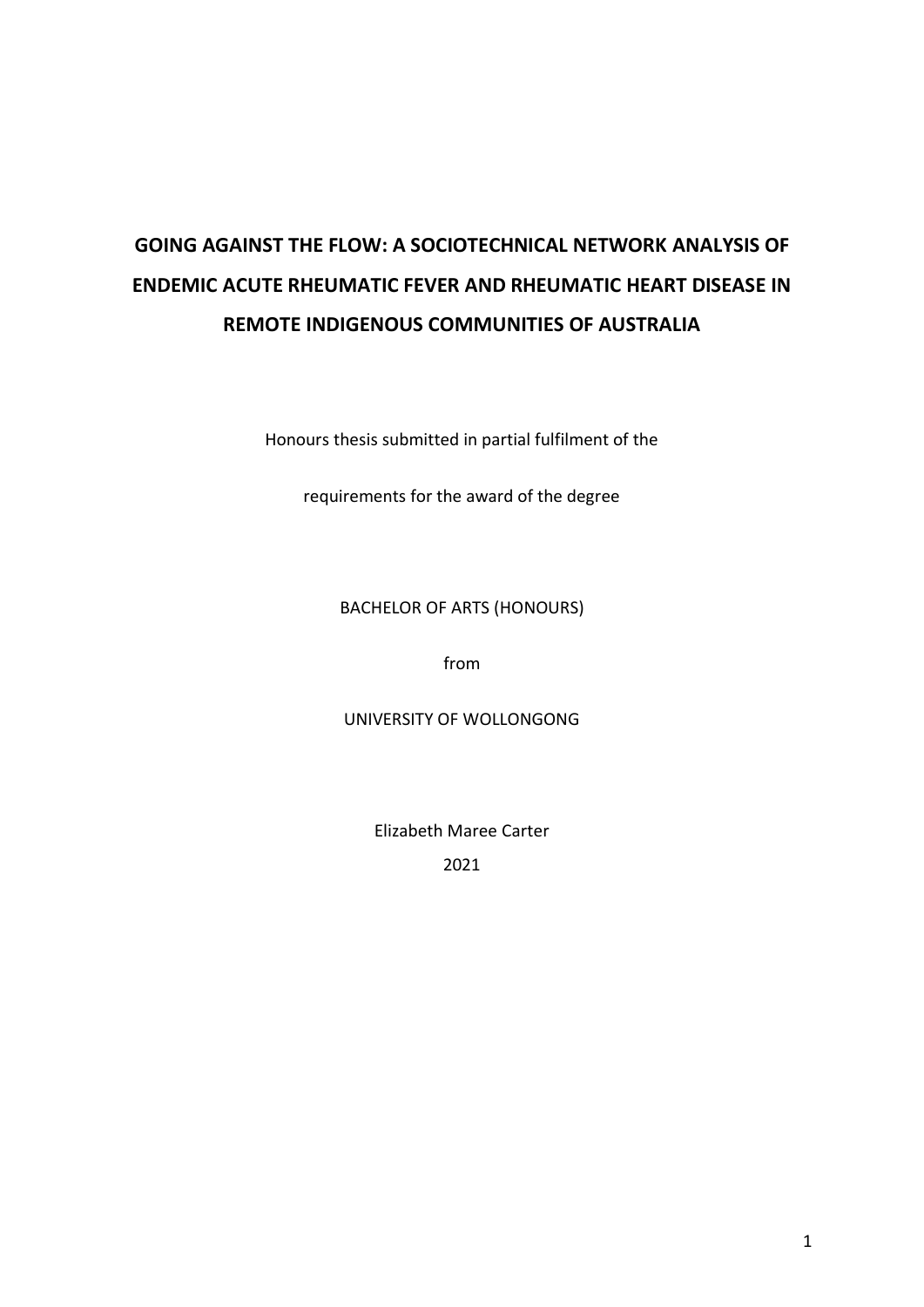# GOING AGAINST THE FLOW: A SOCIOTECHNICAL NETWORK ANALYSIS OF ENDEMIC ACUTE RHEUMATIC FEVER AND RHEUMATIC HEART DISEASE IN REMOTE INDIGENOUS COMMUNITIES OF AUSTRALIA

Honours thesis submitted in partial fulfilment of the

requirements for the award of the degree

BACHELOR OF ARTS (HONOURS)

from

UNIVERSITY OF WOLLONGONG

Elizabeth Maree Carter

2021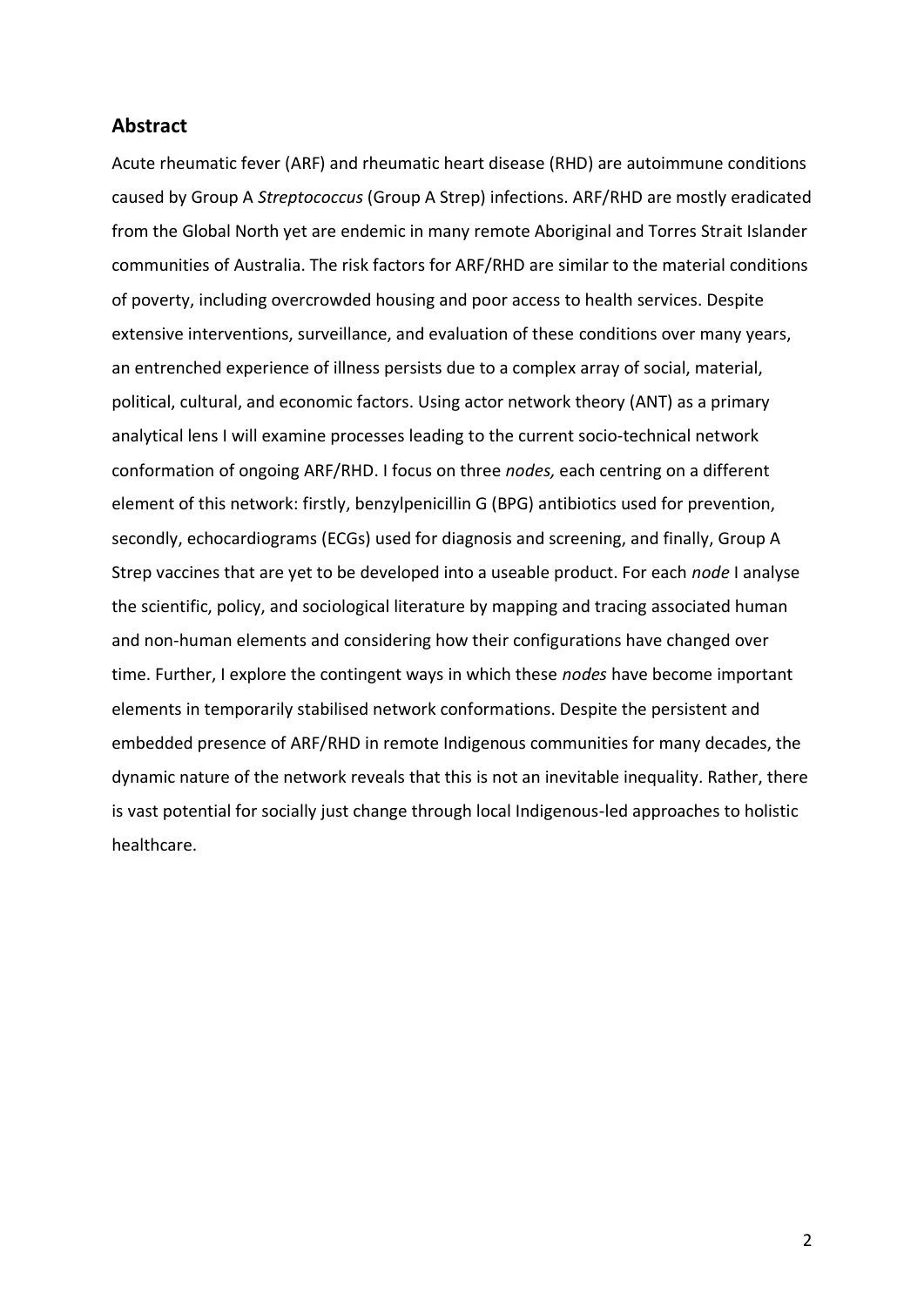## Abstract

Acute rheumatic fever (ARF) and rheumatic heart disease (RHD) are autoimmune conditions caused by Group A *Streptococcus* (Group A Strep) infections. ARF/RHD are mostly eradicated from the Global North yet are endemic in many remote Aboriginal and Torres Strait Islander communities of Australia. The risk factors for ARF/RHD are similar to the material conditions of poverty, including overcrowded housing and poor access to health services. Despite extensive interventions, surveillance, and evaluation of these conditions over many years, an entrenched experience of illness persists due to a complex array of social, material, political, cultural, and economic factors. Using actor network theory (ANT) as a primary analytical lens I will examine processes leading to the current socio-technical network conformation of ongoing ARF/RHD. I focus on three *nodes,* each centring on a different element of this network: firstly, benzylpenicillin G (BPG) antibiotics used for prevention, secondly, echocardiograms (ECGs) used for diagnosis and screening, and finally, Group A Strep vaccines that are yet to be developed into a useable product. For each *node* I analyse the scientific, policy, and sociological literature by mapping and tracing associated human and non-human elements and considering how their configurations have changed over time. Further, I explore the contingent ways in which these *nodes* have become important elements in temporarily stabilised network conformations. Despite the persistent and embedded presence of ARF/RHD in remote Indigenous communities for many decades, the dynamic nature of the network reveals that this is not an inevitable inequality. Rather, there is vast potential for socially just change through local Indigenous-led approaches to holistic healthcare.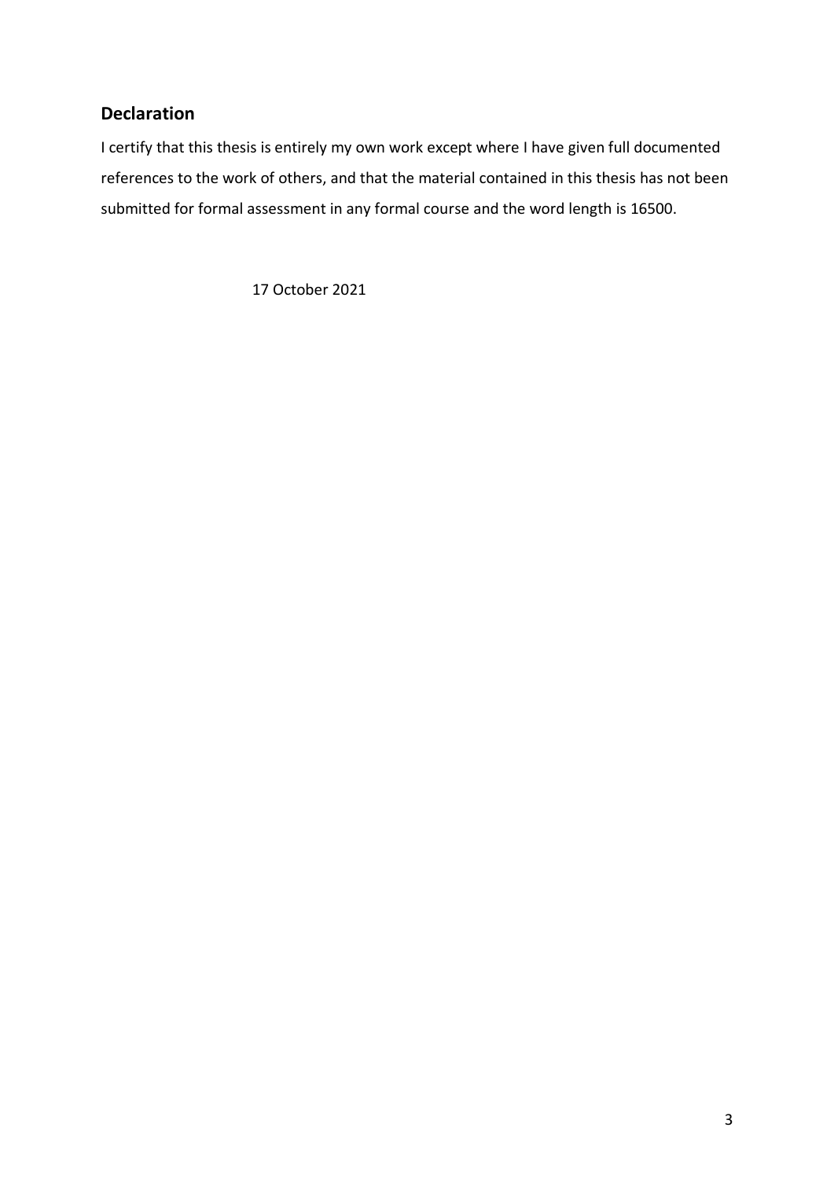## Declaration

I certify that this thesis is entirely my own work except where I have given full documented references to the work of others, and that the material contained in this thesis has not been submitted for formal assessment in any formal course and the word length is 16500.

17 October 2021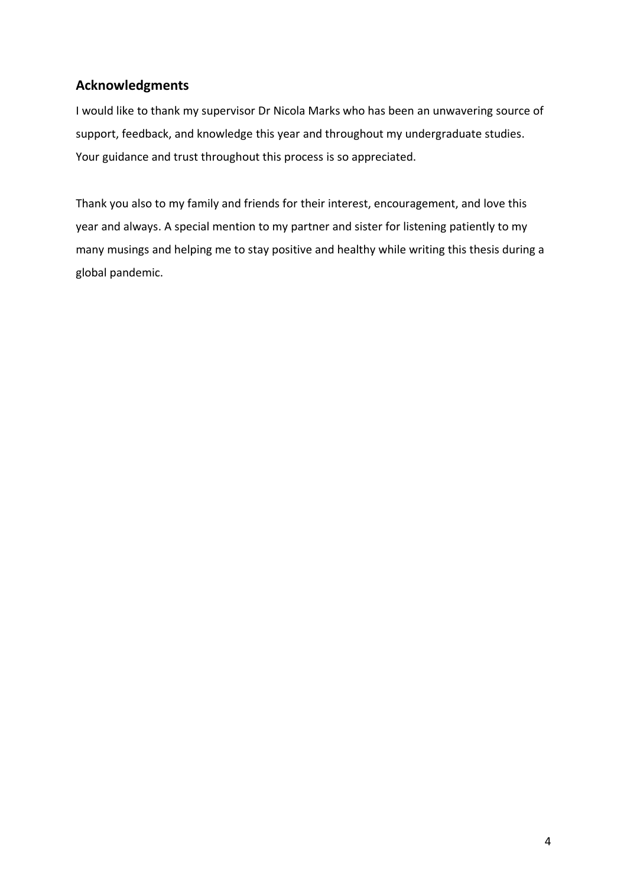## Acknowledgments

I would like to thank my supervisor Dr Nicola Marks who has been an unwavering source of support, feedback, and knowledge this year and throughout my undergraduate studies. Your guidance and trust throughout this process is so appreciated.

Thank you also to my family and friends for their interest, encouragement, and love this year and always. A special mention to my partner and sister for listening patiently to my many musings and helping me to stay positive and healthy while writing this thesis during a global pandemic.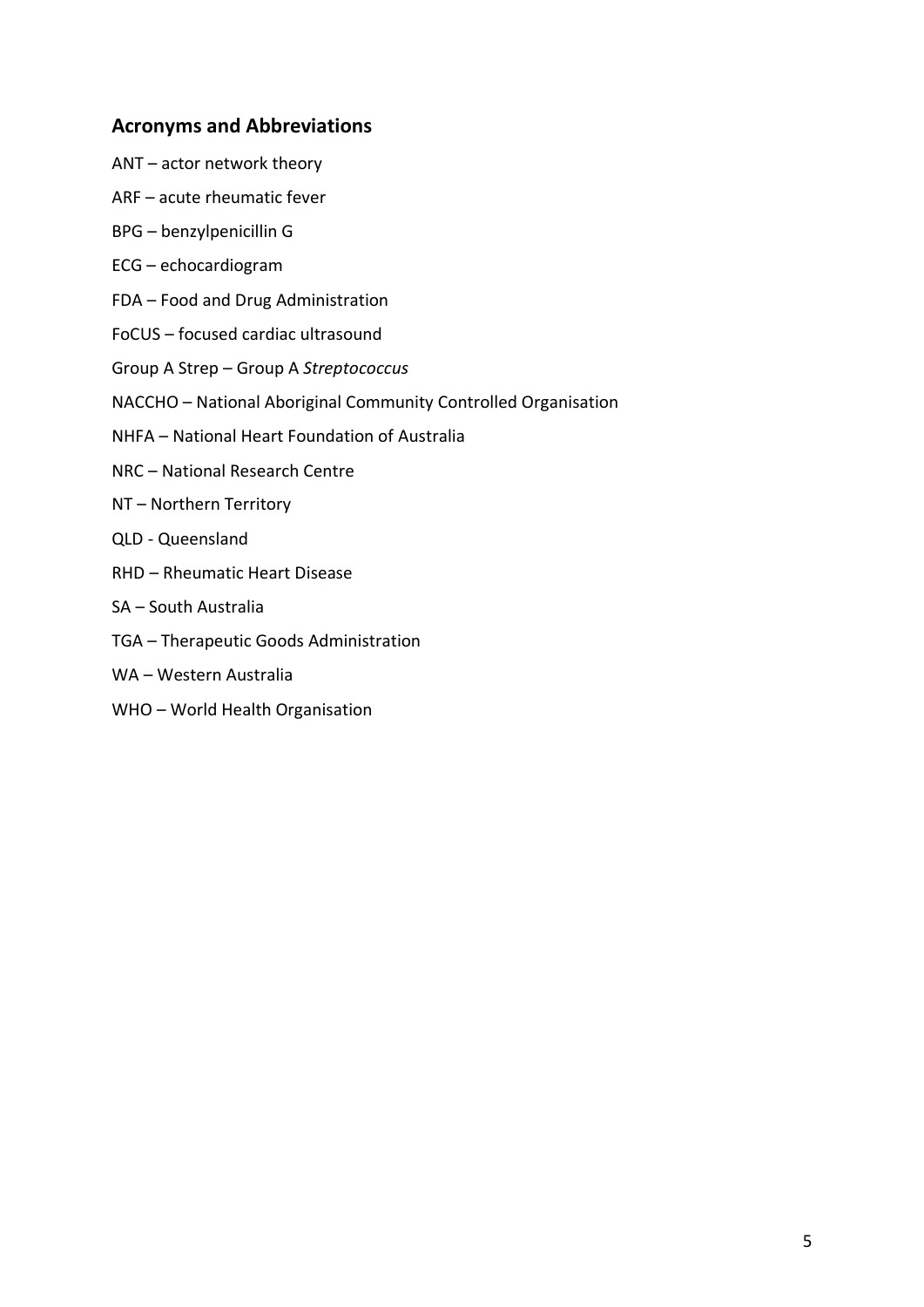## Acronyms and Abbreviations

ANT – actor network theory

ARF – acute rheumatic fever

BPG – benzylpenicillin G

ECG – echocardiogram

FDA – Food and Drug Administration

FoCUS – focused cardiac ultrasound

Group A Strep – Group A *Streptococcus*

NACCHO – National Aboriginal Community Controlled Organisation

NHFA – National Heart Foundation of Australia

NRC – National Research Centre

NT – Northern Territory

QLD - Queensland

RHD – Rheumatic Heart Disease

SA – South Australia

TGA – Therapeutic Goods Administration

WA – Western Australia

WHO – World Health Organisation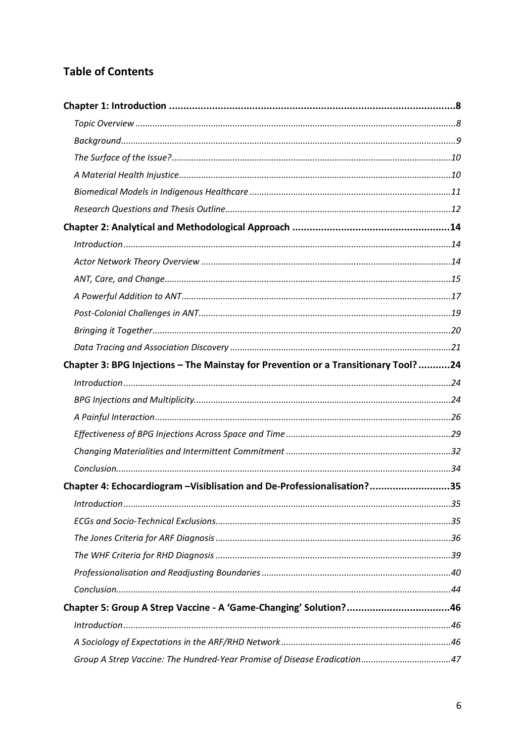## Table of Contents

**Chapter 1: Introduction** ........ **8**

- *Topic Overview* ........ *8*
- *Background* ........ *9*
- *The Surface of the Issue?* ........ *10*
- *A Material Health Injustice* ........ *10*
- *Biomedical Models in Indigenous Healthcare* ........ *11*
- *Research Questions and Thesis Outline* ........ *12*

**Chapter 2: Analytical and Methodological Approach** ........ **14**

- *Introduction* ........ *14*
- *Actor Network Theory Overview* ........ *14*
- *ANT, Care, and Change* ........ *15*
- *A Powerful Addition to ANT* ........ *17*
- *Post-Colonial Challenges in ANT* ........ *19*
- *Bringing it Together* ........ *20*
- *Data Tracing and Association Discovery* ........ *21*

**Chapter 3: BPG Injections – The Mainstay for Prevention or a Transitional Tool?** ........ **24**

- *Introduction* ........ *24*
- *BPG Injections and Multiplicity* ........ *24*
- *A Painful Interaction* ........ *26*
- *Effectiveness of BPG Injections Across Space and Time* ........ *29*
- *Changing Materialities and Intermittent Commitment* ........ *32*
- *Conclusion* ........ *34*

**Chapter 4: Echocardiogram –Visiblisation and De-Professionalisation?** ........ **35**

- *Introduction* ........ *35*
- *ECGs and Socio-Technical Exclusions* ........ *35*
- *The Jones Criteria for ARF Diagnosis* ........ *36*
- *The WHF Criteria for RHD Diagnosis* ........ *39*
- *Professionalisation and Readjusting Boundaries* ........ *40*
- *Conclusion* ........ *44*

**Chapter 5: Group A Strep Vaccine - A 'Game-Changing' Solution?** ........ **46**

- *Introduction* ........ *46*
- *A Sociology of Expectations in the ARF/RHD Network* ........ *46*
- *Group A Strep Vaccine: The Hundred-Year Promise of Disease Eradication* ........ *47*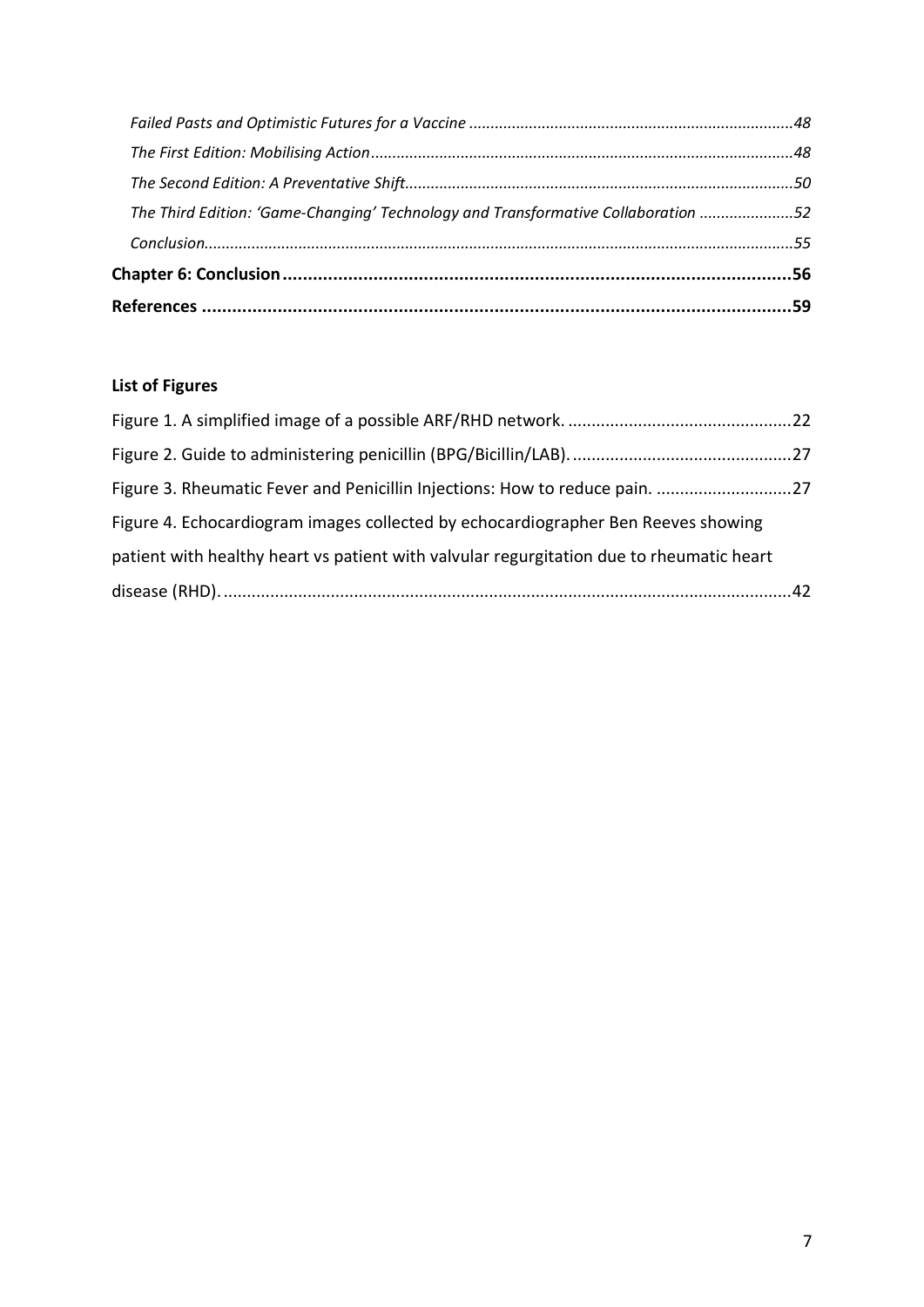*Failed Pasts and Optimistic Futures for a Vaccine* ........................................................................... *48*

*The First Edition: Mobilising Action* ................................................................................................. *48*

*The Second Edition: A Preventative Shift* ......................................................................................... *50*

*The Third Edition: 'Game-Changing' Technology and Transformative Collaboration* ...................... *52*

*Conclusion* ....................................................................................................................................... *55*

**Chapter 6: Conclusion** ...................................................................................................... **56**

**References** ....................................................................................................................... **59**

**List of Figures**

Figure 1. A simplified image of a possible ARF/RHD network. ................................................ 22

Figure 2. Guide to administering penicillin (BPG/Bicillin/LAB). ............................................... 27

Figure 3. Rheumatic Fever and Penicillin Injections: How to reduce pain. ............................. 27

Figure 4. Echocardiogram images collected by echocardiographer Ben Reeves showing patient with healthy heart vs patient with valvular regurgitation due to rheumatic heart disease (RHD). ........................................................................................................................... 42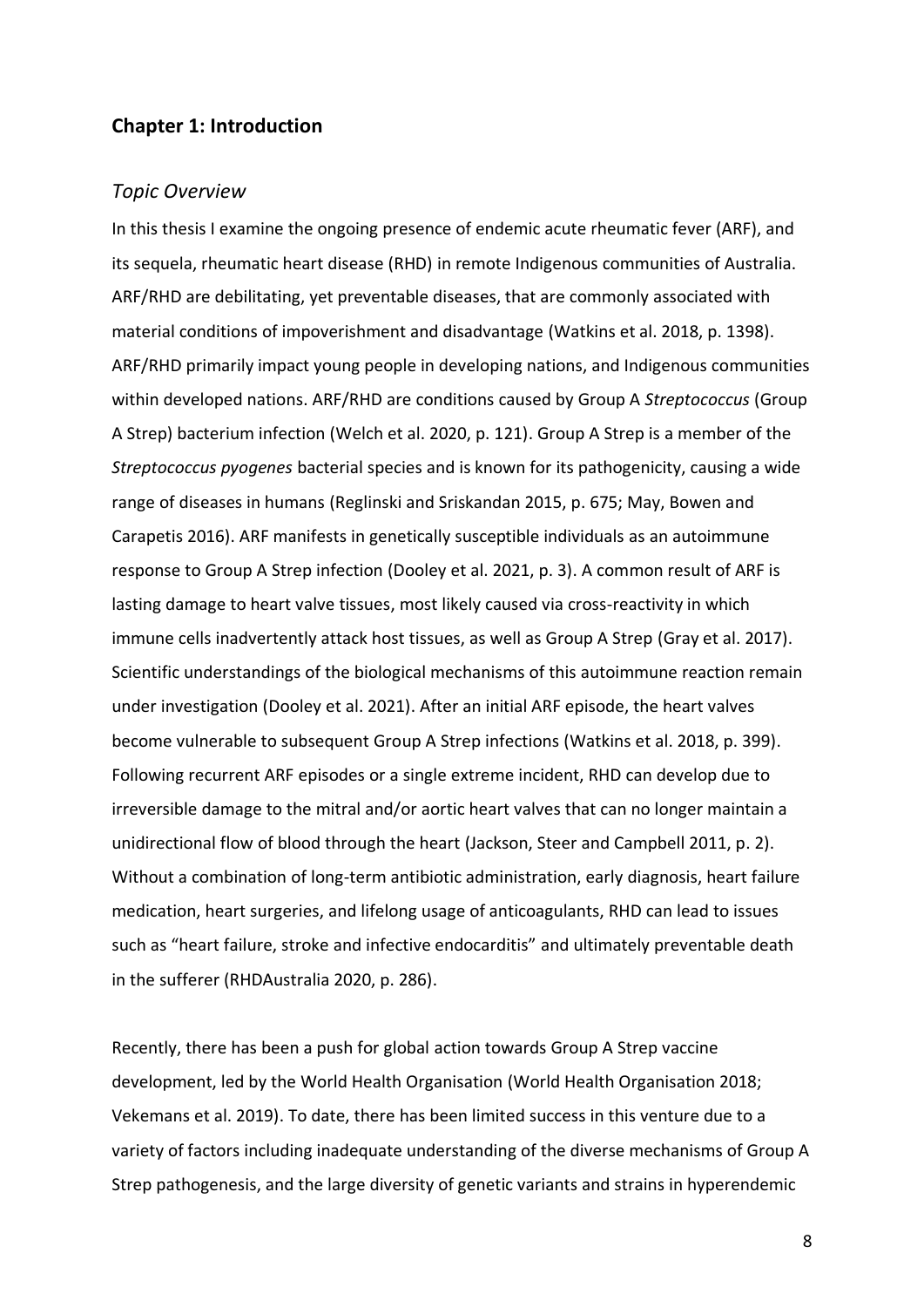## Chapter 1: Introduction

### *Topic Overview*

In this thesis I examine the ongoing presence of endemic acute rheumatic fever (ARF), and its sequela, rheumatic heart disease (RHD) in remote Indigenous communities of Australia. ARF/RHD are debilitating, yet preventable diseases, that are commonly associated with material conditions of impoverishment and disadvantage (Watkins et al. 2018, p. 1398). ARF/RHD primarily impact young people in developing nations, and Indigenous communities within developed nations. ARF/RHD are conditions caused by Group A *Streptococcus* (Group A Strep) bacterium infection (Welch et al. 2020, p. 121). Group A Strep is a member of the *Streptococcus pyogenes* bacterial species and is known for its pathogenicity, causing a wide range of diseases in humans (Reglinski and Sriskandan 2015, p. 675; May, Bowen and Carapetis 2016). ARF manifests in genetically susceptible individuals as an autoimmune response to Group A Strep infection (Dooley et al. 2021, p. 3). A common result of ARF is lasting damage to heart valve tissues, most likely caused via cross-reactivity in which immune cells inadvertently attack host tissues, as well as Group A Strep (Gray et al. 2017). Scientific understandings of the biological mechanisms of this autoimmune reaction remain under investigation (Dooley et al. 2021). After an initial ARF episode, the heart valves become vulnerable to subsequent Group A Strep infections (Watkins et al. 2018, p. 399). Following recurrent ARF episodes or a single extreme incident, RHD can develop due to irreversible damage to the mitral and/or aortic heart valves that can no longer maintain a unidirectional flow of blood through the heart (Jackson, Steer and Campbell 2011, p. 2). Without a combination of long-term antibiotic administration, early diagnosis, heart failure medication, heart surgeries, and lifelong usage of anticoagulants, RHD can lead to issues such as "heart failure, stroke and infective endocarditis" and ultimately preventable death in the sufferer (RHDAustralia 2020, p. 286).

Recently, there has been a push for global action towards Group A Strep vaccine development, led by the World Health Organisation (World Health Organisation 2018; Vekemans et al. 2019). To date, there has been limited success in this venture due to a variety of factors including inadequate understanding of the diverse mechanisms of Group A Strep pathogenesis, and the large diversity of genetic variants and strains in hyperendemic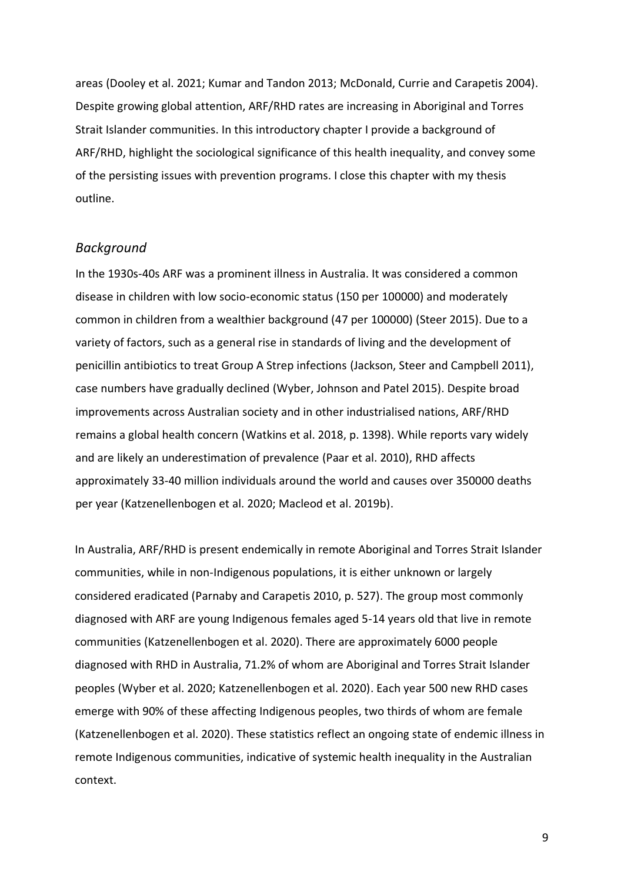areas (Dooley et al. 2021; Kumar and Tandon 2013; McDonald, Currie and Carapetis 2004). Despite growing global attention, ARF/RHD rates are increasing in Aboriginal and Torres Strait Islander communities. In this introductory chapter I provide a background of ARF/RHD, highlight the sociological significance of this health inequality, and convey some of the persisting issues with prevention programs. I close this chapter with my thesis outline.

## *Background*

In the 1930s-40s ARF was a prominent illness in Australia. It was considered a common disease in children with low socio-economic status (150 per 100000) and moderately common in children from a wealthier background (47 per 100000) (Steer 2015). Due to a variety of factors, such as a general rise in standards of living and the development of penicillin antibiotics to treat Group A Strep infections (Jackson, Steer and Campbell 2011), case numbers have gradually declined (Wyber, Johnson and Patel 2015). Despite broad improvements across Australian society and in other industrialised nations, ARF/RHD remains a global health concern (Watkins et al. 2018, p. 1398). While reports vary widely and are likely an underestimation of prevalence (Paar et al. 2010), RHD affects approximately 33-40 million individuals around the world and causes over 350000 deaths per year (Katzenellenbogen et al. 2020; Macleod et al. 2019b).

In Australia, ARF/RHD is present endemically in remote Aboriginal and Torres Strait Islander communities, while in non-Indigenous populations, it is either unknown or largely considered eradicated (Parnaby and Carapetis 2010, p. 527). The group most commonly diagnosed with ARF are young Indigenous females aged 5-14 years old that live in remote communities (Katzenellenbogen et al. 2020). There are approximately 6000 people diagnosed with RHD in Australia, 71.2% of whom are Aboriginal and Torres Strait Islander peoples (Wyber et al. 2020; Katzenellenbogen et al. 2020). Each year 500 new RHD cases emerge with 90% of these affecting Indigenous peoples, two thirds of whom are female (Katzenellenbogen et al. 2020). These statistics reflect an ongoing state of endemic illness in remote Indigenous communities, indicative of systemic health inequality in the Australian context.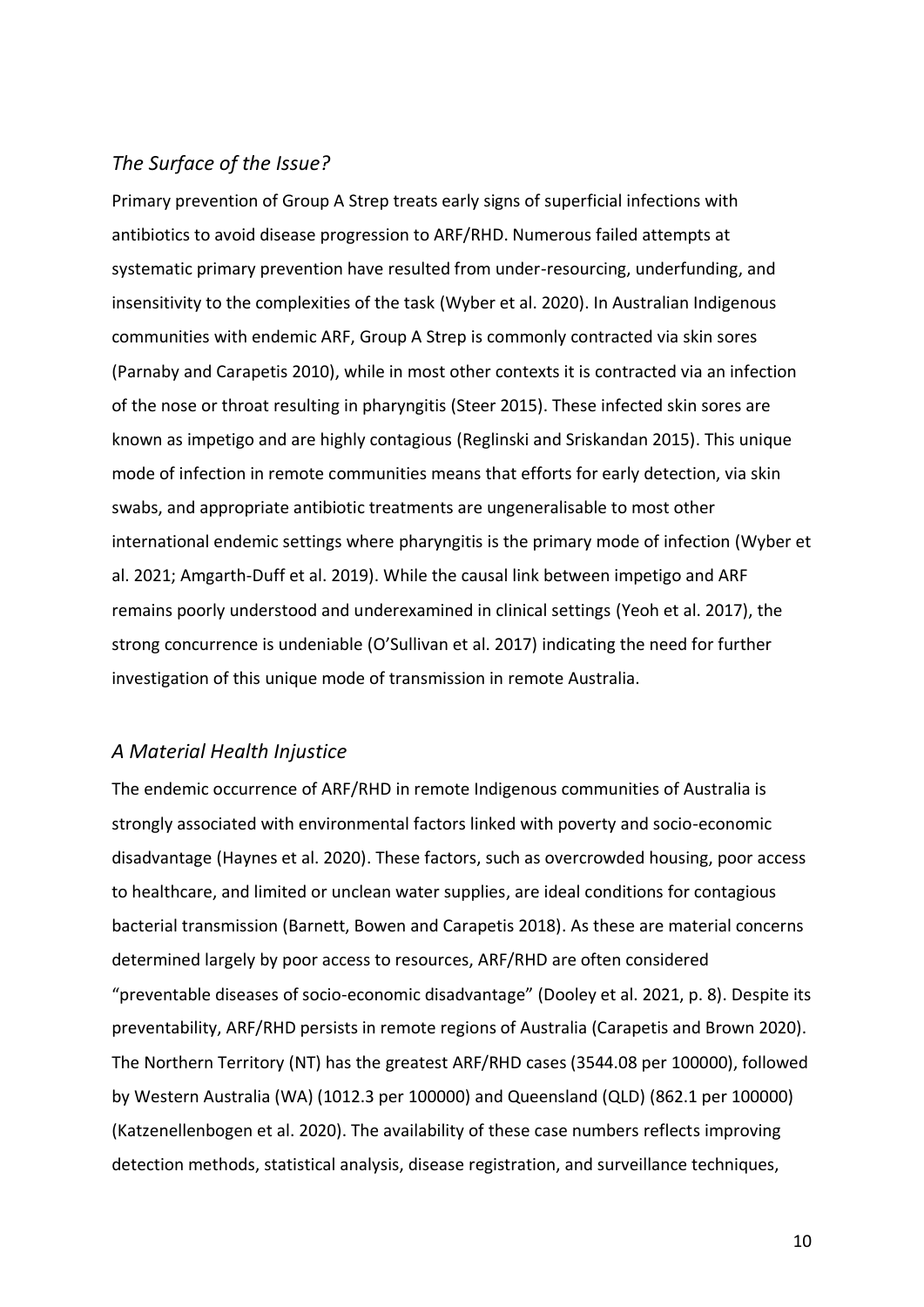## *The Surface of the Issue?*

Primary prevention of Group A Strep treats early signs of superficial infections with antibiotics to avoid disease progression to ARF/RHD. Numerous failed attempts at systematic primary prevention have resulted from under-resourcing, underfunding, and insensitivity to the complexities of the task (Wyber et al. 2020). In Australian Indigenous communities with endemic ARF, Group A Strep is commonly contracted via skin sores (Parnaby and Carapetis 2010), while in most other contexts it is contracted via an infection of the nose or throat resulting in pharyngitis (Steer 2015). These infected skin sores are known as impetigo and are highly contagious (Reglinski and Sriskandan 2015). This unique mode of infection in remote communities means that efforts for early detection, via skin swabs, and appropriate antibiotic treatments are ungeneralisable to most other international endemic settings where pharyngitis is the primary mode of infection (Wyber et al. 2021; Amgarth-Duff et al. 2019). While the causal link between impetigo and ARF remains poorly understood and underexamined in clinical settings (Yeoh et al. 2017), the strong concurrence is undeniable (O'Sullivan et al. 2017) indicating the need for further investigation of this unique mode of transmission in remote Australia.

## *A Material Health Injustice*

The endemic occurrence of ARF/RHD in remote Indigenous communities of Australia is strongly associated with environmental factors linked with poverty and socio-economic disadvantage (Haynes et al. 2020). These factors, such as overcrowded housing, poor access to healthcare, and limited or unclean water supplies, are ideal conditions for contagious bacterial transmission (Barnett, Bowen and Carapetis 2018). As these are material concerns determined largely by poor access to resources, ARF/RHD are often considered "preventable diseases of socio-economic disadvantage" (Dooley et al. 2021, p. 8). Despite its preventability, ARF/RHD persists in remote regions of Australia (Carapetis and Brown 2020). The Northern Territory (NT) has the greatest ARF/RHD cases (3544.08 per 100000), followed by Western Australia (WA) (1012.3 per 100000) and Queensland (QLD) (862.1 per 100000) (Katzenellenbogen et al. 2020). The availability of these case numbers reflects improving detection methods, statistical analysis, disease registration, and surveillance techniques,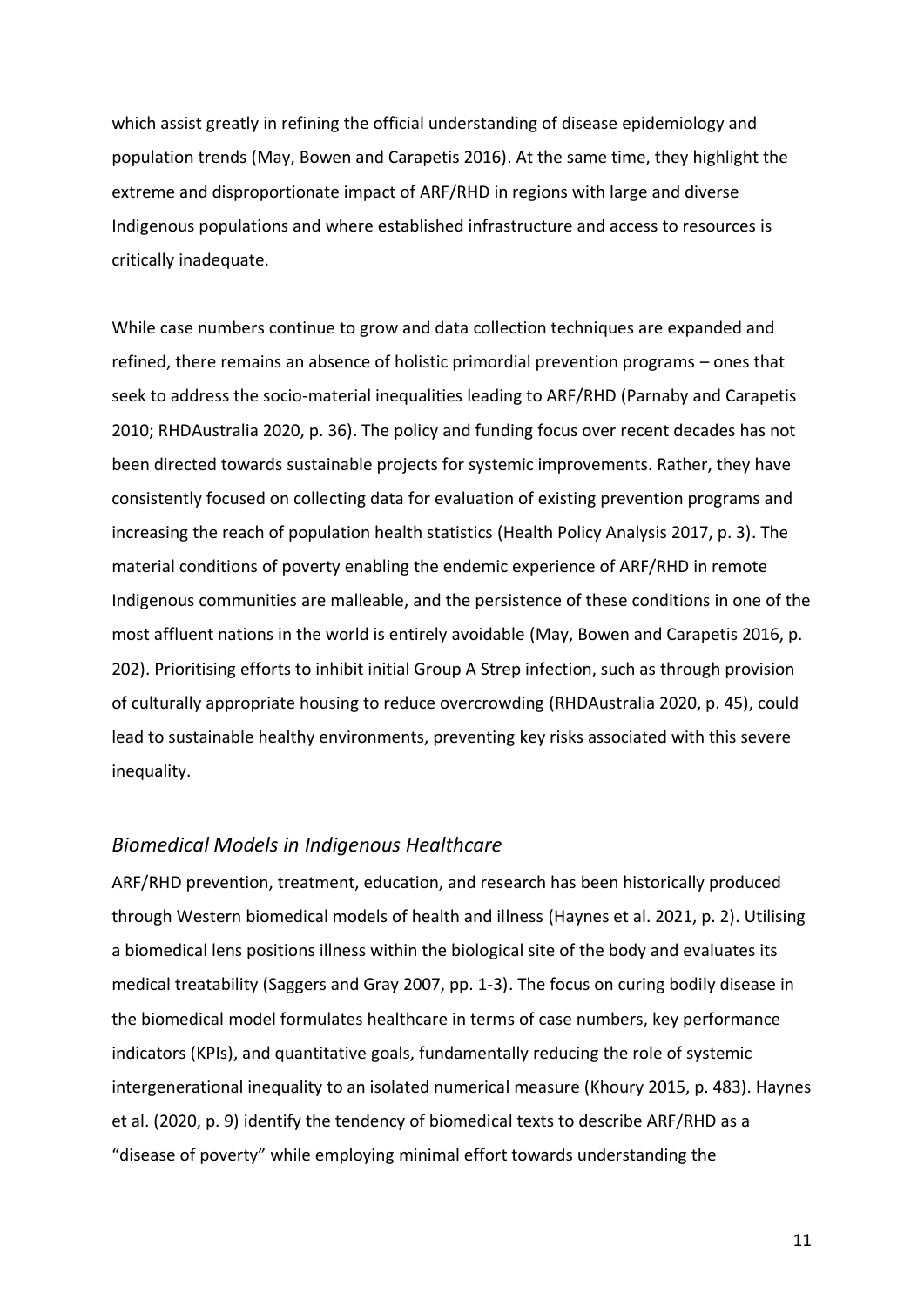which assist greatly in refining the official understanding of disease epidemiology and population trends (May, Bowen and Carapetis 2016). At the same time, they highlight the extreme and disproportionate impact of ARF/RHD in regions with large and diverse Indigenous populations and where established infrastructure and access to resources is critically inadequate.

While case numbers continue to grow and data collection techniques are expanded and refined, there remains an absence of holistic primordial prevention programs – ones that seek to address the socio-material inequalities leading to ARF/RHD (Parnaby and Carapetis 2010; RHDAustralia 2020, p. 36). The policy and funding focus over recent decades has not been directed towards sustainable projects for systemic improvements. Rather, they have consistently focused on collecting data for evaluation of existing prevention programs and increasing the reach of population health statistics (Health Policy Analysis 2017, p. 3). The material conditions of poverty enabling the endemic experience of ARF/RHD in remote Indigenous communities are malleable, and the persistence of these conditions in one of the most affluent nations in the world is entirely avoidable (May, Bowen and Carapetis 2016, p. 202). Prioritising efforts to inhibit initial Group A Strep infection, such as through provision of culturally appropriate housing to reduce overcrowding (RHDAustralia 2020, p. 45), could lead to sustainable healthy environments, preventing key risks associated with this severe inequality.

## *Biomedical Models in Indigenous Healthcare*

ARF/RHD prevention, treatment, education, and research has been historically produced through Western biomedical models of health and illness (Haynes et al. 2021, p. 2). Utilising a biomedical lens positions illness within the biological site of the body and evaluates its medical treatability (Saggers and Gray 2007, pp. 1-3). The focus on curing bodily disease in the biomedical model formulates healthcare in terms of case numbers, key performance indicators (KPIs), and quantitative goals, fundamentally reducing the role of systemic intergenerational inequality to an isolated numerical measure (Khoury 2015, p. 483). Haynes et al. (2020, p. 9) identify the tendency of biomedical texts to describe ARF/RHD as a "disease of poverty" while employing minimal effort towards understanding the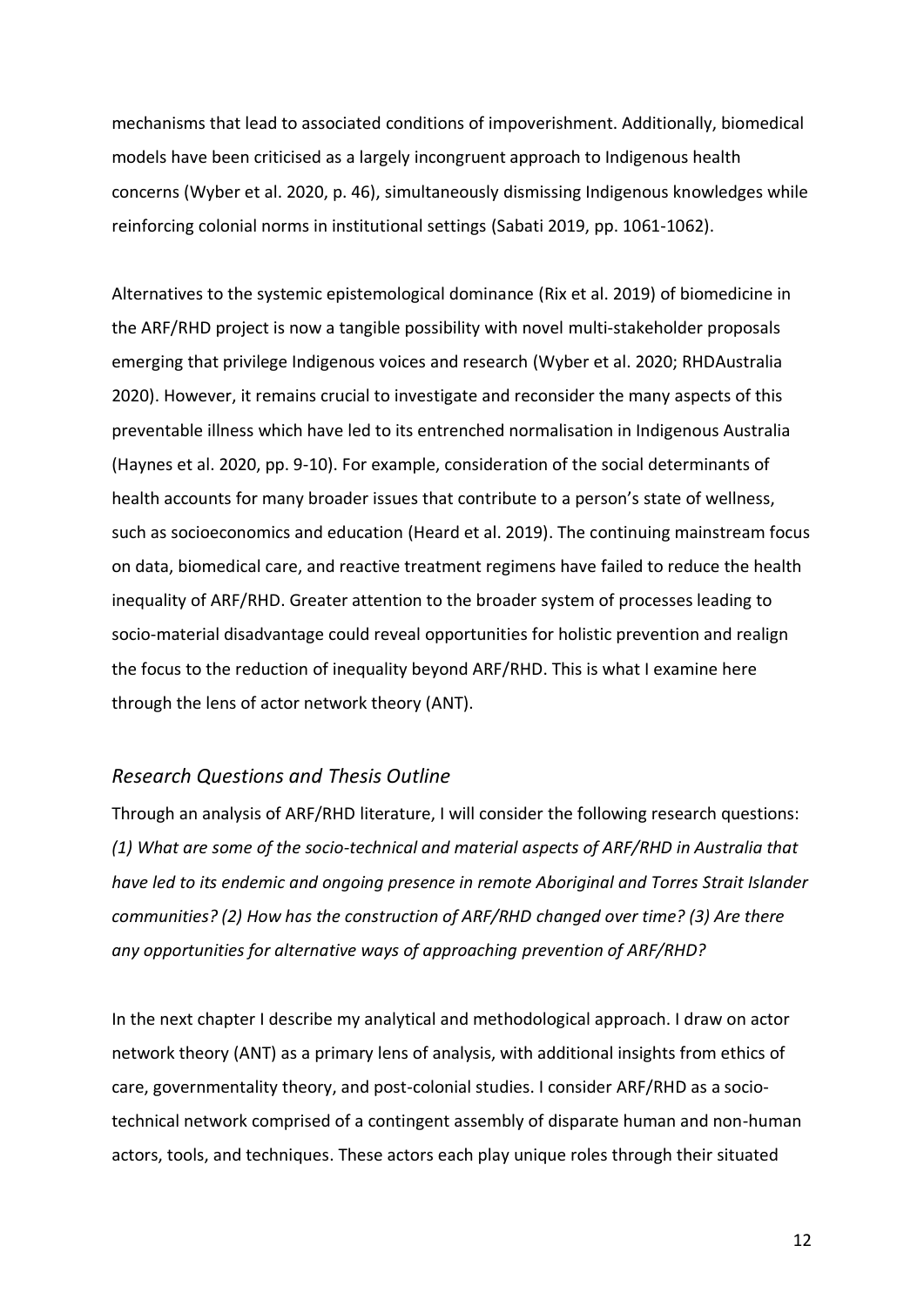mechanisms that lead to associated conditions of impoverishment. Additionally, biomedical models have been criticised as a largely incongruent approach to Indigenous health concerns (Wyber et al. 2020, p. 46), simultaneously dismissing Indigenous knowledges while reinforcing colonial norms in institutional settings (Sabati 2019, pp. 1061-1062).

Alternatives to the systemic epistemological dominance (Rix et al. 2019) of biomedicine in the ARF/RHD project is now a tangible possibility with novel multi-stakeholder proposals emerging that privilege Indigenous voices and research (Wyber et al. 2020; RHDAustralia 2020). However, it remains crucial to investigate and reconsider the many aspects of this preventable illness which have led to its entrenched normalisation in Indigenous Australia (Haynes et al. 2020, pp. 9-10). For example, consideration of the social determinants of health accounts for many broader issues that contribute to a person's state of wellness, such as socioeconomics and education (Heard et al. 2019). The continuing mainstream focus on data, biomedical care, and reactive treatment regimens have failed to reduce the health inequality of ARF/RHD. Greater attention to the broader system of processes leading to socio-material disadvantage could reveal opportunities for holistic prevention and realign the focus to the reduction of inequality beyond ARF/RHD. This is what I examine here through the lens of actor network theory (ANT).

## *Research Questions and Thesis Outline*

Through an analysis of ARF/RHD literature, I will consider the following research questions: *(1) What are some of the socio-technical and material aspects of ARF/RHD in Australia that have led to its endemic and ongoing presence in remote Aboriginal and Torres Strait Islander communities? (2) How has the construction of ARF/RHD changed over time? (3) Are there any opportunities for alternative ways of approaching prevention of ARF/RHD?*

In the next chapter I describe my analytical and methodological approach. I draw on actor network theory (ANT) as a primary lens of analysis, with additional insights from ethics of care, governmentality theory, and post-colonial studies. I consider ARF/RHD as a socio-technical network comprised of a contingent assembly of disparate human and non-human actors, tools, and techniques. These actors each play unique roles through their situated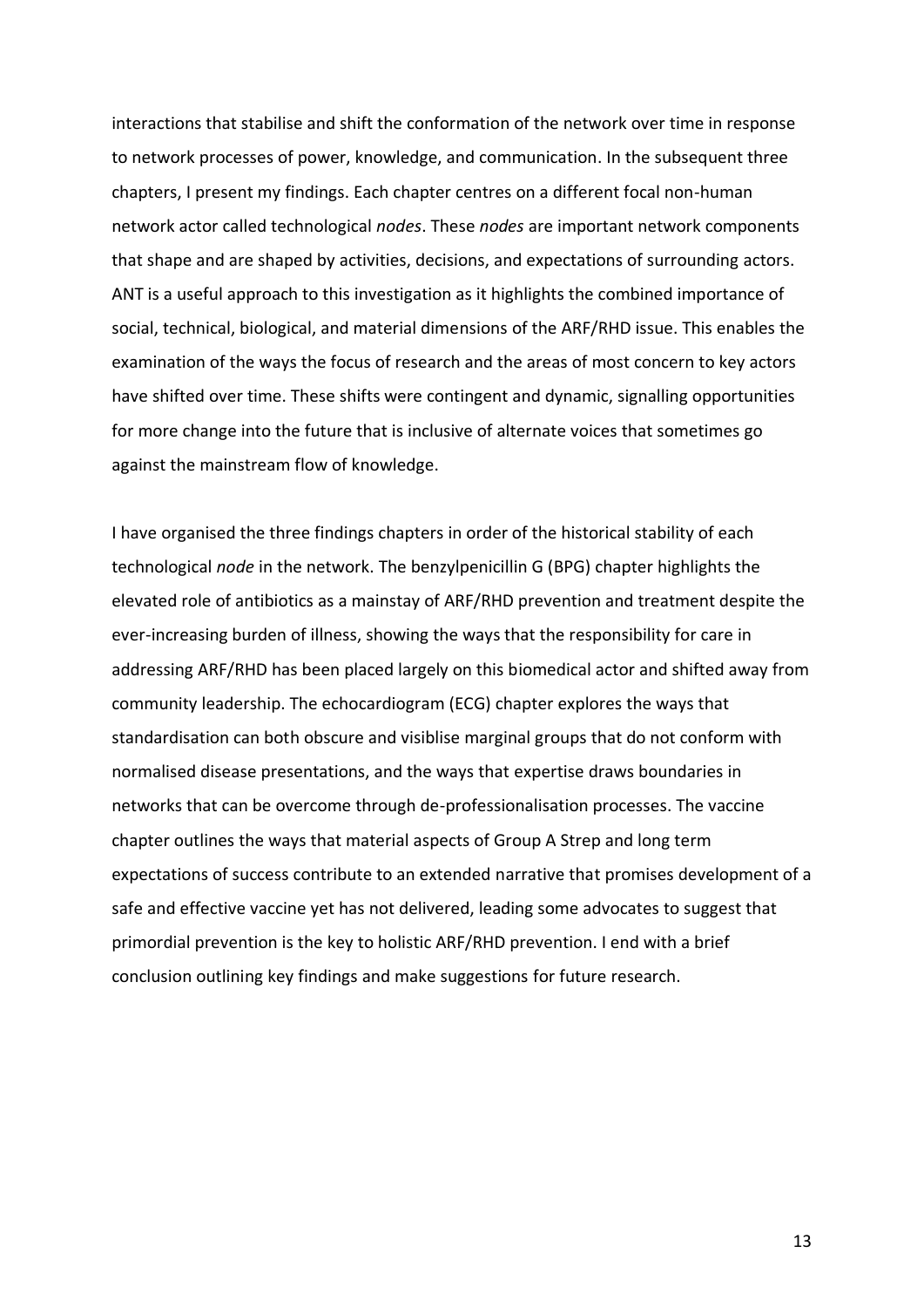interactions that stabilise and shift the conformation of the network over time in response to network processes of power, knowledge, and communication. In the subsequent three chapters, I present my findings. Each chapter centres on a different focal non-human network actor called technological *nodes*. These *nodes* are important network components that shape and are shaped by activities, decisions, and expectations of surrounding actors. ANT is a useful approach to this investigation as it highlights the combined importance of social, technical, biological, and material dimensions of the ARF/RHD issue. This enables the examination of the ways the focus of research and the areas of most concern to key actors have shifted over time. These shifts were contingent and dynamic, signalling opportunities for more change into the future that is inclusive of alternate voices that sometimes go against the mainstream flow of knowledge.

I have organised the three findings chapters in order of the historical stability of each technological *node* in the network. The benzylpenicillin G (BPG) chapter highlights the elevated role of antibiotics as a mainstay of ARF/RHD prevention and treatment despite the ever-increasing burden of illness, showing the ways that the responsibility for care in addressing ARF/RHD has been placed largely on this biomedical actor and shifted away from community leadership. The echocardiogram (ECG) chapter explores the ways that standardisation can both obscure and visiblise marginal groups that do not conform with normalised disease presentations, and the ways that expertise draws boundaries in networks that can be overcome through de-professionalisation processes. The vaccine chapter outlines the ways that material aspects of Group A Strep and long term expectations of success contribute to an extended narrative that promises development of a safe and effective vaccine yet has not delivered, leading some advocates to suggest that primordial prevention is the key to holistic ARF/RHD prevention. I end with a brief conclusion outlining key findings and make suggestions for future research.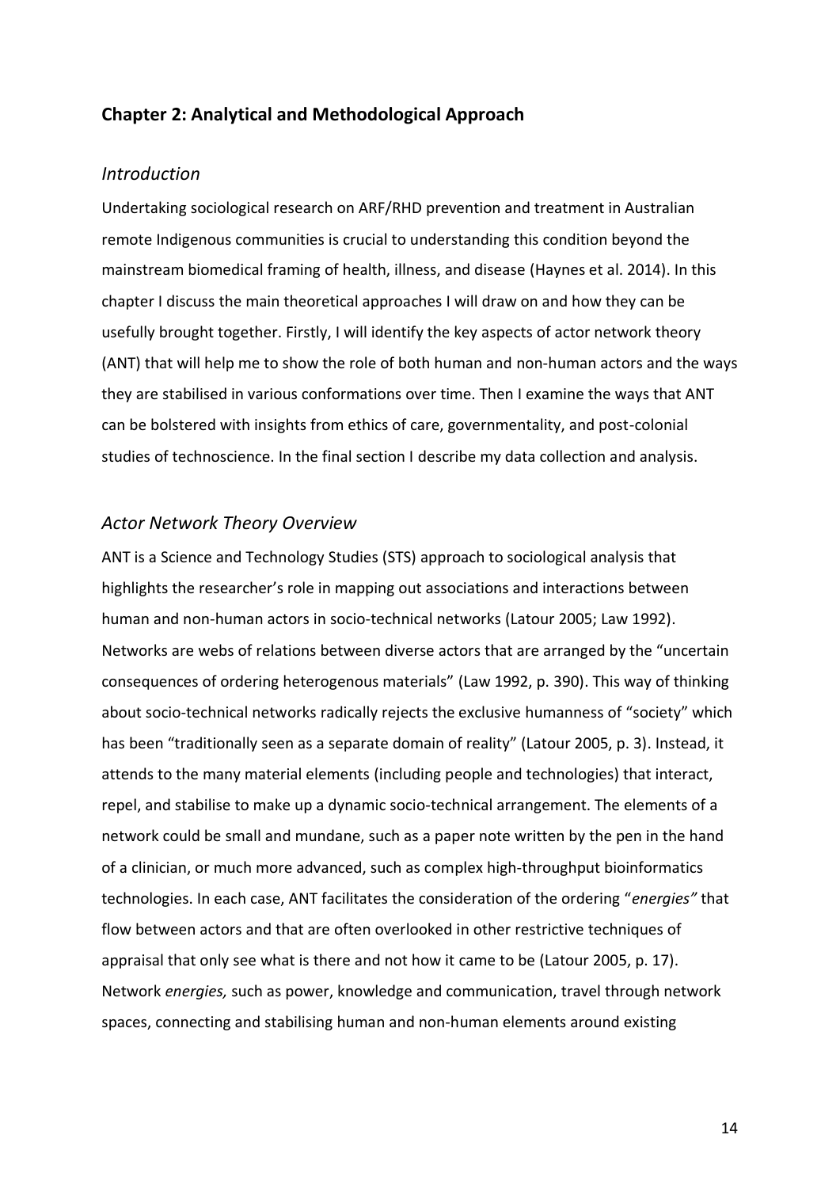## Chapter 2: Analytical and Methodological Approach

### *Introduction*

Undertaking sociological research on ARF/RHD prevention and treatment in Australian remote Indigenous communities is crucial to understanding this condition beyond the mainstream biomedical framing of health, illness, and disease (Haynes et al. 2014). In this chapter I discuss the main theoretical approaches I will draw on and how they can be usefully brought together. Firstly, I will identify the key aspects of actor network theory (ANT) that will help me to show the role of both human and non-human actors and the ways they are stabilised in various conformations over time. Then I examine the ways that ANT can be bolstered with insights from ethics of care, governmentality, and post-colonial studies of technoscience. In the final section I describe my data collection and analysis.

### *Actor Network Theory Overview*

ANT is a Science and Technology Studies (STS) approach to sociological analysis that highlights the researcher's role in mapping out associations and interactions between human and non-human actors in socio-technical networks (Latour 2005; Law 1992). Networks are webs of relations between diverse actors that are arranged by the "uncertain consequences of ordering heterogenous materials" (Law 1992, p. 390). This way of thinking about socio-technical networks radically rejects the exclusive humanness of "society" which has been "traditionally seen as a separate domain of reality" (Latour 2005, p. 3). Instead, it attends to the many material elements (including people and technologies) that interact, repel, and stabilise to make up a dynamic socio-technical arrangement. The elements of a network could be small and mundane, such as a paper note written by the pen in the hand of a clinician, or much more advanced, such as complex high-throughput bioinformatics technologies. In each case, ANT facilitates the consideration of the ordering "*energies"* that flow between actors and that are often overlooked in other restrictive techniques of appraisal that only see what is there and not how it came to be (Latour 2005, p. 17). Network *energies,* such as power, knowledge and communication, travel through network spaces, connecting and stabilising human and non-human elements around existing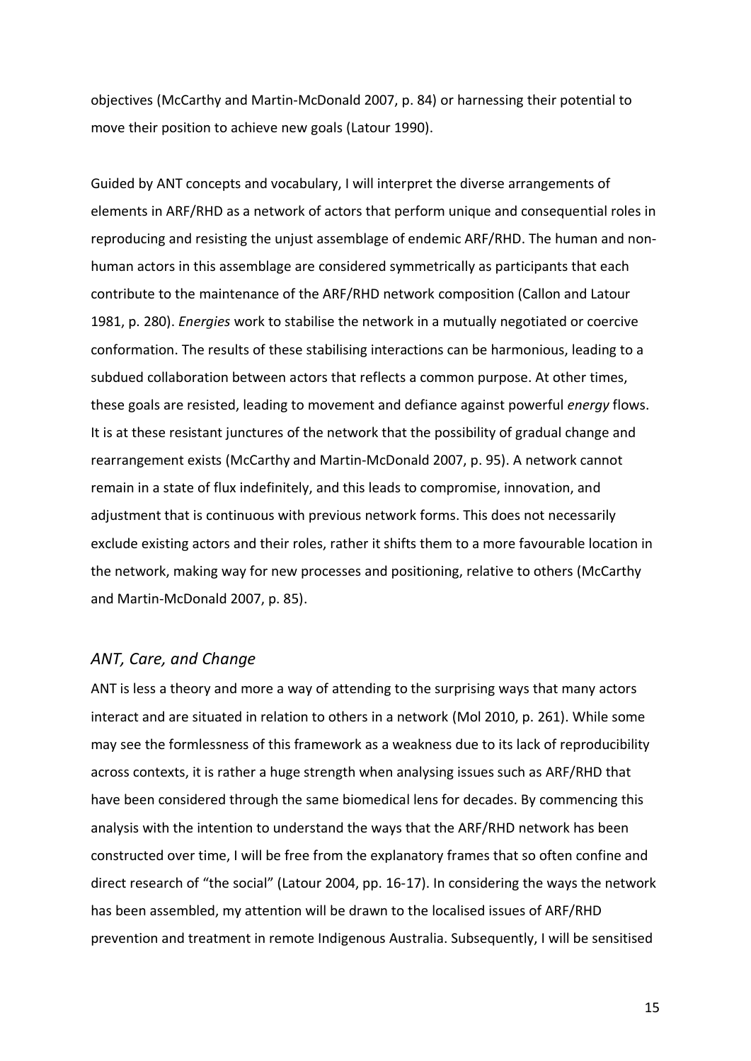objectives (McCarthy and Martin-McDonald 2007, p. 84) or harnessing their potential to move their position to achieve new goals (Latour 1990).

Guided by ANT concepts and vocabulary, I will interpret the diverse arrangements of elements in ARF/RHD as a network of actors that perform unique and consequential roles in reproducing and resisting the unjust assemblage of endemic ARF/RHD. The human and non-human actors in this assemblage are considered symmetrically as participants that each contribute to the maintenance of the ARF/RHD network composition (Callon and Latour 1981, p. 280). *Energies* work to stabilise the network in a mutually negotiated or coercive conformation. The results of these stabilising interactions can be harmonious, leading to a subdued collaboration between actors that reflects a common purpose. At other times, these goals are resisted, leading to movement and defiance against powerful *energy* flows. It is at these resistant junctures of the network that the possibility of gradual change and rearrangement exists (McCarthy and Martin-McDonald 2007, p. 95). A network cannot remain in a state of flux indefinitely, and this leads to compromise, innovation, and adjustment that is continuous with previous network forms. This does not necessarily exclude existing actors and their roles, rather it shifts them to a more favourable location in the network, making way for new processes and positioning, relative to others (McCarthy and Martin-McDonald 2007, p. 85).

## *ANT, Care, and Change*

ANT is less a theory and more a way of attending to the surprising ways that many actors interact and are situated in relation to others in a network (Mol 2010, p. 261). While some may see the formlessness of this framework as a weakness due to its lack of reproducibility across contexts, it is rather a huge strength when analysing issues such as ARF/RHD that have been considered through the same biomedical lens for decades. By commencing this analysis with the intention to understand the ways that the ARF/RHD network has been constructed over time, I will be free from the explanatory frames that so often confine and direct research of "the social" (Latour 2004, pp. 16-17). In considering the ways the network has been assembled, my attention will be drawn to the localised issues of ARF/RHD prevention and treatment in remote Indigenous Australia. Subsequently, I will be sensitised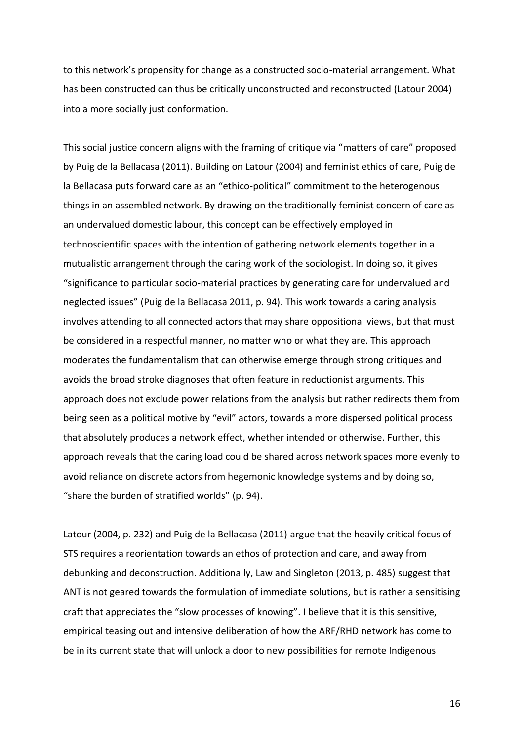to this network's propensity for change as a constructed socio-material arrangement. What has been constructed can thus be critically unconstructed and reconstructed (Latour 2004) into a more socially just conformation.

This social justice concern aligns with the framing of critique via "matters of care" proposed by Puig de la Bellacasa (2011). Building on Latour (2004) and feminist ethics of care, Puig de la Bellacasa puts forward care as an "ethico-political" commitment to the heterogenous things in an assembled network. By drawing on the traditionally feminist concern of care as an undervalued domestic labour, this concept can be effectively employed in technoscientific spaces with the intention of gathering network elements together in a mutualistic arrangement through the caring work of the sociologist. In doing so, it gives "significance to particular socio-material practices by generating care for undervalued and neglected issues" (Puig de la Bellacasa 2011, p. 94). This work towards a caring analysis involves attending to all connected actors that may share oppositional views, but that must be considered in a respectful manner, no matter who or what they are. This approach moderates the fundamentalism that can otherwise emerge through strong critiques and avoids the broad stroke diagnoses that often feature in reductionist arguments. This approach does not exclude power relations from the analysis but rather redirects them from being seen as a political motive by "evil" actors, towards a more dispersed political process that absolutely produces a network effect, whether intended or otherwise. Further, this approach reveals that the caring load could be shared across network spaces more evenly to avoid reliance on discrete actors from hegemonic knowledge systems and by doing so, "share the burden of stratified worlds" (p. 94).

Latour (2004, p. 232) and Puig de la Bellacasa (2011) argue that the heavily critical focus of STS requires a reorientation towards an ethos of protection and care, and away from debunking and deconstruction. Additionally, Law and Singleton (2013, p. 485) suggest that ANT is not geared towards the formulation of immediate solutions, but is rather a sensitising craft that appreciates the "slow processes of knowing". I believe that it is this sensitive, empirical teasing out and intensive deliberation of how the ARF/RHD network has come to be in its current state that will unlock a door to new possibilities for remote Indigenous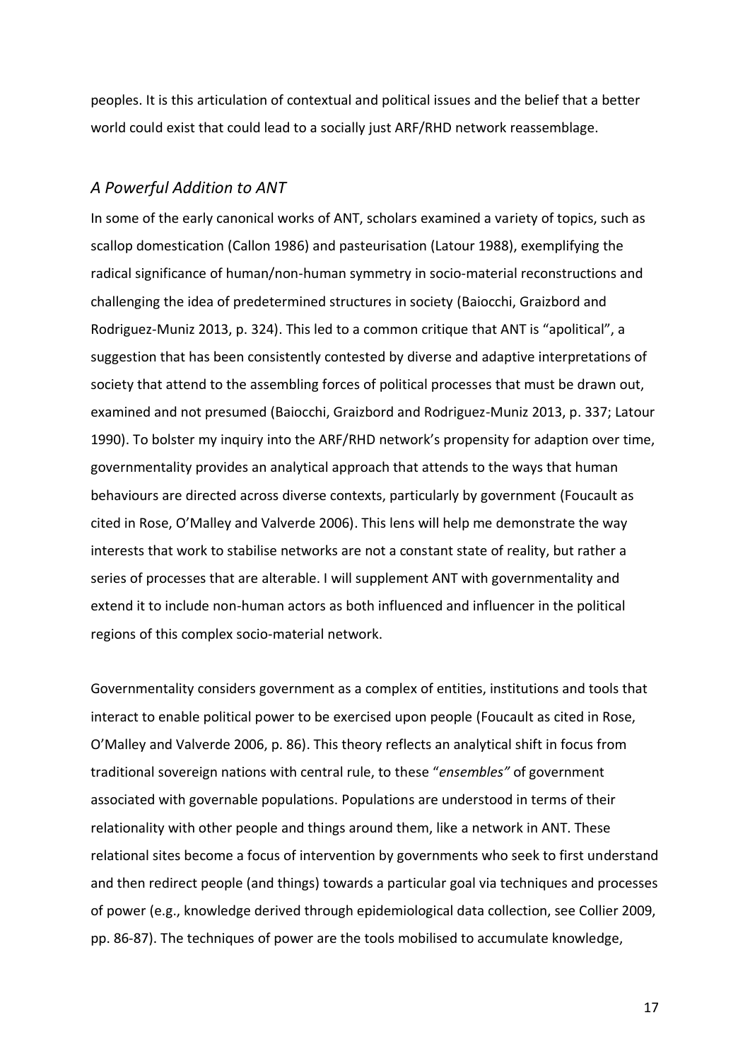peoples. It is this articulation of contextual and political issues and the belief that a better world could exist that could lead to a socially just ARF/RHD network reassemblage.

### *A Powerful Addition to ANT*

In some of the early canonical works of ANT, scholars examined a variety of topics, such as scallop domestication (Callon 1986) and pasteurisation (Latour 1988), exemplifying the radical significance of human/non-human symmetry in socio-material reconstructions and challenging the idea of predetermined structures in society (Baiocchi, Graizbord and Rodriguez-Muniz 2013, p. 324). This led to a common critique that ANT is "apolitical", a suggestion that has been consistently contested by diverse and adaptive interpretations of society that attend to the assembling forces of political processes that must be drawn out, examined and not presumed (Baiocchi, Graizbord and Rodriguez-Muniz 2013, p. 337; Latour 1990). To bolster my inquiry into the ARF/RHD network's propensity for adaption over time, governmentality provides an analytical approach that attends to the ways that human behaviours are directed across diverse contexts, particularly by government (Foucault as cited in Rose, O'Malley and Valverde 2006). This lens will help me demonstrate the way interests that work to stabilise networks are not a constant state of reality, but rather a series of processes that are alterable. I will supplement ANT with governmentality and extend it to include non-human actors as both influenced and influencer in the political regions of this complex socio-material network.

Governmentality considers government as a complex of entities, institutions and tools that interact to enable political power to be exercised upon people (Foucault as cited in Rose, O'Malley and Valverde 2006, p. 86). This theory reflects an analytical shift in focus from traditional sovereign nations with central rule, to these "*ensembles"* of government associated with governable populations. Populations are understood in terms of their relationality with other people and things around them, like a network in ANT. These relational sites become a focus of intervention by governments who seek to first understand and then redirect people (and things) towards a particular goal via techniques and processes of power (e.g., knowledge derived through epidemiological data collection, see Collier 2009, pp. 86-87). The techniques of power are the tools mobilised to accumulate knowledge,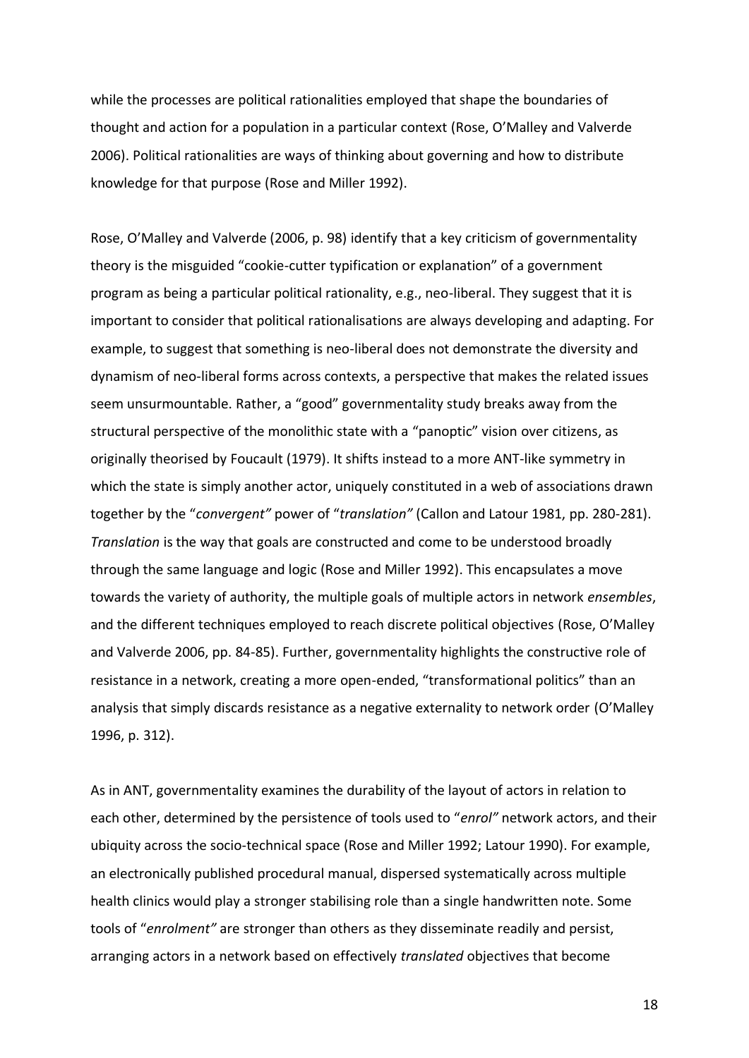while the processes are political rationalities employed that shape the boundaries of thought and action for a population in a particular context (Rose, O'Malley and Valverde 2006). Political rationalities are ways of thinking about governing and how to distribute knowledge for that purpose (Rose and Miller 1992).

Rose, O'Malley and Valverde (2006, p. 98) identify that a key criticism of governmentality theory is the misguided "cookie-cutter typification or explanation" of a government program as being a particular political rationality, e.g., neo-liberal. They suggest that it is important to consider that political rationalisations are always developing and adapting. For example, to suggest that something is neo-liberal does not demonstrate the diversity and dynamism of neo-liberal forms across contexts, a perspective that makes the related issues seem unsurmountable. Rather, a "good" governmentality study breaks away from the structural perspective of the monolithic state with a "panoptic" vision over citizens, as originally theorised by Foucault (1979). It shifts instead to a more ANT-like symmetry in which the state is simply another actor, uniquely constituted in a web of associations drawn together by the "*convergent"* power of "*translation"* (Callon and Latour 1981, pp. 280-281). *Translation* is the way that goals are constructed and come to be understood broadly through the same language and logic (Rose and Miller 1992). This encapsulates a move towards the variety of authority, the multiple goals of multiple actors in network *ensembles*, and the different techniques employed to reach discrete political objectives (Rose, O'Malley and Valverde 2006, pp. 84-85). Further, governmentality highlights the constructive role of resistance in a network, creating a more open-ended, "transformational politics" than an analysis that simply discards resistance as a negative externality to network order (O'Malley 1996, p. 312).

As in ANT, governmentality examines the durability of the layout of actors in relation to each other, determined by the persistence of tools used to "*enrol"* network actors, and their ubiquity across the socio-technical space (Rose and Miller 1992; Latour 1990). For example, an electronically published procedural manual, dispersed systematically across multiple health clinics would play a stronger stabilising role than a single handwritten note. Some tools of "*enrolment"* are stronger than others as they disseminate readily and persist, arranging actors in a network based on effectively *translated* objectives that become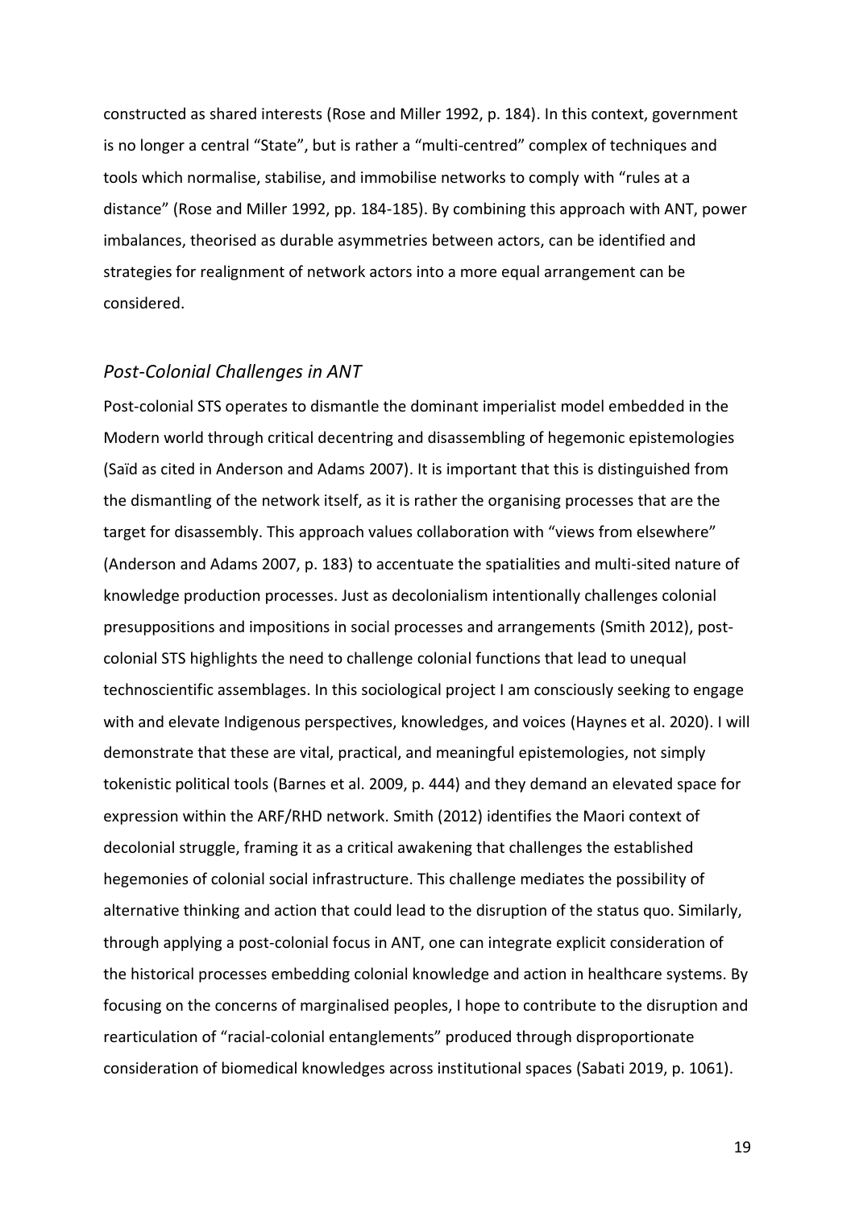constructed as shared interests (Rose and Miller 1992, p. 184). In this context, government is no longer a central "State", but is rather a "multi-centred" complex of techniques and tools which normalise, stabilise, and immobilise networks to comply with "rules at a distance" (Rose and Miller 1992, pp. 184-185). By combining this approach with ANT, power imbalances, theorised as durable asymmetries between actors, can be identified and strategies for realignment of network actors into a more equal arrangement can be considered.

### *Post-Colonial Challenges in ANT*

Post-colonial STS operates to dismantle the dominant imperialist model embedded in the Modern world through critical decentring and disassembling of hegemonic epistemologies (Saïd as cited in Anderson and Adams 2007). It is important that this is distinguished from the dismantling of the network itself, as it is rather the organising processes that are the target for disassembly. This approach values collaboration with "views from elsewhere" (Anderson and Adams 2007, p. 183) to accentuate the spatialities and multi-sited nature of knowledge production processes. Just as decolonialism intentionally challenges colonial presuppositions and impositions in social processes and arrangements (Smith 2012), post-colonial STS highlights the need to challenge colonial functions that lead to unequal technoscientific assemblages. In this sociological project I am consciously seeking to engage with and elevate Indigenous perspectives, knowledges, and voices (Haynes et al. 2020). I will demonstrate that these are vital, practical, and meaningful epistemologies, not simply tokenistic political tools (Barnes et al. 2009, p. 444) and they demand an elevated space for expression within the ARF/RHD network. Smith (2012) identifies the Maori context of decolonial struggle, framing it as a critical awakening that challenges the established hegemonies of colonial social infrastructure. This challenge mediates the possibility of alternative thinking and action that could lead to the disruption of the status quo. Similarly, through applying a post-colonial focus in ANT, one can integrate explicit consideration of the historical processes embedding colonial knowledge and action in healthcare systems. By focusing on the concerns of marginalised peoples, I hope to contribute to the disruption and rearticulation of "racial-colonial entanglements" produced through disproportionate consideration of biomedical knowledges across institutional spaces (Sabati 2019, p. 1061).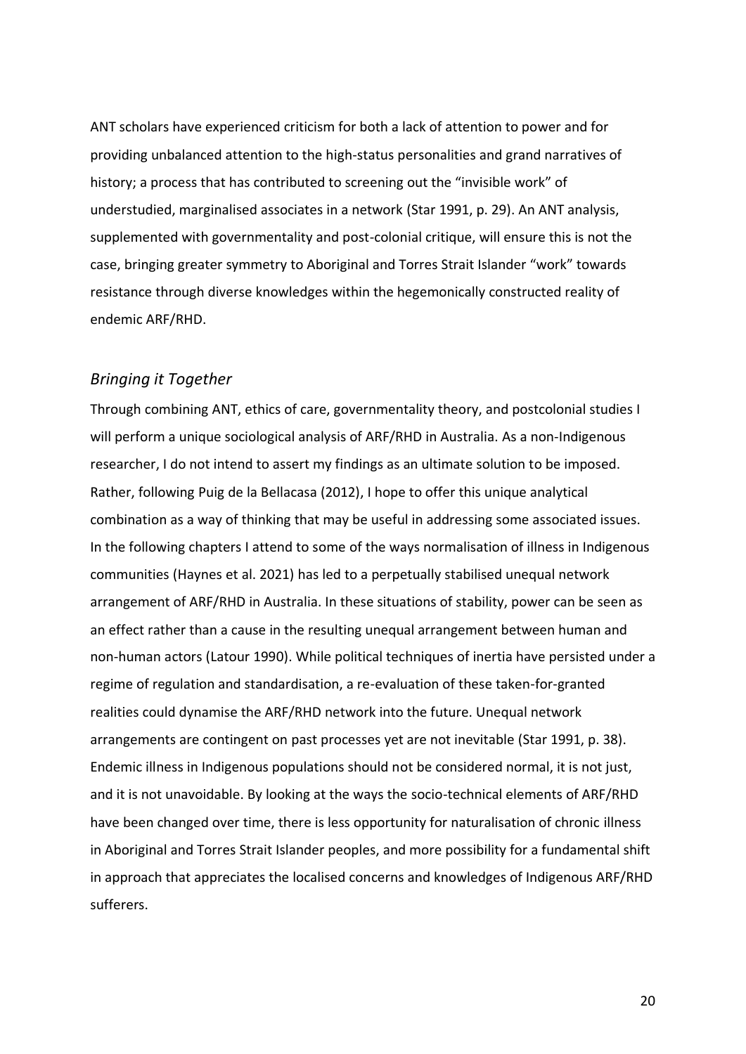ANT scholars have experienced criticism for both a lack of attention to power and for providing unbalanced attention to the high-status personalities and grand narratives of history; a process that has contributed to screening out the "invisible work" of understudied, marginalised associates in a network (Star 1991, p. 29). An ANT analysis, supplemented with governmentality and post-colonial critique, will ensure this is not the case, bringing greater symmetry to Aboriginal and Torres Strait Islander "work" towards resistance through diverse knowledges within the hegemonically constructed reality of endemic ARF/RHD.

### *Bringing it Together*

Through combining ANT, ethics of care, governmentality theory, and postcolonial studies I will perform a unique sociological analysis of ARF/RHD in Australia. As a non-Indigenous researcher, I do not intend to assert my findings as an ultimate solution to be imposed. Rather, following Puig de la Bellacasa (2012), I hope to offer this unique analytical combination as a way of thinking that may be useful in addressing some associated issues. In the following chapters I attend to some of the ways normalisation of illness in Indigenous communities (Haynes et al. 2021) has led to a perpetually stabilised unequal network arrangement of ARF/RHD in Australia. In these situations of stability, power can be seen as an effect rather than a cause in the resulting unequal arrangement between human and non-human actors (Latour 1990). While political techniques of inertia have persisted under a regime of regulation and standardisation, a re-evaluation of these taken-for-granted realities could dynamise the ARF/RHD network into the future. Unequal network arrangements are contingent on past processes yet are not inevitable (Star 1991, p. 38). Endemic illness in Indigenous populations should not be considered normal, it is not just, and it is not unavoidable. By looking at the ways the socio-technical elements of ARF/RHD have been changed over time, there is less opportunity for naturalisation of chronic illness in Aboriginal and Torres Strait Islander peoples, and more possibility for a fundamental shift in approach that appreciates the localised concerns and knowledges of Indigenous ARF/RHD sufferers.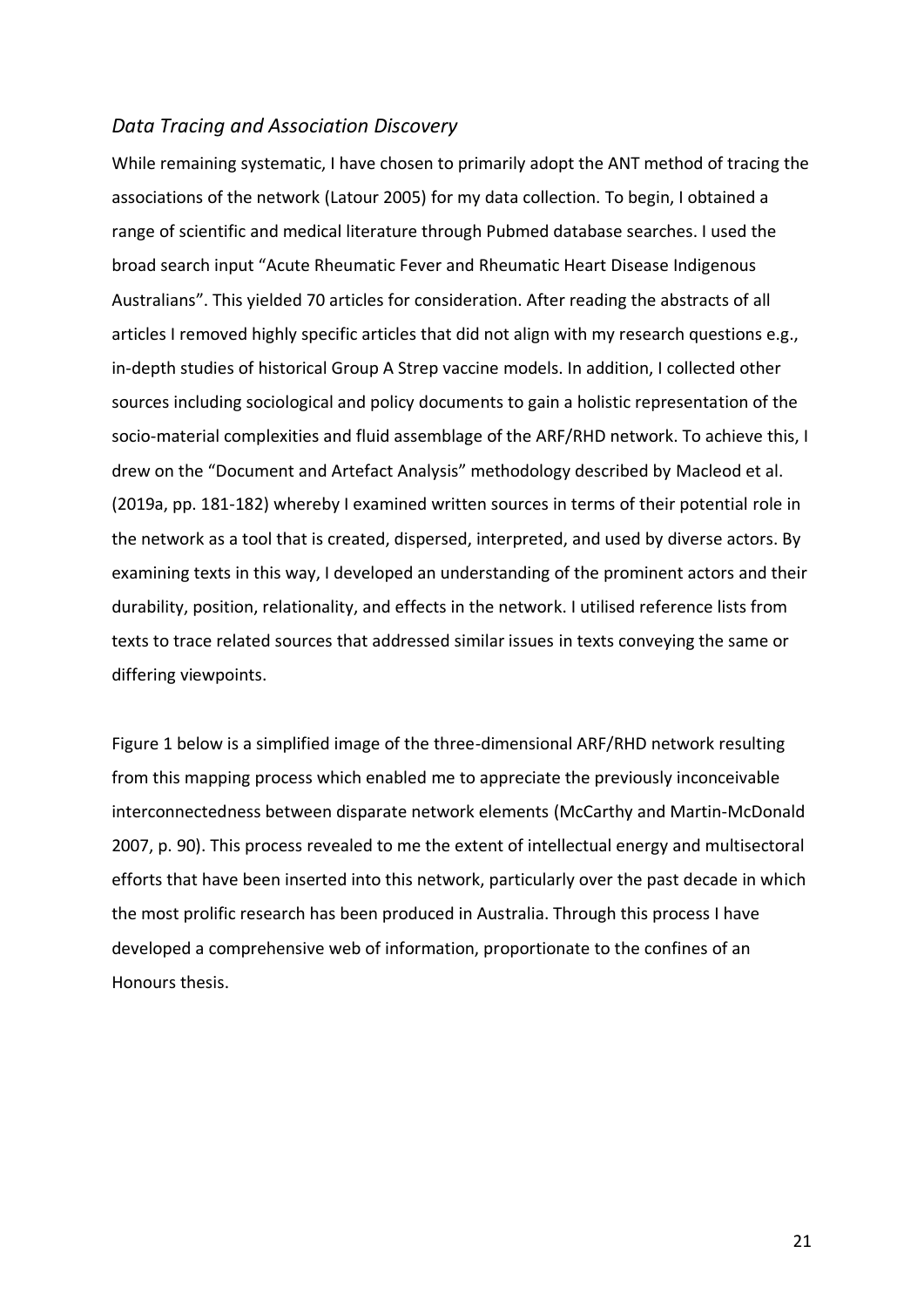### *Data Tracing and Association Discovery*

While remaining systematic, I have chosen to primarily adopt the ANT method of tracing the associations of the network (Latour 2005) for my data collection. To begin, I obtained a range of scientific and medical literature through Pubmed database searches. I used the broad search input "Acute Rheumatic Fever and Rheumatic Heart Disease Indigenous Australians". This yielded 70 articles for consideration. After reading the abstracts of all articles I removed highly specific articles that did not align with my research questions e.g., in-depth studies of historical Group A Strep vaccine models. In addition, I collected other sources including sociological and policy documents to gain a holistic representation of the socio-material complexities and fluid assemblage of the ARF/RHD network. To achieve this, I drew on the "Document and Artefact Analysis" methodology described by Macleod et al. (2019a, pp. 181-182) whereby I examined written sources in terms of their potential role in the network as a tool that is created, dispersed, interpreted, and used by diverse actors. By examining texts in this way, I developed an understanding of the prominent actors and their durability, position, relationality, and effects in the network. I utilised reference lists from texts to trace related sources that addressed similar issues in texts conveying the same or differing viewpoints.

Figure 1 below is a simplified image of the three-dimensional ARF/RHD network resulting from this mapping process which enabled me to appreciate the previously inconceivable interconnectedness between disparate network elements (McCarthy and Martin-McDonald 2007, p. 90). This process revealed to me the extent of intellectual energy and multisectoral efforts that have been inserted into this network, particularly over the past decade in which the most prolific research has been produced in Australia. Through this process I have developed a comprehensive web of information, proportionate to the confines of an Honours thesis.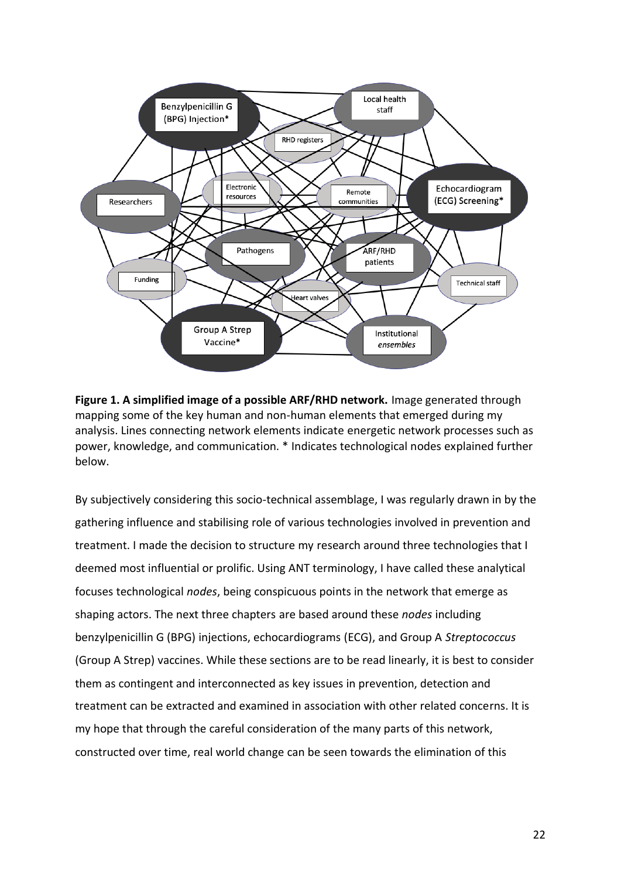**Figure 1. A simplified image of a possible ARF/RHD network.** Image generated through mapping some of the key human and non-human elements that emerged during my analysis. Lines connecting network elements indicate energetic network processes such as power, knowledge, and communication. * Indicates technological nodes explained further below.

By subjectively considering this socio-technical assemblage, I was regularly drawn in by the gathering influence and stabilising role of various technologies involved in prevention and treatment. I made the decision to structure my research around three technologies that I deemed most influential or prolific. Using ANT terminology, I have called these analytical focuses technological *nodes*, being conspicuous points in the network that emerge as shaping actors. The next three chapters are based around these *nodes* including benzylpenicillin G (BPG) injections, echocardiograms (ECG), and Group A *Streptococcus* (Group A Strep) vaccines. While these sections are to be read linearly, it is best to consider them as contingent and interconnected as key issues in prevention, detection and treatment can be extracted and examined in association with other related concerns. It is my hope that through the careful consideration of the many parts of this network, constructed over time, real world change can be seen towards the elimination of this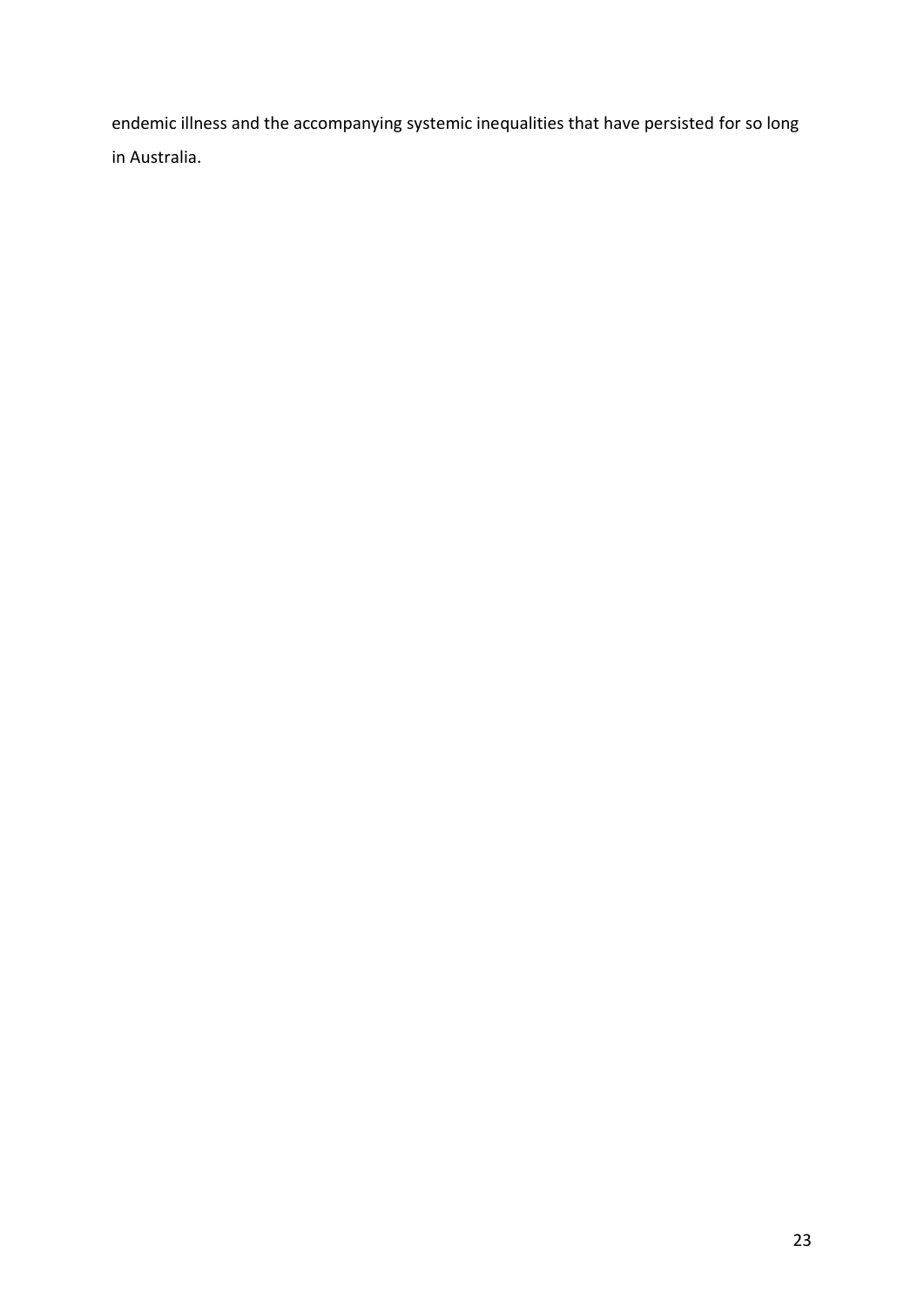endemic illness and the accompanying systemic inequalities that have persisted for so long in Australia.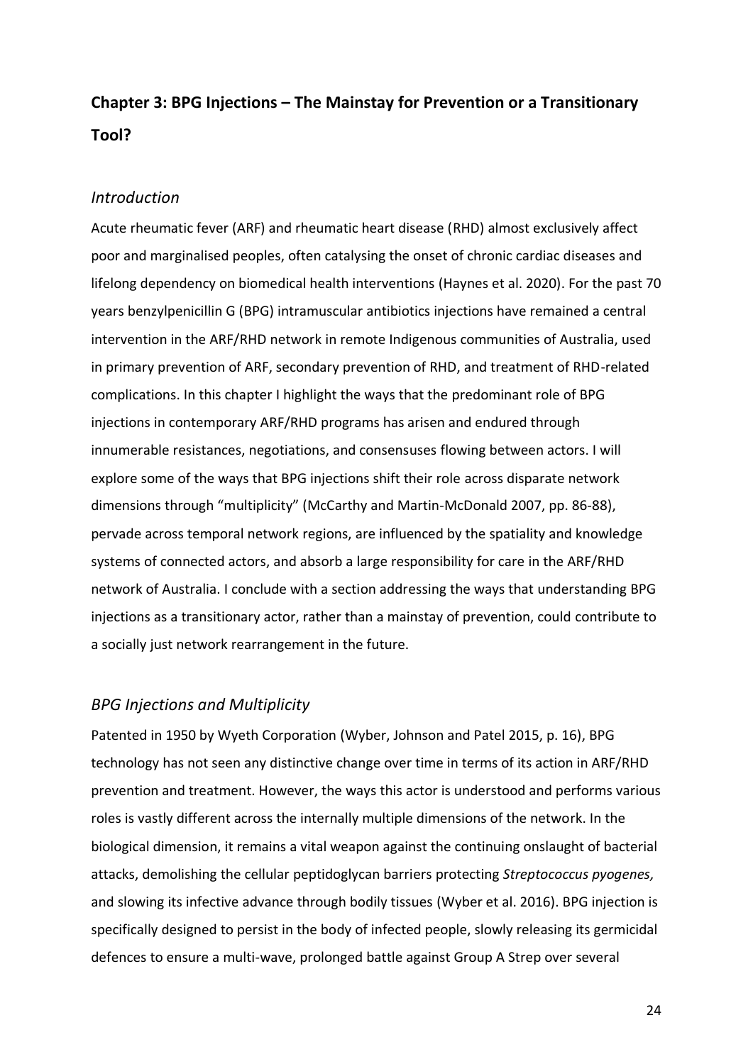## Chapter 3: BPG Injections – The Mainstay for Prevention or a Transitionary Tool?

### *Introduction*

Acute rheumatic fever (ARF) and rheumatic heart disease (RHD) almost exclusively affect poor and marginalised peoples, often catalysing the onset of chronic cardiac diseases and lifelong dependency on biomedical health interventions (Haynes et al. 2020). For the past 70 years benzylpenicillin G (BPG) intramuscular antibiotics injections have remained a central intervention in the ARF/RHD network in remote Indigenous communities of Australia, used in primary prevention of ARF, secondary prevention of RHD, and treatment of RHD-related complications. In this chapter I highlight the ways that the predominant role of BPG injections in contemporary ARF/RHD programs has arisen and endured through innumerable resistances, negotiations, and consensuses flowing between actors. I will explore some of the ways that BPG injections shift their role across disparate network dimensions through "multiplicity" (McCarthy and Martin-McDonald 2007, pp. 86-88), pervade across temporal network regions, are influenced by the spatiality and knowledge systems of connected actors, and absorb a large responsibility for care in the ARF/RHD network of Australia. I conclude with a section addressing the ways that understanding BPG injections as a transitionary actor, rather than a mainstay of prevention, could contribute to a socially just network rearrangement in the future.

### *BPG Injections and Multiplicity*

Patented in 1950 by Wyeth Corporation (Wyber, Johnson and Patel 2015, p. 16), BPG technology has not seen any distinctive change over time in terms of its action in ARF/RHD prevention and treatment. However, the ways this actor is understood and performs various roles is vastly different across the internally multiple dimensions of the network. In the biological dimension, it remains a vital weapon against the continuing onslaught of bacterial attacks, demolishing the cellular peptidoglycan barriers protecting *Streptococcus pyogenes,* and slowing its infective advance through bodily tissues (Wyber et al. 2016). BPG injection is specifically designed to persist in the body of infected people, slowly releasing its germicidal defences to ensure a multi-wave, prolonged battle against Group A Strep over several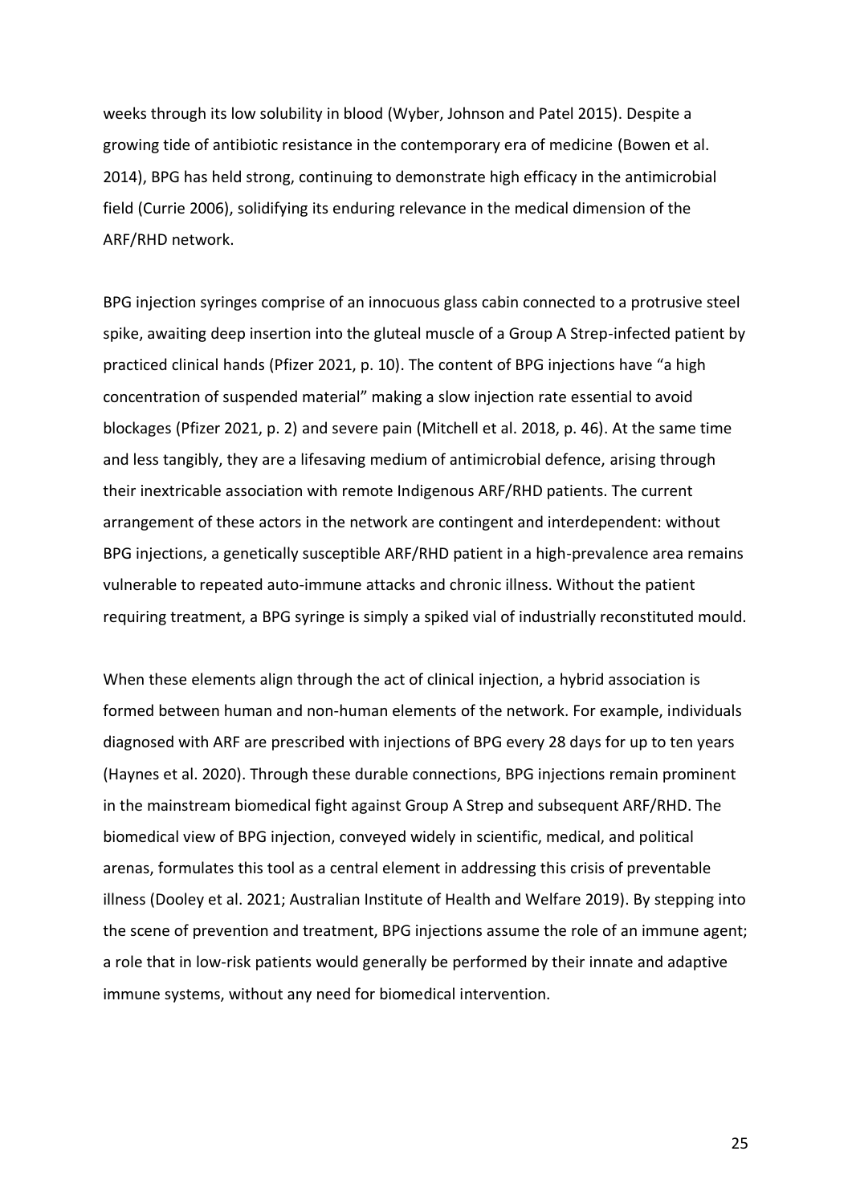weeks through its low solubility in blood (Wyber, Johnson and Patel 2015). Despite a growing tide of antibiotic resistance in the contemporary era of medicine (Bowen et al. 2014), BPG has held strong, continuing to demonstrate high efficacy in the antimicrobial field (Currie 2006), solidifying its enduring relevance in the medical dimension of the ARF/RHD network.

BPG injection syringes comprise of an innocuous glass cabin connected to a protrusive steel spike, awaiting deep insertion into the gluteal muscle of a Group A Strep-infected patient by practiced clinical hands (Pfizer 2021, p. 10). The content of BPG injections have "a high concentration of suspended material" making a slow injection rate essential to avoid blockages (Pfizer 2021, p. 2) and severe pain (Mitchell et al. 2018, p. 46). At the same time and less tangibly, they are a lifesaving medium of antimicrobial defence, arising through their inextricable association with remote Indigenous ARF/RHD patients. The current arrangement of these actors in the network are contingent and interdependent: without BPG injections, a genetically susceptible ARF/RHD patient in a high-prevalence area remains vulnerable to repeated auto-immune attacks and chronic illness. Without the patient requiring treatment, a BPG syringe is simply a spiked vial of industrially reconstituted mould.

When these elements align through the act of clinical injection, a hybrid association is formed between human and non-human elements of the network. For example, individuals diagnosed with ARF are prescribed with injections of BPG every 28 days for up to ten years (Haynes et al. 2020). Through these durable connections, BPG injections remain prominent in the mainstream biomedical fight against Group A Strep and subsequent ARF/RHD. The biomedical view of BPG injection, conveyed widely in scientific, medical, and political arenas, formulates this tool as a central element in addressing this crisis of preventable illness (Dooley et al. 2021; Australian Institute of Health and Welfare 2019). By stepping into the scene of prevention and treatment, BPG injections assume the role of an immune agent; a role that in low-risk patients would generally be performed by their innate and adaptive immune systems, without any need for biomedical intervention.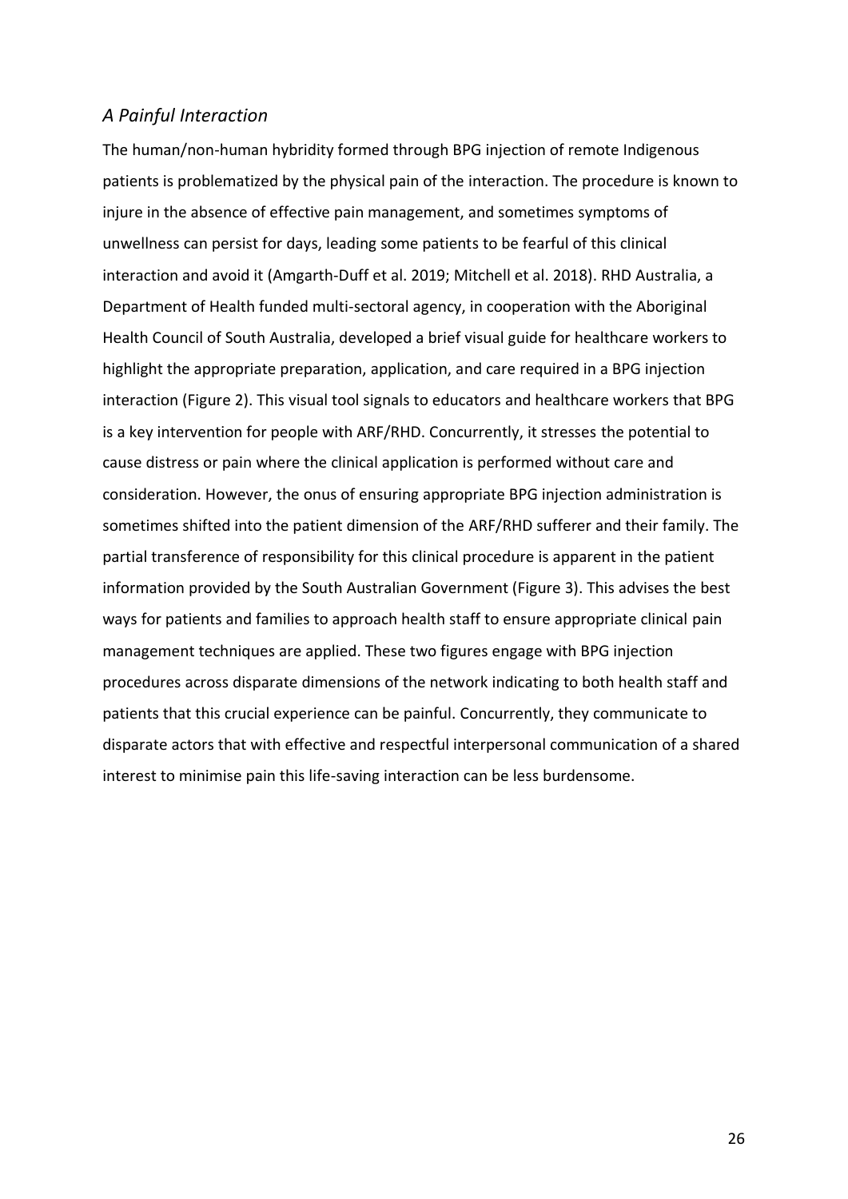### *A Painful Interaction*

The human/non-human hybridity formed through BPG injection of remote Indigenous patients is problematized by the physical pain of the interaction. The procedure is known to injure in the absence of effective pain management, and sometimes symptoms of unwellness can persist for days, leading some patients to be fearful of this clinical interaction and avoid it (Amgarth-Duff et al. 2019; Mitchell et al. 2018). RHD Australia, a Department of Health funded multi-sectoral agency, in cooperation with the Aboriginal Health Council of South Australia, developed a brief visual guide for healthcare workers to highlight the appropriate preparation, application, and care required in a BPG injection interaction (Figure 2). This visual tool signals to educators and healthcare workers that BPG is a key intervention for people with ARF/RHD. Concurrently, it stresses the potential to cause distress or pain where the clinical application is performed without care and consideration. However, the onus of ensuring appropriate BPG injection administration is sometimes shifted into the patient dimension of the ARF/RHD sufferer and their family. The partial transference of responsibility for this clinical procedure is apparent in the patient information provided by the South Australian Government (Figure 3). This advises the best ways for patients and families to approach health staff to ensure appropriate clinical pain management techniques are applied. These two figures engage with BPG injection procedures across disparate dimensions of the network indicating to both health staff and patients that this crucial experience can be painful. Concurrently, they communicate to disparate actors that with effective and respectful interpersonal communication of a shared interest to minimise pain this life-saving interaction can be less burdensome.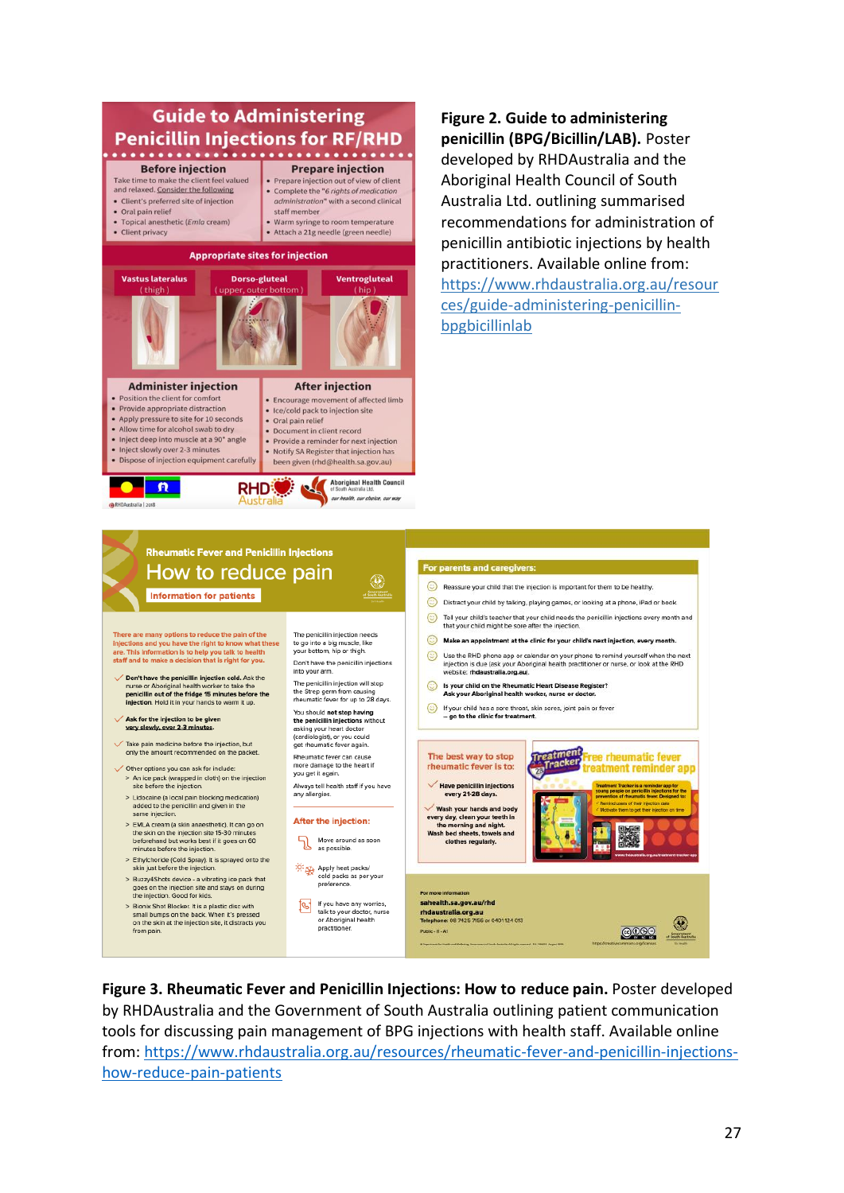**Figure 2. Guide to administering penicillin (BPG/Bicillin/LAB).** Poster developed by RHDAustralia and the Aboriginal Health Council of South Australia Ltd. outlining summarised recommendations for administration of penicillin antibiotic injections by health practitioners. Available online from: https://www.rhdaustralia.org.au/resources/guide-administering-penicillin-bpgbicillinlab

**Figure 3. Rheumatic Fever and Penicillin Injections: How to reduce pain.** Poster developed by RHDAustralia and the Government of South Australia outlining patient communication tools for discussing pain management of BPG injections with health staff. Available online from: https://www.rhdaustralia.org.au/resources/rheumatic-fever-and-penicillin-injections-how-reduce-pain-patients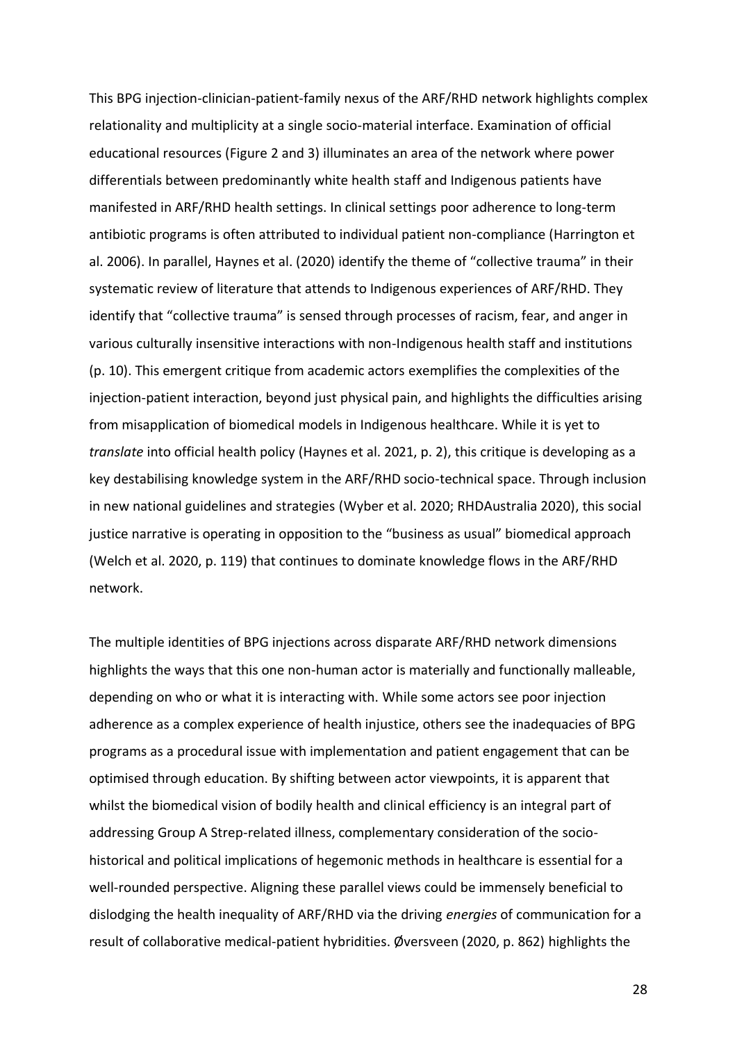This BPG injection-clinician-patient-family nexus of the ARF/RHD network highlights complex relationality and multiplicity at a single socio-material interface. Examination of official educational resources (Figure 2 and 3) illuminates an area of the network where power differentials between predominantly white health staff and Indigenous patients have manifested in ARF/RHD health settings. In clinical settings poor adherence to long-term antibiotic programs is often attributed to individual patient non-compliance (Harrington et al. 2006). In parallel, Haynes et al. (2020) identify the theme of "collective trauma" in their systematic review of literature that attends to Indigenous experiences of ARF/RHD. They identify that "collective trauma" is sensed through processes of racism, fear, and anger in various culturally insensitive interactions with non-Indigenous health staff and institutions (p. 10). This emergent critique from academic actors exemplifies the complexities of the injection-patient interaction, beyond just physical pain, and highlights the difficulties arising from misapplication of biomedical models in Indigenous healthcare. While it is yet to *translate* into official health policy (Haynes et al. 2021, p. 2), this critique is developing as a key destabilising knowledge system in the ARF/RHD socio-technical space. Through inclusion in new national guidelines and strategies (Wyber et al. 2020; RHDAustralia 2020), this social justice narrative is operating in opposition to the "business as usual" biomedical approach (Welch et al. 2020, p. 119) that continues to dominate knowledge flows in the ARF/RHD network.

The multiple identities of BPG injections across disparate ARF/RHD network dimensions highlights the ways that this one non-human actor is materially and functionally malleable, depending on who or what it is interacting with. While some actors see poor injection adherence as a complex experience of health injustice, others see the inadequacies of BPG programs as a procedural issue with implementation and patient engagement that can be optimised through education. By shifting between actor viewpoints, it is apparent that whilst the biomedical vision of bodily health and clinical efficiency is an integral part of addressing Group A Strep-related illness, complementary consideration of the socio-historical and political implications of hegemonic methods in healthcare is essential for a well-rounded perspective. Aligning these parallel views could be immensely beneficial to dislodging the health inequality of ARF/RHD via the driving *energies* of communication for a result of collaborative medical-patient hybridities. Øversveen (2020, p. 862) highlights the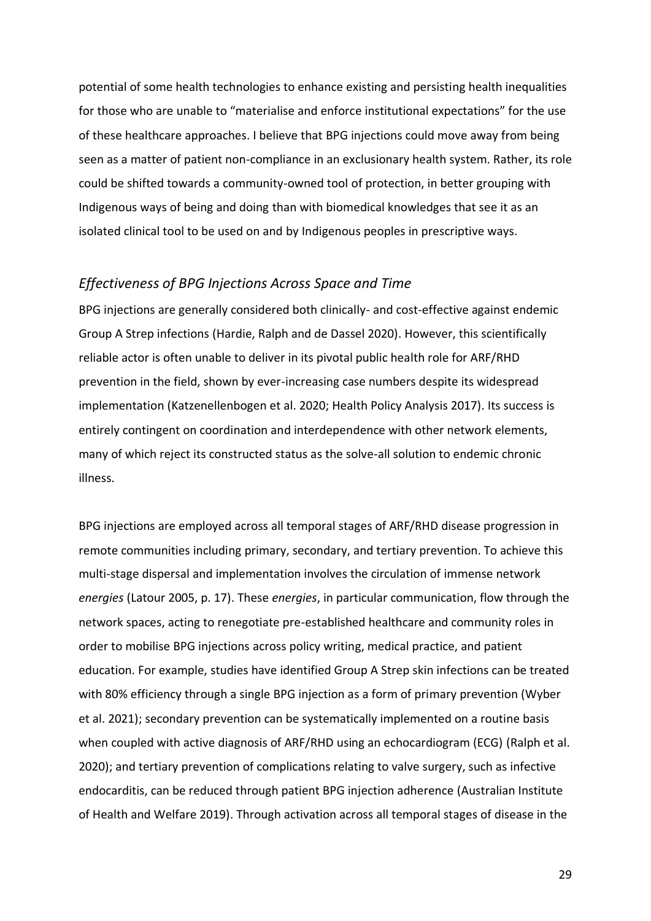potential of some health technologies to enhance existing and persisting health inequalities for those who are unable to "materialise and enforce institutional expectations" for the use of these healthcare approaches. I believe that BPG injections could move away from being seen as a matter of patient non-compliance in an exclusionary health system. Rather, its role could be shifted towards a community-owned tool of protection, in better grouping with Indigenous ways of being and doing than with biomedical knowledges that see it as an isolated clinical tool to be used on and by Indigenous peoples in prescriptive ways.

## *Effectiveness of BPG Injections Across Space and Time*

BPG injections are generally considered both clinically- and cost-effective against endemic Group A Strep infections (Hardie, Ralph and de Dassel 2020). However, this scientifically reliable actor is often unable to deliver in its pivotal public health role for ARF/RHD prevention in the field, shown by ever-increasing case numbers despite its widespread implementation (Katzenellenbogen et al. 2020; Health Policy Analysis 2017). Its success is entirely contingent on coordination and interdependence with other network elements, many of which reject its constructed status as the solve-all solution to endemic chronic illness.

BPG injections are employed across all temporal stages of ARF/RHD disease progression in remote communities including primary, secondary, and tertiary prevention. To achieve this multi-stage dispersal and implementation involves the circulation of immense network *energies* (Latour 2005, p. 17). These *energies*, in particular communication, flow through the network spaces, acting to renegotiate pre-established healthcare and community roles in order to mobilise BPG injections across policy writing, medical practice, and patient education. For example, studies have identified Group A Strep skin infections can be treated with 80% efficiency through a single BPG injection as a form of primary prevention (Wyber et al. 2021); secondary prevention can be systematically implemented on a routine basis when coupled with active diagnosis of ARF/RHD using an echocardiogram (ECG) (Ralph et al. 2020); and tertiary prevention of complications relating to valve surgery, such as infective endocarditis, can be reduced through patient BPG injection adherence (Australian Institute of Health and Welfare 2019). Through activation across all temporal stages of disease in the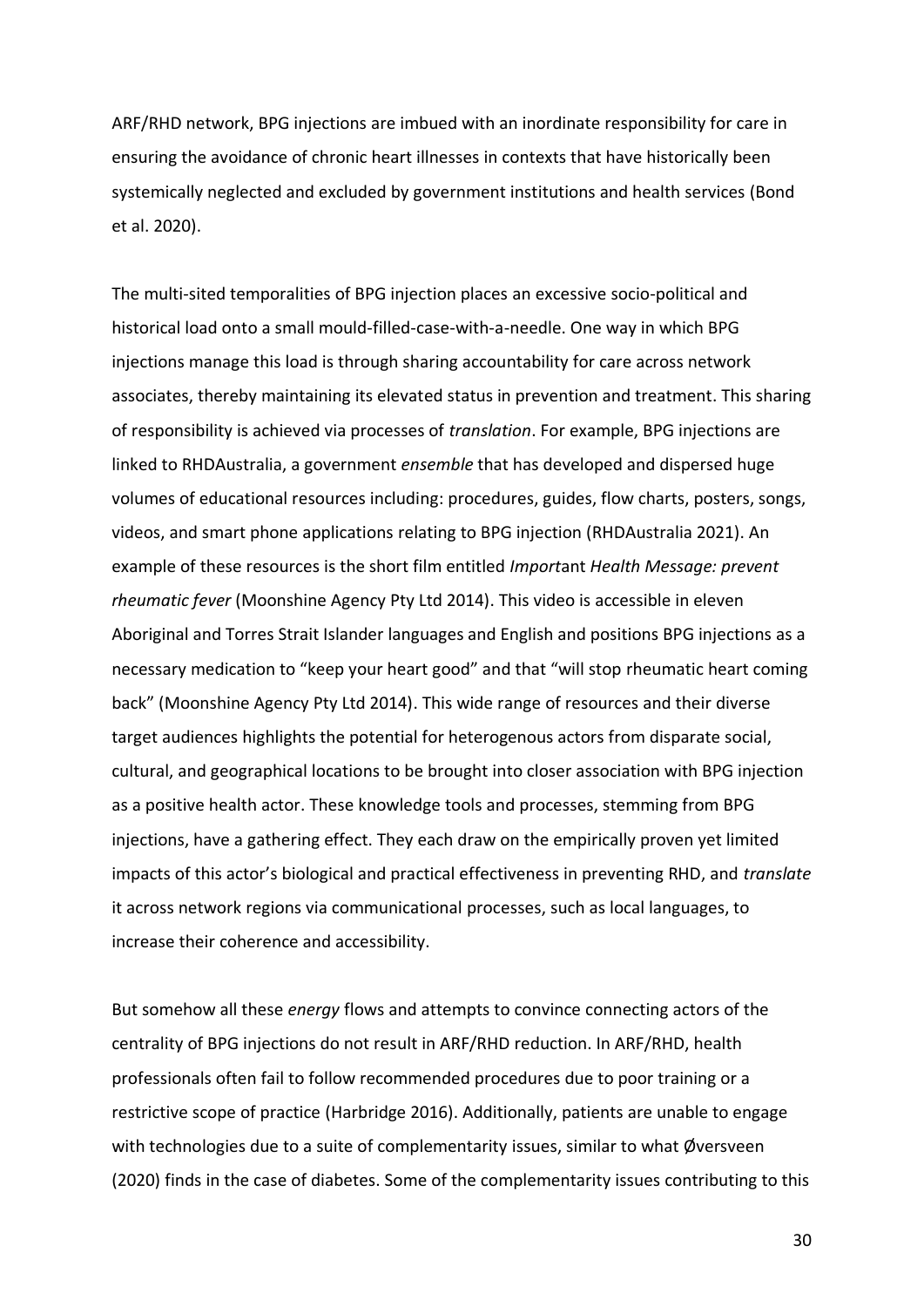ARF/RHD network, BPG injections are imbued with an inordinate responsibility for care in ensuring the avoidance of chronic heart illnesses in contexts that have historically been systemically neglected and excluded by government institutions and health services (Bond et al. 2020).

The multi-sited temporalities of BPG injection places an excessive socio-political and historical load onto a small mould-filled-case-with-a-needle. One way in which BPG injections manage this load is through sharing accountability for care across network associates, thereby maintaining its elevated status in prevention and treatment. This sharing of responsibility is achieved via processes of *translation*. For example, BPG injections are linked to RHDAustralia, a government *ensemble* that has developed and dispersed huge volumes of educational resources including: procedures, guides, flow charts, posters, songs, videos, and smart phone applications relating to BPG injection (RHDAustralia 2021). An example of these resources is the short film entitled *Import*ant *Health Message: prevent rheumatic fever* (Moonshine Agency Pty Ltd 2014). This video is accessible in eleven Aboriginal and Torres Strait Islander languages and English and positions BPG injections as a necessary medication to "keep your heart good" and that "will stop rheumatic heart coming back" (Moonshine Agency Pty Ltd 2014). This wide range of resources and their diverse target audiences highlights the potential for heterogenous actors from disparate social, cultural, and geographical locations to be brought into closer association with BPG injection as a positive health actor. These knowledge tools and processes, stemming from BPG injections, have a gathering effect. They each draw on the empirically proven yet limited impacts of this actor's biological and practical effectiveness in preventing RHD, and *translate* it across network regions via communicational processes, such as local languages, to increase their coherence and accessibility.

But somehow all these *energy* flows and attempts to convince connecting actors of the centrality of BPG injections do not result in ARF/RHD reduction. In ARF/RHD, health professionals often fail to follow recommended procedures due to poor training or a restrictive scope of practice (Harbridge 2016). Additionally, patients are unable to engage with technologies due to a suite of complementarity issues, similar to what Øversveen (2020) finds in the case of diabetes. Some of the complementarity issues contributing to this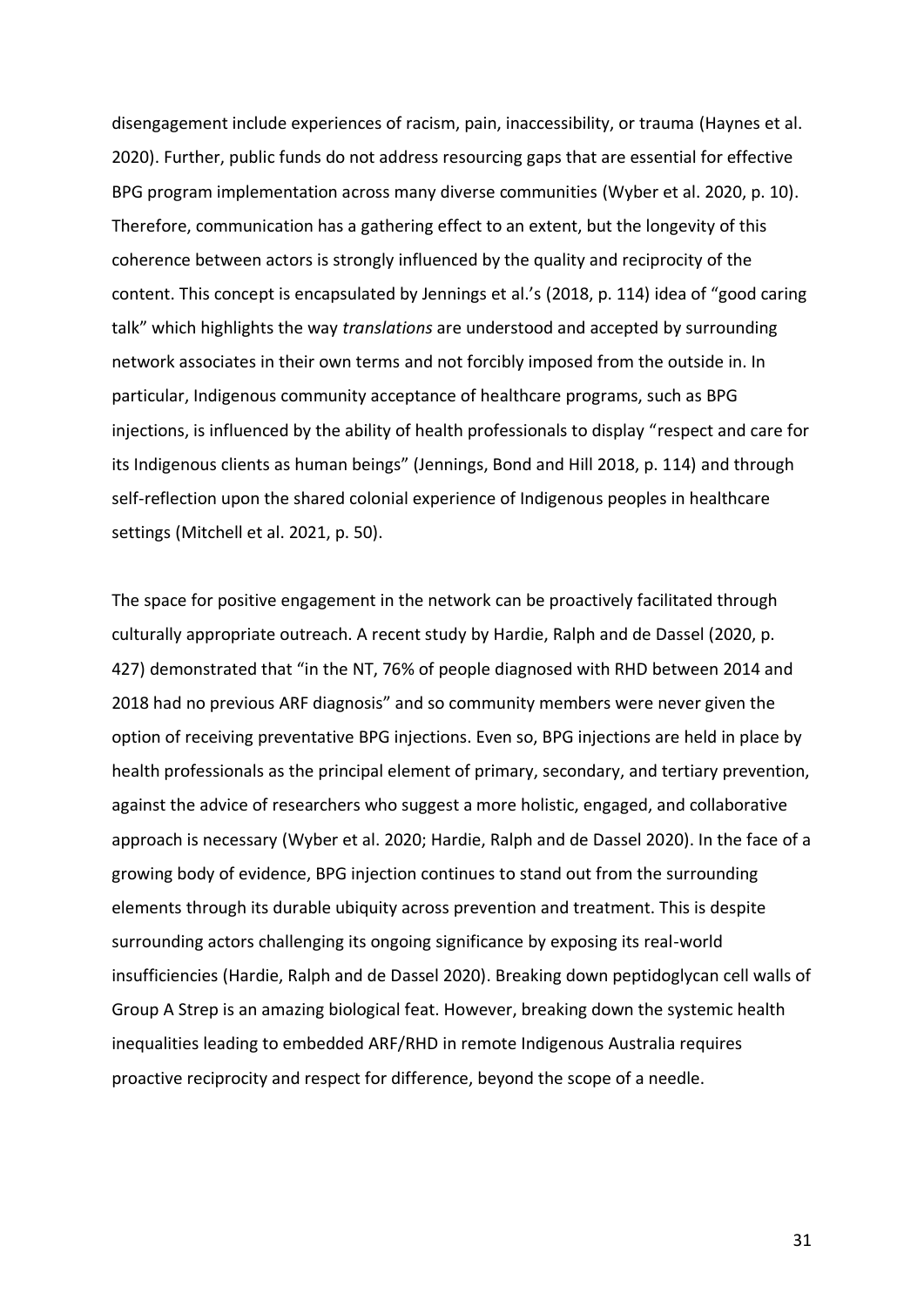disengagement include experiences of racism, pain, inaccessibility, or trauma (Haynes et al. 2020). Further, public funds do not address resourcing gaps that are essential for effective BPG program implementation across many diverse communities (Wyber et al. 2020, p. 10). Therefore, communication has a gathering effect to an extent, but the longevity of this coherence between actors is strongly influenced by the quality and reciprocity of the content. This concept is encapsulated by Jennings et al.'s (2018, p. 114) idea of "good caring talk" which highlights the way *translations* are understood and accepted by surrounding network associates in their own terms and not forcibly imposed from the outside in. In particular, Indigenous community acceptance of healthcare programs, such as BPG injections, is influenced by the ability of health professionals to display "respect and care for its Indigenous clients as human beings" (Jennings, Bond and Hill 2018, p. 114) and through self-reflection upon the shared colonial experience of Indigenous peoples in healthcare settings (Mitchell et al. 2021, p. 50).

The space for positive engagement in the network can be proactively facilitated through culturally appropriate outreach. A recent study by Hardie, Ralph and de Dassel (2020, p. 427) demonstrated that "in the NT, 76% of people diagnosed with RHD between 2014 and 2018 had no previous ARF diagnosis" and so community members were never given the option of receiving preventative BPG injections. Even so, BPG injections are held in place by health professionals as the principal element of primary, secondary, and tertiary prevention, against the advice of researchers who suggest a more holistic, engaged, and collaborative approach is necessary (Wyber et al. 2020; Hardie, Ralph and de Dassel 2020). In the face of a growing body of evidence, BPG injection continues to stand out from the surrounding elements through its durable ubiquity across prevention and treatment. This is despite surrounding actors challenging its ongoing significance by exposing its real-world insufficiencies (Hardie, Ralph and de Dassel 2020). Breaking down peptidoglycan cell walls of Group A Strep is an amazing biological feat. However, breaking down the systemic health inequalities leading to embedded ARF/RHD in remote Indigenous Australia requires proactive reciprocity and respect for difference, beyond the scope of a needle.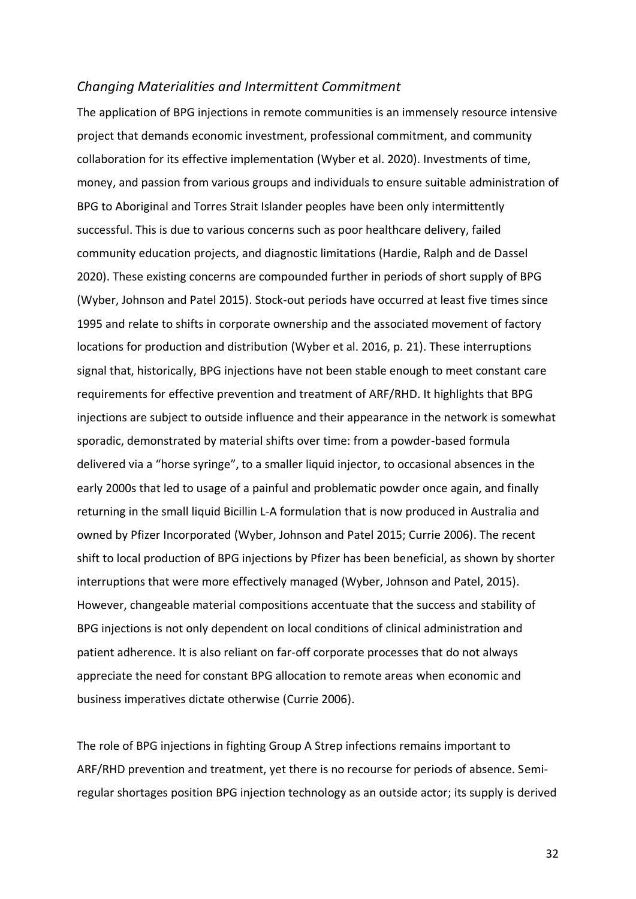### *Changing Materialities and Intermittent Commitment*

The application of BPG injections in remote communities is an immensely resource intensive project that demands economic investment, professional commitment, and community collaboration for its effective implementation (Wyber et al. 2020). Investments of time, money, and passion from various groups and individuals to ensure suitable administration of BPG to Aboriginal and Torres Strait Islander peoples have been only intermittently successful. This is due to various concerns such as poor healthcare delivery, failed community education projects, and diagnostic limitations (Hardie, Ralph and de Dassel 2020). These existing concerns are compounded further in periods of short supply of BPG (Wyber, Johnson and Patel 2015). Stock-out periods have occurred at least five times since 1995 and relate to shifts in corporate ownership and the associated movement of factory locations for production and distribution (Wyber et al. 2016, p. 21). These interruptions signal that, historically, BPG injections have not been stable enough to meet constant care requirements for effective prevention and treatment of ARF/RHD. It highlights that BPG injections are subject to outside influence and their appearance in the network is somewhat sporadic, demonstrated by material shifts over time: from a powder-based formula delivered via a "horse syringe", to a smaller liquid injector, to occasional absences in the early 2000s that led to usage of a painful and problematic powder once again, and finally returning in the small liquid Bicillin L-A formulation that is now produced in Australia and owned by Pfizer Incorporated (Wyber, Johnson and Patel 2015; Currie 2006). The recent shift to local production of BPG injections by Pfizer has been beneficial, as shown by shorter interruptions that were more effectively managed (Wyber, Johnson and Patel, 2015). However, changeable material compositions accentuate that the success and stability of BPG injections is not only dependent on local conditions of clinical administration and patient adherence. It is also reliant on far-off corporate processes that do not always appreciate the need for constant BPG allocation to remote areas when economic and business imperatives dictate otherwise (Currie 2006).

The role of BPG injections in fighting Group A Strep infections remains important to ARF/RHD prevention and treatment, yet there is no recourse for periods of absence. Semi-regular shortages position BPG injection technology as an outside actor; its supply is derived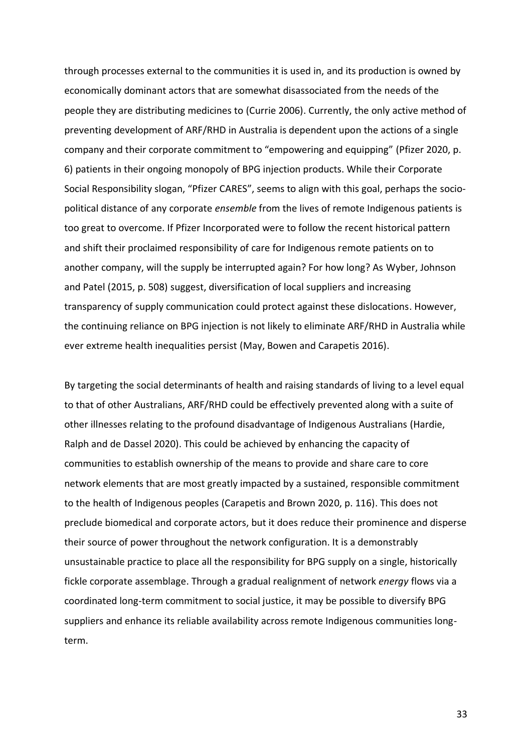through processes external to the communities it is used in, and its production is owned by economically dominant actors that are somewhat disassociated from the needs of the people they are distributing medicines to (Currie 2006). Currently, the only active method of preventing development of ARF/RHD in Australia is dependent upon the actions of a single company and their corporate commitment to "empowering and equipping" (Pfizer 2020, p. 6) patients in their ongoing monopoly of BPG injection products. While their Corporate Social Responsibility slogan, "Pfizer CARES", seems to align with this goal, perhaps the socio-political distance of any corporate *ensemble* from the lives of remote Indigenous patients is too great to overcome. If Pfizer Incorporated were to follow the recent historical pattern and shift their proclaimed responsibility of care for Indigenous remote patients on to another company, will the supply be interrupted again? For how long? As Wyber, Johnson and Patel (2015, p. 508) suggest, diversification of local suppliers and increasing transparency of supply communication could protect against these dislocations. However, the continuing reliance on BPG injection is not likely to eliminate ARF/RHD in Australia while ever extreme health inequalities persist (May, Bowen and Carapetis 2016).

By targeting the social determinants of health and raising standards of living to a level equal to that of other Australians, ARF/RHD could be effectively prevented along with a suite of other illnesses relating to the profound disadvantage of Indigenous Australians (Hardie, Ralph and de Dassel 2020). This could be achieved by enhancing the capacity of communities to establish ownership of the means to provide and share care to core network elements that are most greatly impacted by a sustained, responsible commitment to the health of Indigenous peoples (Carapetis and Brown 2020, p. 116). This does not preclude biomedical and corporate actors, but it does reduce their prominence and disperse their source of power throughout the network configuration. It is a demonstrably unsustainable practice to place all the responsibility for BPG supply on a single, historically fickle corporate assemblage. Through a gradual realignment of network *energy* flows via a coordinated long-term commitment to social justice, it may be possible to diversify BPG suppliers and enhance its reliable availability across remote Indigenous communities long-term.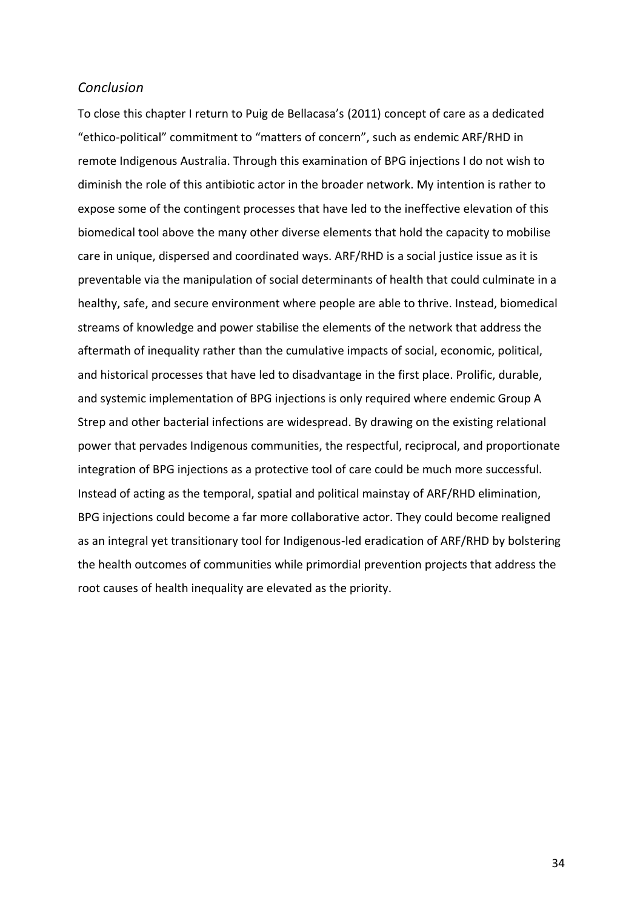### *Conclusion*

To close this chapter I return to Puig de Bellacasa's (2011) concept of care as a dedicated "ethico-political" commitment to "matters of concern", such as endemic ARF/RHD in remote Indigenous Australia. Through this examination of BPG injections I do not wish to diminish the role of this antibiotic actor in the broader network. My intention is rather to expose some of the contingent processes that have led to the ineffective elevation of this biomedical tool above the many other diverse elements that hold the capacity to mobilise care in unique, dispersed and coordinated ways. ARF/RHD is a social justice issue as it is preventable via the manipulation of social determinants of health that could culminate in a healthy, safe, and secure environment where people are able to thrive. Instead, biomedical streams of knowledge and power stabilise the elements of the network that address the aftermath of inequality rather than the cumulative impacts of social, economic, political, and historical processes that have led to disadvantage in the first place. Prolific, durable, and systemic implementation of BPG injections is only required where endemic Group A Strep and other bacterial infections are widespread. By drawing on the existing relational power that pervades Indigenous communities, the respectful, reciprocal, and proportionate integration of BPG injections as a protective tool of care could be much more successful. Instead of acting as the temporal, spatial and political mainstay of ARF/RHD elimination, BPG injections could become a far more collaborative actor. They could become realigned as an integral yet transitionary tool for Indigenous-led eradication of ARF/RHD by bolstering the health outcomes of communities while primordial prevention projects that address the root causes of health inequality are elevated as the priority.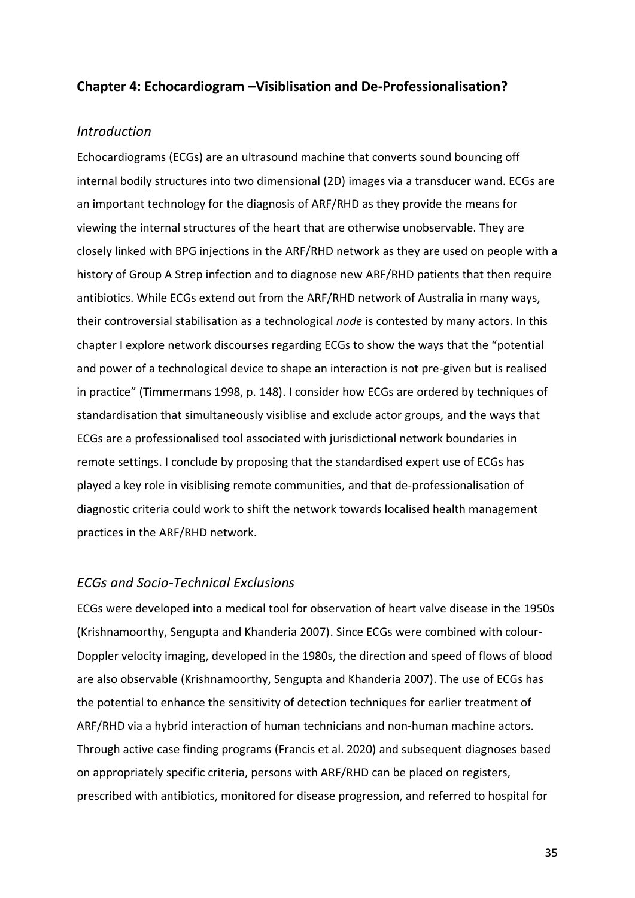## Chapter 4: Echocardiogram –Visiblisation and De-Professionalisation?

### *Introduction*

Echocardiograms (ECGs) are an ultrasound machine that converts sound bouncing off internal bodily structures into two dimensional (2D) images via a transducer wand. ECGs are an important technology for the diagnosis of ARF/RHD as they provide the means for viewing the internal structures of the heart that are otherwise unobservable. They are closely linked with BPG injections in the ARF/RHD network as they are used on people with a history of Group A Strep infection and to diagnose new ARF/RHD patients that then require antibiotics. While ECGs extend out from the ARF/RHD network of Australia in many ways, their controversial stabilisation as a technological *node* is contested by many actors. In this chapter I explore network discourses regarding ECGs to show the ways that the "potential and power of a technological device to shape an interaction is not pre-given but is realised in practice" (Timmermans 1998, p. 148). I consider how ECGs are ordered by techniques of standardisation that simultaneously visiblise and exclude actor groups, and the ways that ECGs are a professionalised tool associated with jurisdictional network boundaries in remote settings. I conclude by proposing that the standardised expert use of ECGs has played a key role in visiblising remote communities, and that de-professionalisation of diagnostic criteria could work to shift the network towards localised health management practices in the ARF/RHD network.

### *ECGs and Socio-Technical Exclusions*

ECGs were developed into a medical tool for observation of heart valve disease in the 1950s (Krishnamoorthy, Sengupta and Khanderia 2007). Since ECGs were combined with colour-Doppler velocity imaging, developed in the 1980s, the direction and speed of flows of blood are also observable (Krishnamoorthy, Sengupta and Khanderia 2007). The use of ECGs has the potential to enhance the sensitivity of detection techniques for earlier treatment of ARF/RHD via a hybrid interaction of human technicians and non-human machine actors. Through active case finding programs (Francis et al. 2020) and subsequent diagnoses based on appropriately specific criteria, persons with ARF/RHD can be placed on registers, prescribed with antibiotics, monitored for disease progression, and referred to hospital for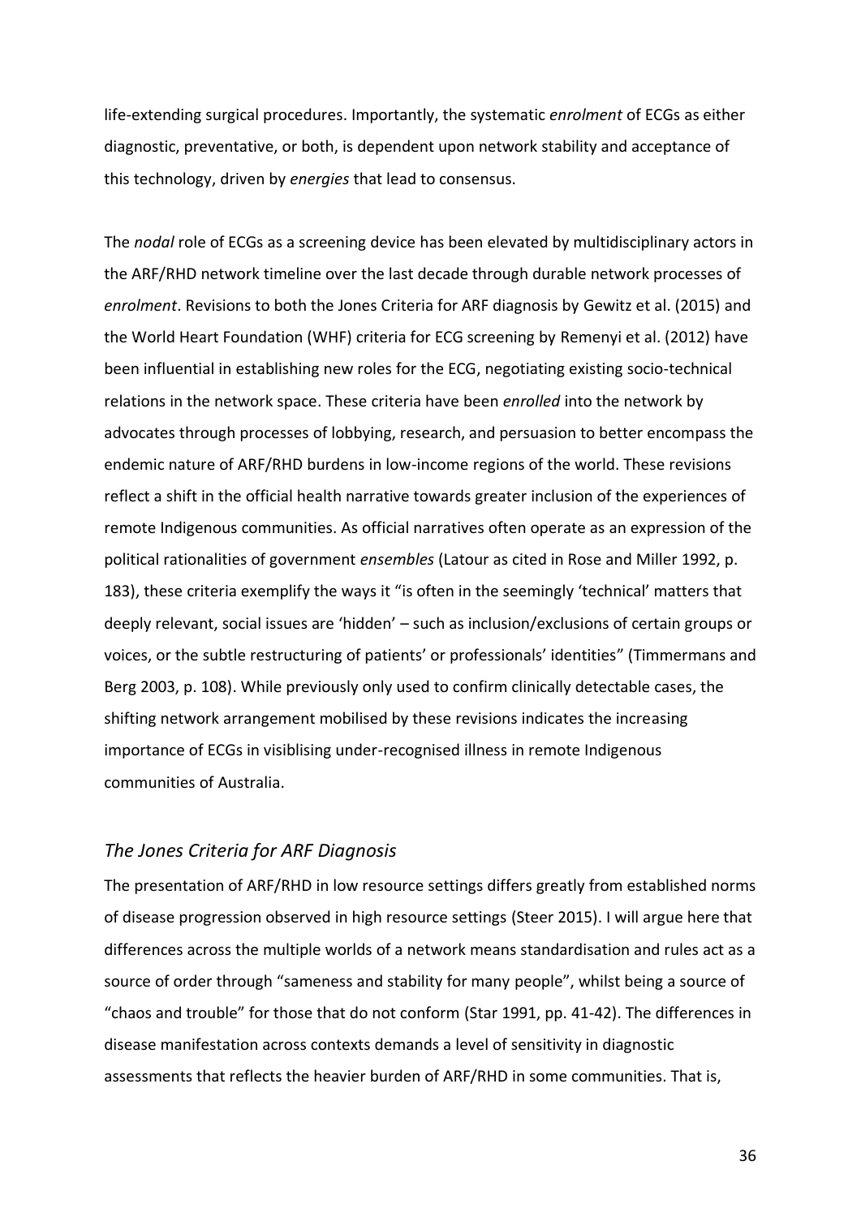life-extending surgical procedures. Importantly, the systematic *enrolment* of ECGs as either diagnostic, preventative, or both, is dependent upon network stability and acceptance of this technology, driven by *energies* that lead to consensus.

The *nodal* role of ECGs as a screening device has been elevated by multidisciplinary actors in the ARF/RHD network timeline over the last decade through durable network processes of *enrolment*. Revisions to both the Jones Criteria for ARF diagnosis by Gewitz et al. (2015) and the World Heart Foundation (WHF) criteria for ECG screening by Remenyi et al. (2012) have been influential in establishing new roles for the ECG, negotiating existing socio-technical relations in the network space. These criteria have been *enrolled* into the network by advocates through processes of lobbying, research, and persuasion to better encompass the endemic nature of ARF/RHD burdens in low-income regions of the world. These revisions reflect a shift in the official health narrative towards greater inclusion of the experiences of remote Indigenous communities. As official narratives often operate as an expression of the political rationalities of government *ensembles* (Latour as cited in Rose and Miller 1992, p. 183), these criteria exemplify the ways it "is often in the seemingly 'technical' matters that deeply relevant, social issues are 'hidden' – such as inclusion/exclusions of certain groups or voices, or the subtle restructuring of patients' or professionals' identities" (Timmermans and Berg 2003, p. 108). While previously only used to confirm clinically detectable cases, the shifting network arrangement mobilised by these revisions indicates the increasing importance of ECGs in visiblising under-recognised illness in remote Indigenous communities of Australia.

### *The Jones Criteria for ARF Diagnosis*

The presentation of ARF/RHD in low resource settings differs greatly from established norms of disease progression observed in high resource settings (Steer 2015). I will argue here that differences across the multiple worlds of a network means standardisation and rules act as a source of order through "sameness and stability for many people", whilst being a source of "chaos and trouble" for those that do not conform (Star 1991, pp. 41-42). The differences in disease manifestation across contexts demands a level of sensitivity in diagnostic assessments that reflects the heavier burden of ARF/RHD in some communities. That is,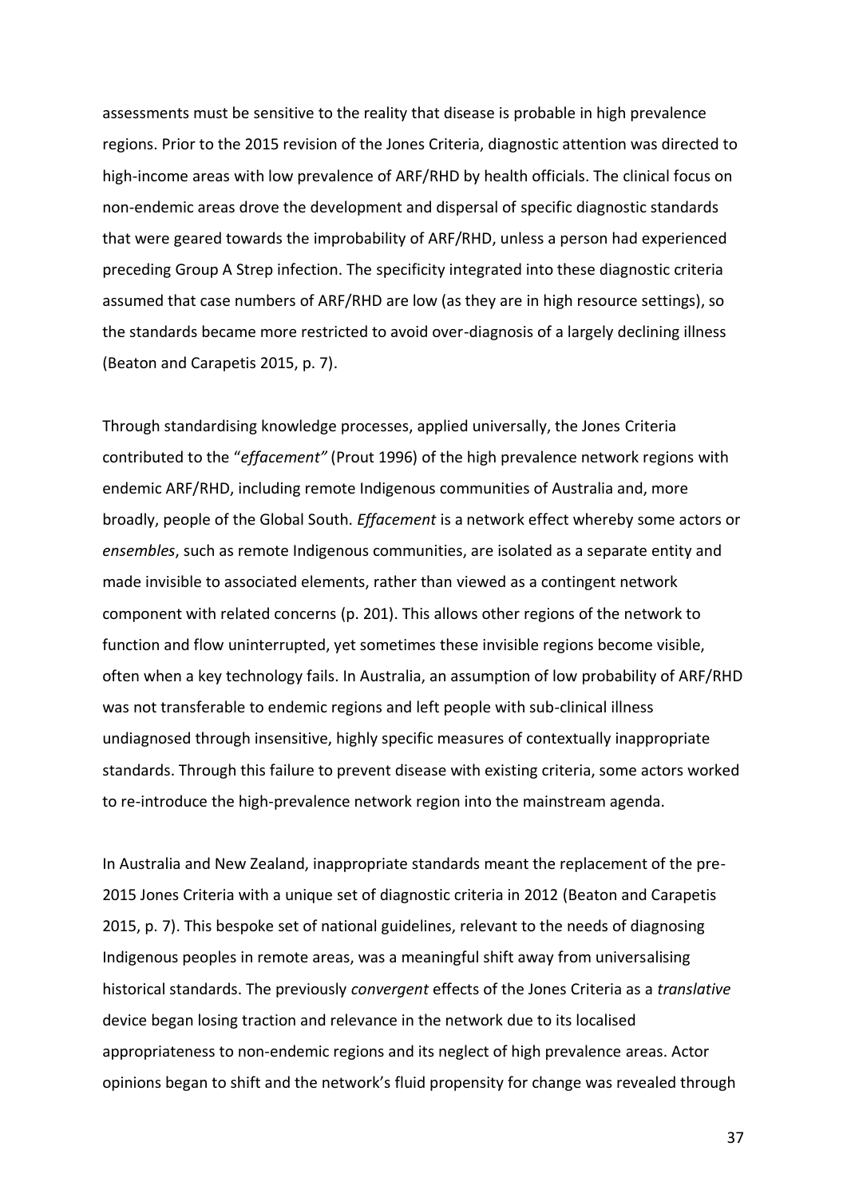assessments must be sensitive to the reality that disease is probable in high prevalence regions. Prior to the 2015 revision of the Jones Criteria, diagnostic attention was directed to high-income areas with low prevalence of ARF/RHD by health officials. The clinical focus on non-endemic areas drove the development and dispersal of specific diagnostic standards that were geared towards the improbability of ARF/RHD, unless a person had experienced preceding Group A Strep infection. The specificity integrated into these diagnostic criteria assumed that case numbers of ARF/RHD are low (as they are in high resource settings), so the standards became more restricted to avoid over-diagnosis of a largely declining illness (Beaton and Carapetis 2015, p. 7).

Through standardising knowledge processes, applied universally, the Jones Criteria contributed to the "*effacement"* (Prout 1996) of the high prevalence network regions with endemic ARF/RHD, including remote Indigenous communities of Australia and, more broadly, people of the Global South. *Effacement* is a network effect whereby some actors or *ensembles*, such as remote Indigenous communities, are isolated as a separate entity and made invisible to associated elements, rather than viewed as a contingent network component with related concerns (p. 201). This allows other regions of the network to function and flow uninterrupted, yet sometimes these invisible regions become visible, often when a key technology fails. In Australia, an assumption of low probability of ARF/RHD was not transferable to endemic regions and left people with sub-clinical illness undiagnosed through insensitive, highly specific measures of contextually inappropriate standards. Through this failure to prevent disease with existing criteria, some actors worked to re-introduce the high-prevalence network region into the mainstream agenda.

In Australia and New Zealand, inappropriate standards meant the replacement of the pre-2015 Jones Criteria with a unique set of diagnostic criteria in 2012 (Beaton and Carapetis 2015, p. 7). This bespoke set of national guidelines, relevant to the needs of diagnosing Indigenous peoples in remote areas, was a meaningful shift away from universalising historical standards. The previously *convergent* effects of the Jones Criteria as a *translative* device began losing traction and relevance in the network due to its localised appropriateness to non-endemic regions and its neglect of high prevalence areas. Actor opinions began to shift and the network's fluid propensity for change was revealed through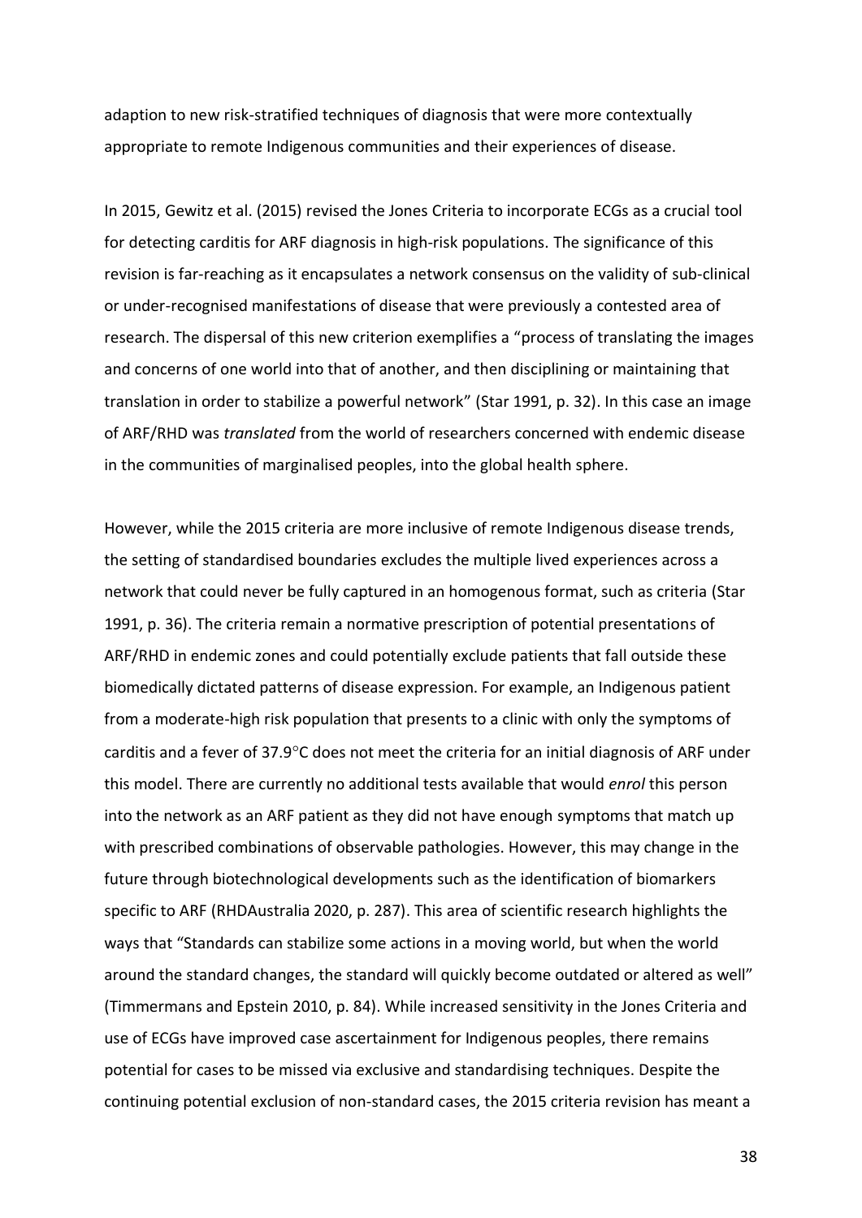adaption to new risk-stratified techniques of diagnosis that were more contextually appropriate to remote Indigenous communities and their experiences of disease.

In 2015, Gewitz et al. (2015) revised the Jones Criteria to incorporate ECGs as a crucial tool for detecting carditis for ARF diagnosis in high-risk populations. The significance of this revision is far-reaching as it encapsulates a network consensus on the validity of sub-clinical or under-recognised manifestations of disease that were previously a contested area of research. The dispersal of this new criterion exemplifies a "process of translating the images and concerns of one world into that of another, and then disciplining or maintaining that translation in order to stabilize a powerful network" (Star 1991, p. 32). In this case an image of ARF/RHD was *translated* from the world of researchers concerned with endemic disease in the communities of marginalised peoples, into the global health sphere.

However, while the 2015 criteria are more inclusive of remote Indigenous disease trends, the setting of standardised boundaries excludes the multiple lived experiences across a network that could never be fully captured in an homogenous format, such as criteria (Star 1991, p. 36). The criteria remain a normative prescription of potential presentations of ARF/RHD in endemic zones and could potentially exclude patients that fall outside these biomedically dictated patterns of disease expression. For example, an Indigenous patient from a moderate-high risk population that presents to a clinic with only the symptoms of carditis and a fever of 37.9°C does not meet the criteria for an initial diagnosis of ARF under this model. There are currently no additional tests available that would *enrol* this person into the network as an ARF patient as they did not have enough symptoms that match up with prescribed combinations of observable pathologies. However, this may change in the future through biotechnological developments such as the identification of biomarkers specific to ARF (RHDAustralia 2020, p. 287). This area of scientific research highlights the ways that "Standards can stabilize some actions in a moving world, but when the world around the standard changes, the standard will quickly become outdated or altered as well" (Timmermans and Epstein 2010, p. 84). While increased sensitivity in the Jones Criteria and use of ECGs have improved case ascertainment for Indigenous peoples, there remains potential for cases to be missed via exclusive and standardising techniques. Despite the continuing potential exclusion of non-standard cases, the 2015 criteria revision has meant a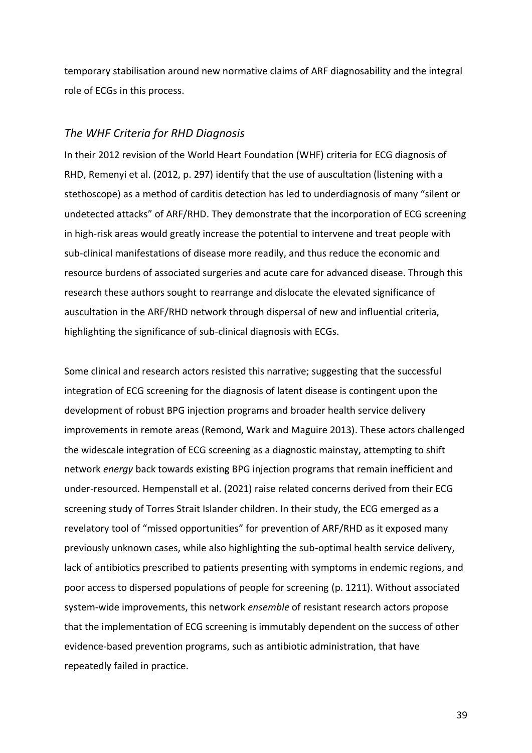temporary stabilisation around new normative claims of ARF diagnosability and the integral role of ECGs in this process.

### *The WHF Criteria for RHD Diagnosis*

In their 2012 revision of the World Heart Foundation (WHF) criteria for ECG diagnosis of RHD, Remenyi et al. (2012, p. 297) identify that the use of auscultation (listening with a stethoscope) as a method of carditis detection has led to underdiagnosis of many "silent or undetected attacks" of ARF/RHD. They demonstrate that the incorporation of ECG screening in high-risk areas would greatly increase the potential to intervene and treat people with sub-clinical manifestations of disease more readily, and thus reduce the economic and resource burdens of associated surgeries and acute care for advanced disease. Through this research these authors sought to rearrange and dislocate the elevated significance of auscultation in the ARF/RHD network through dispersal of new and influential criteria, highlighting the significance of sub-clinical diagnosis with ECGs.

Some clinical and research actors resisted this narrative; suggesting that the successful integration of ECG screening for the diagnosis of latent disease is contingent upon the development of robust BPG injection programs and broader health service delivery improvements in remote areas (Remond, Wark and Maguire 2013). These actors challenged the widescale integration of ECG screening as a diagnostic mainstay, attempting to shift network *energy* back towards existing BPG injection programs that remain inefficient and under-resourced. Hempenstall et al. (2021) raise related concerns derived from their ECG screening study of Torres Strait Islander children. In their study, the ECG emerged as a revelatory tool of "missed opportunities" for prevention of ARF/RHD as it exposed many previously unknown cases, while also highlighting the sub-optimal health service delivery, lack of antibiotics prescribed to patients presenting with symptoms in endemic regions, and poor access to dispersed populations of people for screening (p. 1211). Without associated system-wide improvements, this network *ensemble* of resistant research actors propose that the implementation of ECG screening is immutably dependent on the success of other evidence-based prevention programs, such as antibiotic administration, that have repeatedly failed in practice.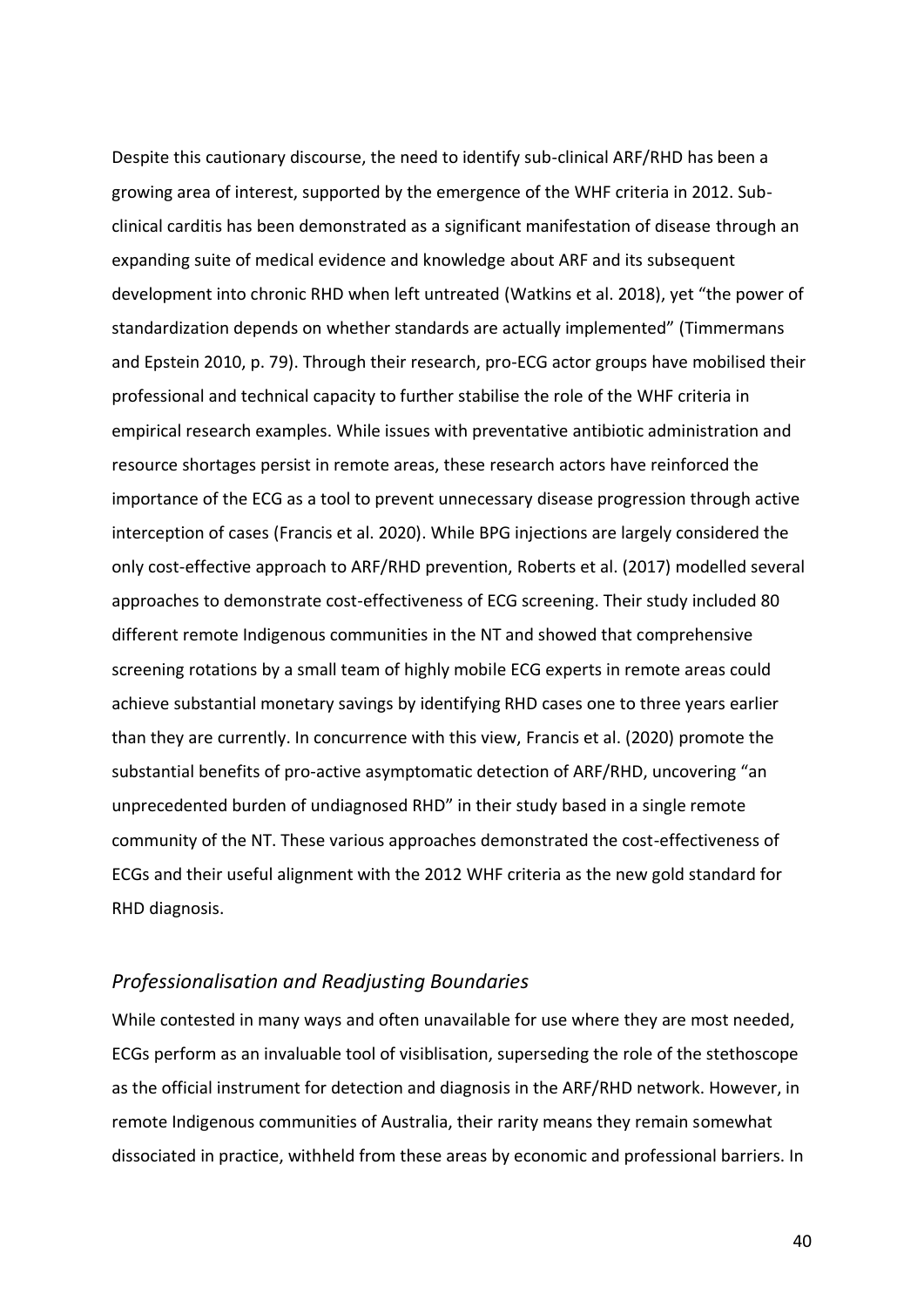Despite this cautionary discourse, the need to identify sub-clinical ARF/RHD has been a growing area of interest, supported by the emergence of the WHF criteria in 2012. Sub-clinical carditis has been demonstrated as a significant manifestation of disease through an expanding suite of medical evidence and knowledge about ARF and its subsequent development into chronic RHD when left untreated (Watkins et al. 2018), yet "the power of standardization depends on whether standards are actually implemented" (Timmermans and Epstein 2010, p. 79). Through their research, pro-ECG actor groups have mobilised their professional and technical capacity to further stabilise the role of the WHF criteria in empirical research examples. While issues with preventative antibiotic administration and resource shortages persist in remote areas, these research actors have reinforced the importance of the ECG as a tool to prevent unnecessary disease progression through active interception of cases (Francis et al. 2020). While BPG injections are largely considered the only cost-effective approach to ARF/RHD prevention, Roberts et al. (2017) modelled several approaches to demonstrate cost-effectiveness of ECG screening. Their study included 80 different remote Indigenous communities in the NT and showed that comprehensive screening rotations by a small team of highly mobile ECG experts in remote areas could achieve substantial monetary savings by identifying RHD cases one to three years earlier than they are currently. In concurrence with this view, Francis et al. (2020) promote the substantial benefits of pro-active asymptomatic detection of ARF/RHD, uncovering "an unprecedented burden of undiagnosed RHD" in their study based in a single remote community of the NT. These various approaches demonstrated the cost-effectiveness of ECGs and their useful alignment with the 2012 WHF criteria as the new gold standard for RHD diagnosis.

### *Professionalisation and Readjusting Boundaries*

While contested in many ways and often unavailable for use where they are most needed, ECGs perform as an invaluable tool of visiblisation, superseding the role of the stethoscope as the official instrument for detection and diagnosis in the ARF/RHD network. However, in remote Indigenous communities of Australia, their rarity means they remain somewhat dissociated in practice, withheld from these areas by economic and professional barriers. In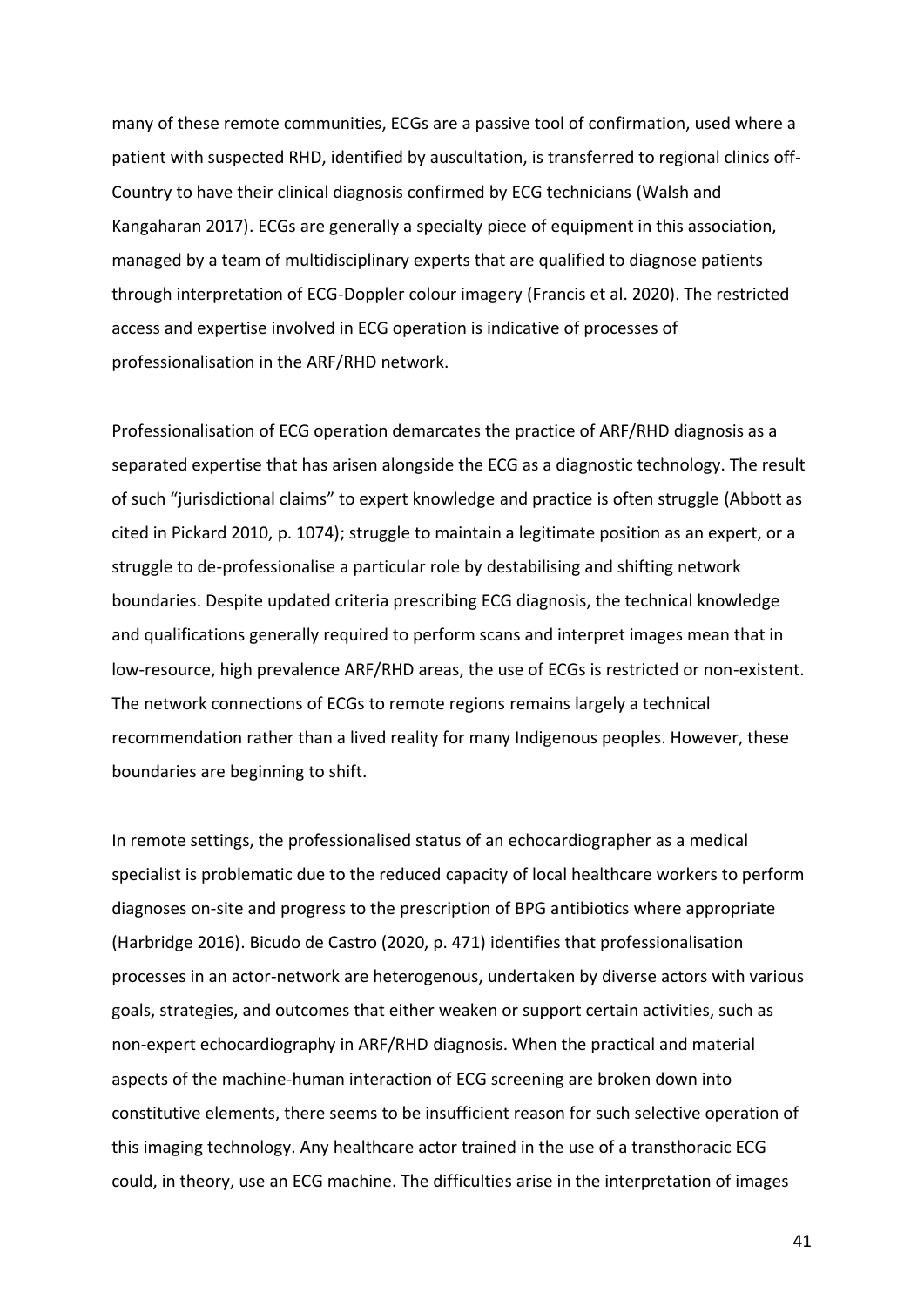many of these remote communities, ECGs are a passive tool of confirmation, used where a patient with suspected RHD, identified by auscultation, is transferred to regional clinics off-Country to have their clinical diagnosis confirmed by ECG technicians (Walsh and Kangaharan 2017). ECGs are generally a specialty piece of equipment in this association, managed by a team of multidisciplinary experts that are qualified to diagnose patients through interpretation of ECG-Doppler colour imagery (Francis et al. 2020). The restricted access and expertise involved in ECG operation is indicative of processes of professionalisation in the ARF/RHD network.

Professionalisation of ECG operation demarcates the practice of ARF/RHD diagnosis as a separated expertise that has arisen alongside the ECG as a diagnostic technology. The result of such "jurisdictional claims" to expert knowledge and practice is often struggle (Abbott as cited in Pickard 2010, p. 1074); struggle to maintain a legitimate position as an expert, or a struggle to de-professionalise a particular role by destabilising and shifting network boundaries. Despite updated criteria prescribing ECG diagnosis, the technical knowledge and qualifications generally required to perform scans and interpret images mean that in low-resource, high prevalence ARF/RHD areas, the use of ECGs is restricted or non-existent. The network connections of ECGs to remote regions remains largely a technical recommendation rather than a lived reality for many Indigenous peoples. However, these boundaries are beginning to shift.

In remote settings, the professionalised status of an echocardiographer as a medical specialist is problematic due to the reduced capacity of local healthcare workers to perform diagnoses on-site and progress to the prescription of BPG antibiotics where appropriate (Harbridge 2016). Bicudo de Castro (2020, p. 471) identifies that professionalisation processes in an actor-network are heterogenous, undertaken by diverse actors with various goals, strategies, and outcomes that either weaken or support certain activities, such as non-expert echocardiography in ARF/RHD diagnosis. When the practical and material aspects of the machine-human interaction of ECG screening are broken down into constitutive elements, there seems to be insufficient reason for such selective operation of this imaging technology. Any healthcare actor trained in the use of a transthoracic ECG could, in theory, use an ECG machine. The difficulties arise in the interpretation of images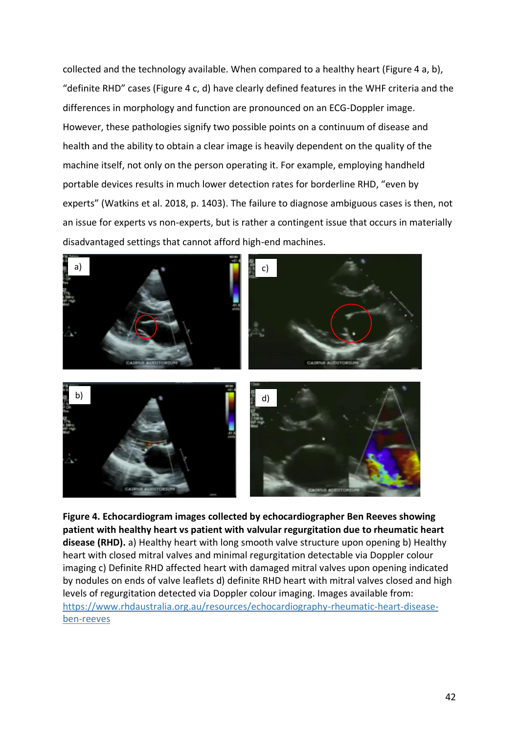collected and the technology available. When compared to a healthy heart (Figure 4 a, b), "definite RHD" cases (Figure 4 c, d) have clearly defined features in the WHF criteria and the differences in morphology and function are pronounced on an ECG-Doppler image. However, these pathologies signify two possible points on a continuum of disease and health and the ability to obtain a clear image is heavily dependent on the quality of the machine itself, not only on the person operating it. For example, employing handheld portable devices results in much lower detection rates for borderline RHD, "even by experts" (Watkins et al. 2018, p. 1403). The failure to diagnose ambiguous cases is then, not an issue for experts vs non-experts, but is rather a contingent issue that occurs in materially disadvantaged settings that cannot afford high-end machines.

**Figure 4. Echocardiogram images collected by echocardiographer Ben Reeves showing patient with healthy heart vs patient with valvular regurgitation due to rheumatic heart disease (RHD).** a) Healthy heart with long smooth valve structure upon opening b) Healthy heart with closed mitral valves and minimal regurgitation detectable via Doppler colour imaging c) Definite RHD affected heart with damaged mitral valves upon opening indicated by nodules on ends of valve leaflets d) definite RHD heart with mitral valves closed and high levels of regurgitation detected via Doppler colour imaging. Images available from: https://www.rhdaustralia.org.au/resources/echocardiography-rheumatic-heart-disease-ben-reeves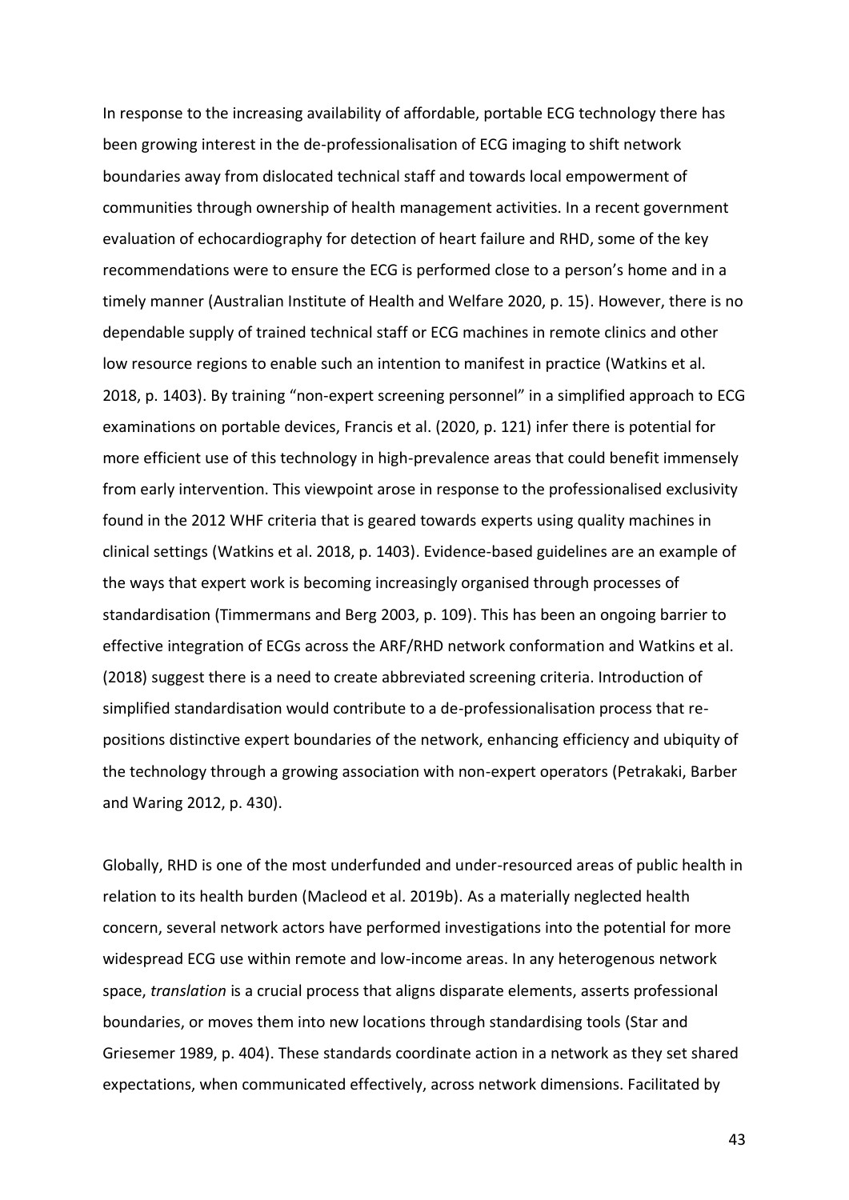In response to the increasing availability of affordable, portable ECG technology there has been growing interest in the de-professionalisation of ECG imaging to shift network boundaries away from dislocated technical staff and towards local empowerment of communities through ownership of health management activities. In a recent government evaluation of echocardiography for detection of heart failure and RHD, some of the key recommendations were to ensure the ECG is performed close to a person's home and in a timely manner (Australian Institute of Health and Welfare 2020, p. 15). However, there is no dependable supply of trained technical staff or ECG machines in remote clinics and other low resource regions to enable such an intention to manifest in practice (Watkins et al. 2018, p. 1403). By training "non-expert screening personnel" in a simplified approach to ECG examinations on portable devices, Francis et al. (2020, p. 121) infer there is potential for more efficient use of this technology in high-prevalence areas that could benefit immensely from early intervention. This viewpoint arose in response to the professionalised exclusivity found in the 2012 WHF criteria that is geared towards experts using quality machines in clinical settings (Watkins et al. 2018, p. 1403). Evidence-based guidelines are an example of the ways that expert work is becoming increasingly organised through processes of standardisation (Timmermans and Berg 2003, p. 109). This has been an ongoing barrier to effective integration of ECGs across the ARF/RHD network conformation and Watkins et al. (2018) suggest there is a need to create abbreviated screening criteria. Introduction of simplified standardisation would contribute to a de-professionalisation process that re-positions distinctive expert boundaries of the network, enhancing efficiency and ubiquity of the technology through a growing association with non-expert operators (Petrakaki, Barber and Waring 2012, p. 430).

Globally, RHD is one of the most underfunded and under-resourced areas of public health in relation to its health burden (Macleod et al. 2019b). As a materially neglected health concern, several network actors have performed investigations into the potential for more widespread ECG use within remote and low-income areas. In any heterogenous network space, *translation* is a crucial process that aligns disparate elements, asserts professional boundaries, or moves them into new locations through standardising tools (Star and Griesemer 1989, p. 404). These standards coordinate action in a network as they set shared expectations, when communicated effectively, across network dimensions. Facilitated by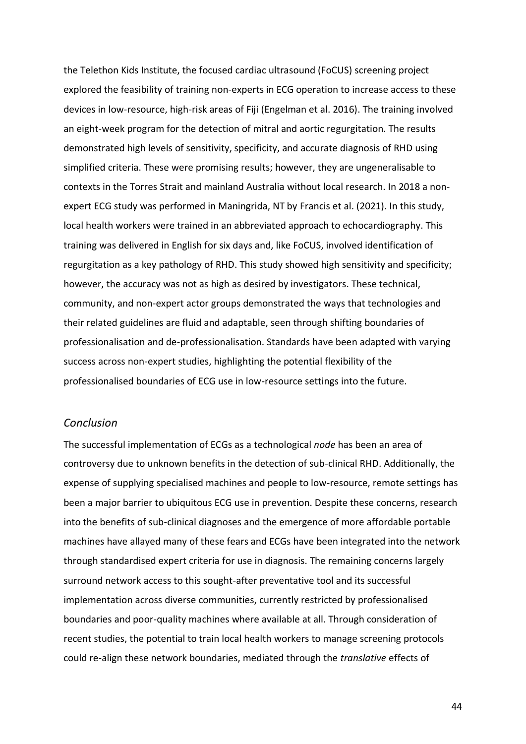the Telethon Kids Institute, the focused cardiac ultrasound (FoCUS) screening project explored the feasibility of training non-experts in ECG operation to increase access to these devices in low-resource, high-risk areas of Fiji (Engelman et al. 2016). The training involved an eight-week program for the detection of mitral and aortic regurgitation. The results demonstrated high levels of sensitivity, specificity, and accurate diagnosis of RHD using simplified criteria. These were promising results; however, they are ungeneralisable to contexts in the Torres Strait and mainland Australia without local research. In 2018 a non-expert ECG study was performed in Maningrida, NT by Francis et al. (2021). In this study, local health workers were trained in an abbreviated approach to echocardiography. This training was delivered in English for six days and, like FoCUS, involved identification of regurgitation as a key pathology of RHD. This study showed high sensitivity and specificity; however, the accuracy was not as high as desired by investigators. These technical, community, and non-expert actor groups demonstrated the ways that technologies and their related guidelines are fluid and adaptable, seen through shifting boundaries of professionalisation and de-professionalisation. Standards have been adapted with varying success across non-expert studies, highlighting the potential flexibility of the professionalised boundaries of ECG use in low-resource settings into the future.

## *Conclusion*

The successful implementation of ECGs as a technological *node* has been an area of controversy due to unknown benefits in the detection of sub-clinical RHD. Additionally, the expense of supplying specialised machines and people to low-resource, remote settings has been a major barrier to ubiquitous ECG use in prevention. Despite these concerns, research into the benefits of sub-clinical diagnoses and the emergence of more affordable portable machines have allayed many of these fears and ECGs have been integrated into the network through standardised expert criteria for use in diagnosis. The remaining concerns largely surround network access to this sought-after preventative tool and its successful implementation across diverse communities, currently restricted by professionalised boundaries and poor-quality machines where available at all. Through consideration of recent studies, the potential to train local health workers to manage screening protocols could re-align these network boundaries, mediated through the *translative* effects of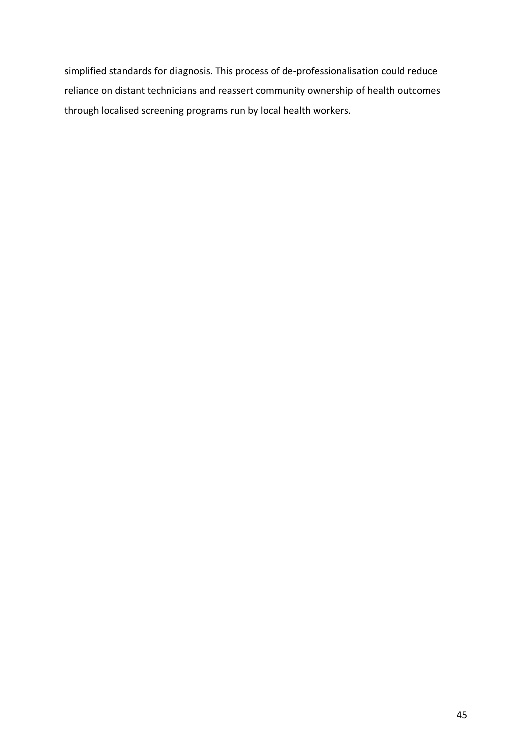simplified standards for diagnosis. This process of de-professionalisation could reduce reliance on distant technicians and reassert community ownership of health outcomes through localised screening programs run by local health workers.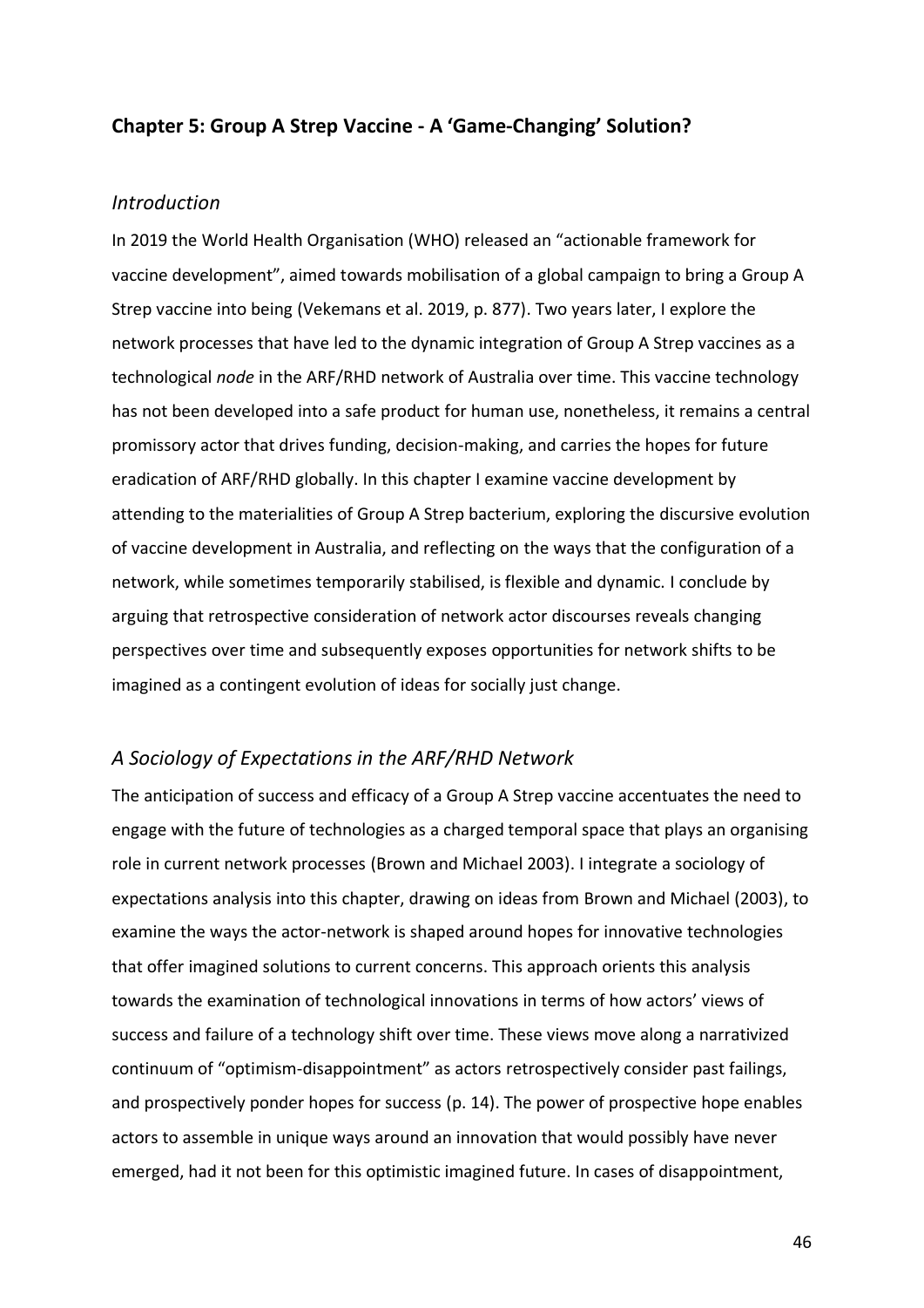## Chapter 5: Group A Strep Vaccine - A 'Game-Changing' Solution?

### *Introduction*

In 2019 the World Health Organisation (WHO) released an "actionable framework for vaccine development", aimed towards mobilisation of a global campaign to bring a Group A Strep vaccine into being (Vekemans et al. 2019, p. 877). Two years later, I explore the network processes that have led to the dynamic integration of Group A Strep vaccines as a technological *node* in the ARF/RHD network of Australia over time. This vaccine technology has not been developed into a safe product for human use, nonetheless, it remains a central promissory actor that drives funding, decision-making, and carries the hopes for future eradication of ARF/RHD globally. In this chapter I examine vaccine development by attending to the materialities of Group A Strep bacterium, exploring the discursive evolution of vaccine development in Australia, and reflecting on the ways that the configuration of a network, while sometimes temporarily stabilised, is flexible and dynamic. I conclude by arguing that retrospective consideration of network actor discourses reveals changing perspectives over time and subsequently exposes opportunities for network shifts to be imagined as a contingent evolution of ideas for socially just change.

### *A Sociology of Expectations in the ARF/RHD Network*

The anticipation of success and efficacy of a Group A Strep vaccine accentuates the need to engage with the future of technologies as a charged temporal space that plays an organising role in current network processes (Brown and Michael 2003). I integrate a sociology of expectations analysis into this chapter, drawing on ideas from Brown and Michael (2003), to examine the ways the actor-network is shaped around hopes for innovative technologies that offer imagined solutions to current concerns. This approach orients this analysis towards the examination of technological innovations in terms of how actors' views of success and failure of a technology shift over time. These views move along a narrativized continuum of "optimism-disappointment" as actors retrospectively consider past failings, and prospectively ponder hopes for success (p. 14). The power of prospective hope enables actors to assemble in unique ways around an innovation that would possibly have never emerged, had it not been for this optimistic imagined future. In cases of disappointment,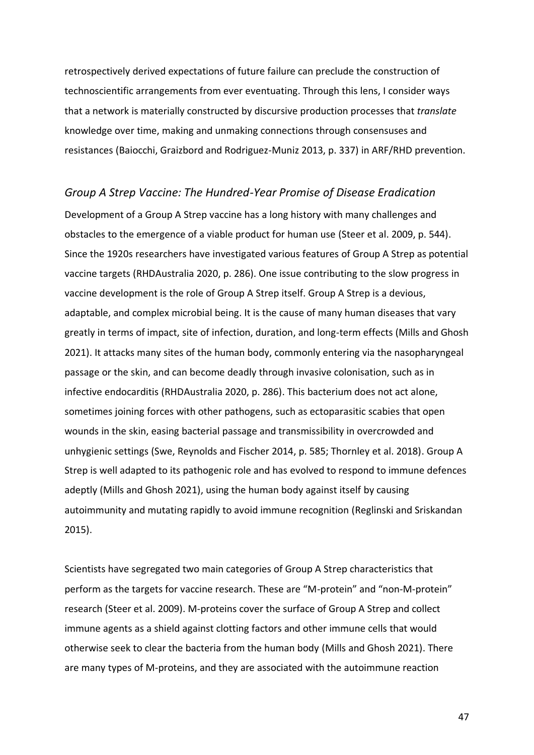retrospectively derived expectations of future failure can preclude the construction of technoscientific arrangements from ever eventuating. Through this lens, I consider ways that a network is materially constructed by discursive production processes that *translate* knowledge over time, making and unmaking connections through consensuses and resistances (Baiocchi, Graizbord and Rodriguez-Muniz 2013, p. 337) in ARF/RHD prevention.

## *Group A Strep Vaccine: The Hundred-Year Promise of Disease Eradication*

Development of a Group A Strep vaccine has a long history with many challenges and obstacles to the emergence of a viable product for human use (Steer et al. 2009, p. 544). Since the 1920s researchers have investigated various features of Group A Strep as potential vaccine targets (RHDAustralia 2020, p. 286). One issue contributing to the slow progress in vaccine development is the role of Group A Strep itself. Group A Strep is a devious, adaptable, and complex microbial being. It is the cause of many human diseases that vary greatly in terms of impact, site of infection, duration, and long-term effects (Mills and Ghosh 2021). It attacks many sites of the human body, commonly entering via the nasopharyngeal passage or the skin, and can become deadly through invasive colonisation, such as in infective endocarditis (RHDAustralia 2020, p. 286). This bacterium does not act alone, sometimes joining forces with other pathogens, such as ectoparasitic scabies that open wounds in the skin, easing bacterial passage and transmissibility in overcrowded and unhygienic settings (Swe, Reynolds and Fischer 2014, p. 585; Thornley et al. 2018). Group A Strep is well adapted to its pathogenic role and has evolved to respond to immune defences adeptly (Mills and Ghosh 2021), using the human body against itself by causing autoimmunity and mutating rapidly to avoid immune recognition (Reglinski and Sriskandan 2015).

Scientists have segregated two main categories of Group A Strep characteristics that perform as the targets for vaccine research. These are "M-protein" and "non-M-protein" research (Steer et al. 2009). M-proteins cover the surface of Group A Strep and collect immune agents as a shield against clotting factors and other immune cells that would otherwise seek to clear the bacteria from the human body (Mills and Ghosh 2021). There are many types of M-proteins, and they are associated with the autoimmune reaction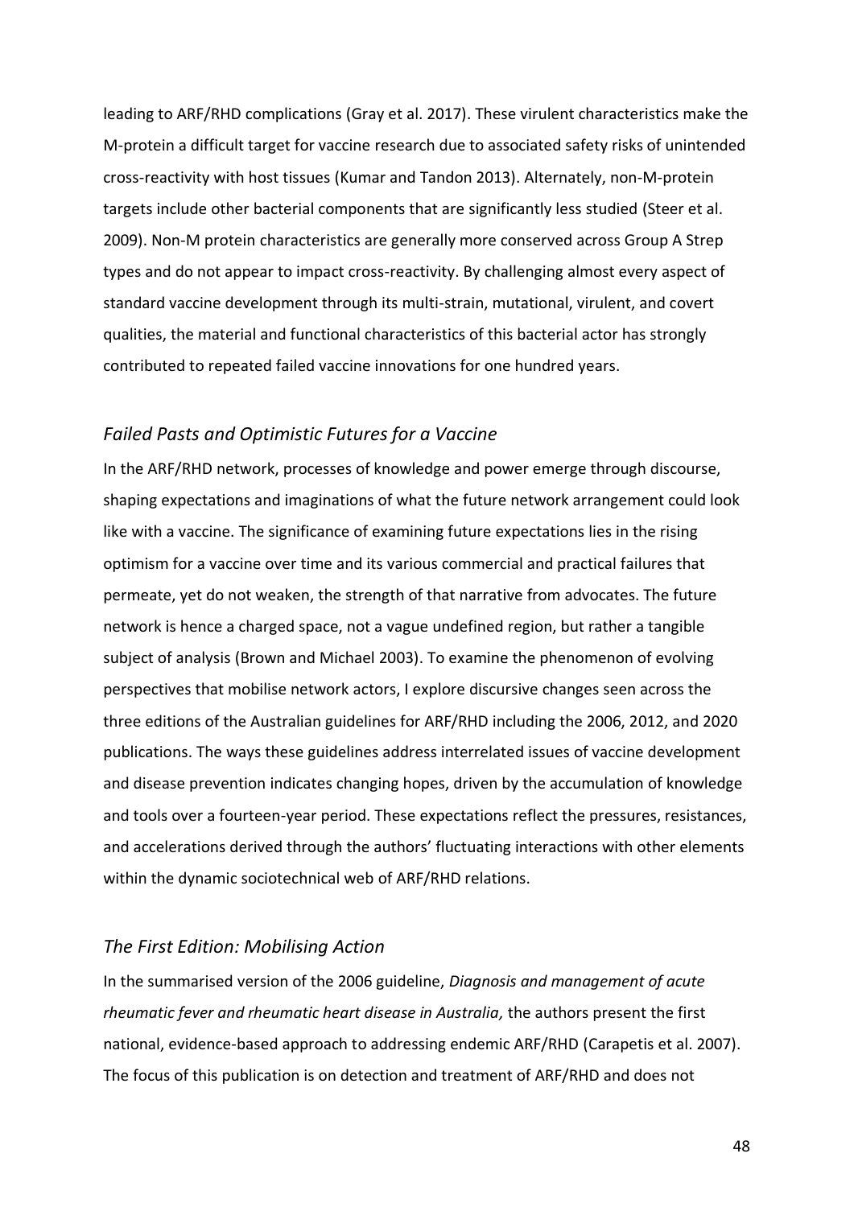leading to ARF/RHD complications (Gray et al. 2017). These virulent characteristics make the M-protein a difficult target for vaccine research due to associated safety risks of unintended cross-reactivity with host tissues (Kumar and Tandon 2013). Alternately, non-M-protein targets include other bacterial components that are significantly less studied (Steer et al. 2009). Non-M protein characteristics are generally more conserved across Group A Strep types and do not appear to impact cross-reactivity. By challenging almost every aspect of standard vaccine development through its multi-strain, mutational, virulent, and covert qualities, the material and functional characteristics of this bacterial actor has strongly contributed to repeated failed vaccine innovations for one hundred years.

### *Failed Pasts and Optimistic Futures for a Vaccine*

In the ARF/RHD network, processes of knowledge and power emerge through discourse, shaping expectations and imaginations of what the future network arrangement could look like with a vaccine. The significance of examining future expectations lies in the rising optimism for a vaccine over time and its various commercial and practical failures that permeate, yet do not weaken, the strength of that narrative from advocates. The future network is hence a charged space, not a vague undefined region, but rather a tangible subject of analysis (Brown and Michael 2003). To examine the phenomenon of evolving perspectives that mobilise network actors, I explore discursive changes seen across the three editions of the Australian guidelines for ARF/RHD including the 2006, 2012, and 2020 publications. The ways these guidelines address interrelated issues of vaccine development and disease prevention indicates changing hopes, driven by the accumulation of knowledge and tools over a fourteen-year period. These expectations reflect the pressures, resistances, and accelerations derived through the authors' fluctuating interactions with other elements within the dynamic sociotechnical web of ARF/RHD relations.

### *The First Edition: Mobilising Action*

In the summarised version of the 2006 guideline, *Diagnosis and management of acute rheumatic fever and rheumatic heart disease in Australia,* the authors present the first national, evidence-based approach to addressing endemic ARF/RHD (Carapetis et al. 2007). The focus of this publication is on detection and treatment of ARF/RHD and does not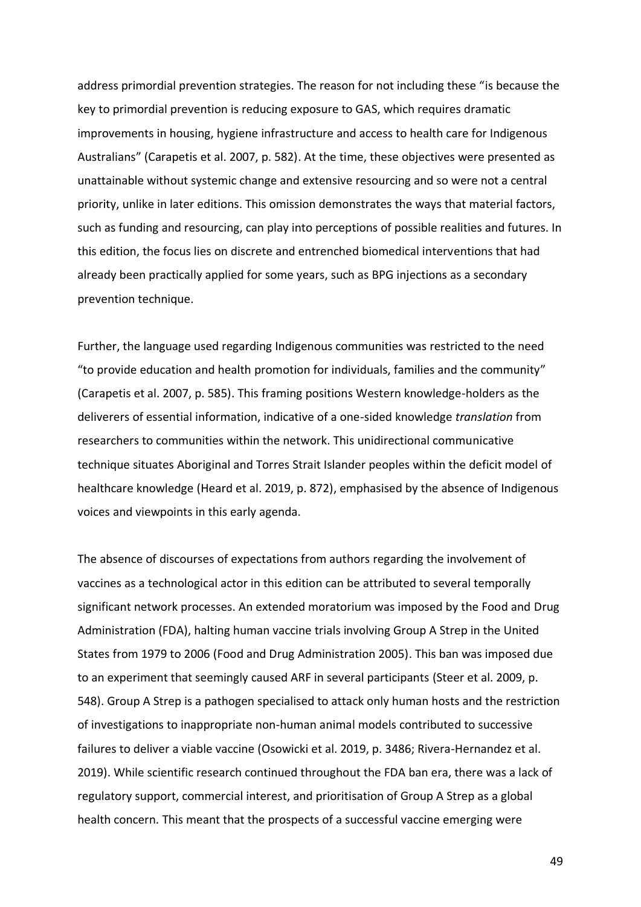address primordial prevention strategies. The reason for not including these "is because the key to primordial prevention is reducing exposure to GAS, which requires dramatic improvements in housing, hygiene infrastructure and access to health care for Indigenous Australians" (Carapetis et al. 2007, p. 582). At the time, these objectives were presented as unattainable without systemic change and extensive resourcing and so were not a central priority, unlike in later editions. This omission demonstrates the ways that material factors, such as funding and resourcing, can play into perceptions of possible realities and futures. In this edition, the focus lies on discrete and entrenched biomedical interventions that had already been practically applied for some years, such as BPG injections as a secondary prevention technique.

Further, the language used regarding Indigenous communities was restricted to the need "to provide education and health promotion for individuals, families and the community" (Carapetis et al. 2007, p. 585). This framing positions Western knowledge-holders as the deliverers of essential information, indicative of a one-sided knowledge *translation* from researchers to communities within the network. This unidirectional communicative technique situates Aboriginal and Torres Strait Islander peoples within the deficit model of healthcare knowledge (Heard et al. 2019, p. 872), emphasised by the absence of Indigenous voices and viewpoints in this early agenda.

The absence of discourses of expectations from authors regarding the involvement of vaccines as a technological actor in this edition can be attributed to several temporally significant network processes. An extended moratorium was imposed by the Food and Drug Administration (FDA), halting human vaccine trials involving Group A Strep in the United States from 1979 to 2006 (Food and Drug Administration 2005). This ban was imposed due to an experiment that seemingly caused ARF in several participants (Steer et al. 2009, p. 548). Group A Strep is a pathogen specialised to attack only human hosts and the restriction of investigations to inappropriate non-human animal models contributed to successive failures to deliver a viable vaccine (Osowicki et al. 2019, p. 3486; Rivera-Hernandez et al. 2019). While scientific research continued throughout the FDA ban era, there was a lack of regulatory support, commercial interest, and prioritisation of Group A Strep as a global health concern. This meant that the prospects of a successful vaccine emerging were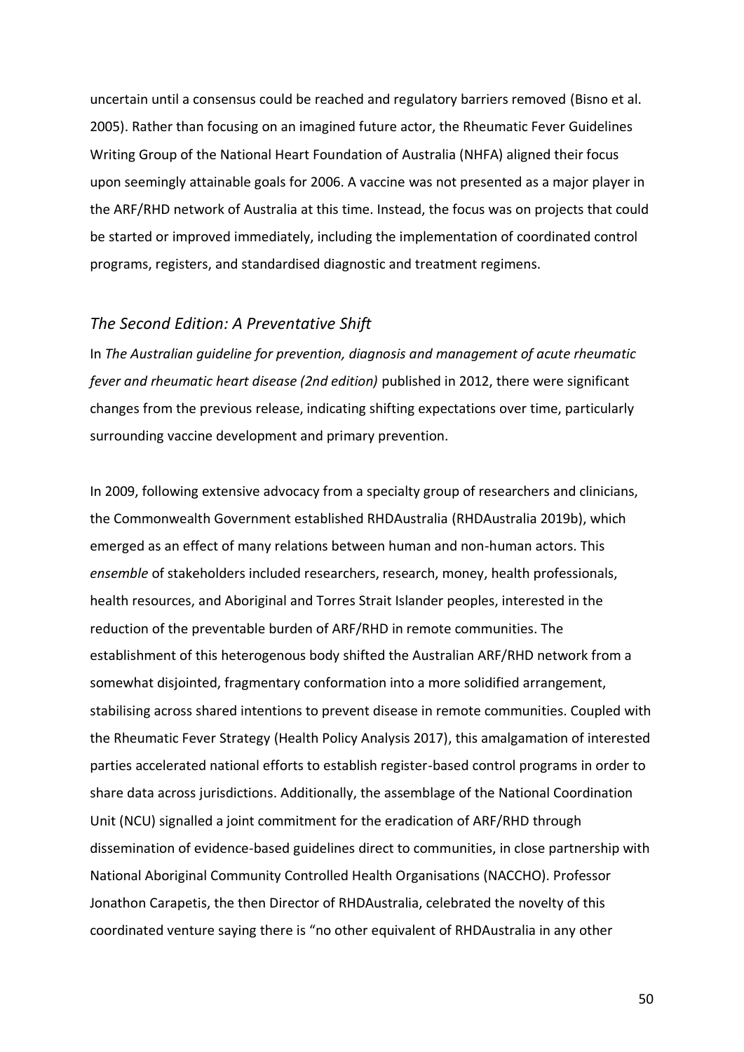uncertain until a consensus could be reached and regulatory barriers removed (Bisno et al. 2005). Rather than focusing on an imagined future actor, the Rheumatic Fever Guidelines Writing Group of the National Heart Foundation of Australia (NHFA) aligned their focus upon seemingly attainable goals for 2006. A vaccine was not presented as a major player in the ARF/RHD network of Australia at this time. Instead, the focus was on projects that could be started or improved immediately, including the implementation of coordinated control programs, registers, and standardised diagnostic and treatment regimens.

### *The Second Edition: A Preventative Shift*

In *The Australian guideline for prevention, diagnosis and management of acute rheumatic fever and rheumatic heart disease (2nd edition)* published in 2012, there were significant changes from the previous release, indicating shifting expectations over time, particularly surrounding vaccine development and primary prevention.

In 2009, following extensive advocacy from a specialty group of researchers and clinicians, the Commonwealth Government established RHDAustralia (RHDAustralia 2019b), which emerged as an effect of many relations between human and non-human actors. This *ensemble* of stakeholders included researchers, research, money, health professionals, health resources, and Aboriginal and Torres Strait Islander peoples, interested in the reduction of the preventable burden of ARF/RHD in remote communities. The establishment of this heterogenous body shifted the Australian ARF/RHD network from a somewhat disjointed, fragmentary conformation into a more solidified arrangement, stabilising across shared intentions to prevent disease in remote communities. Coupled with the Rheumatic Fever Strategy (Health Policy Analysis 2017), this amalgamation of interested parties accelerated national efforts to establish register-based control programs in order to share data across jurisdictions. Additionally, the assemblage of the National Coordination Unit (NCU) signalled a joint commitment for the eradication of ARF/RHD through dissemination of evidence-based guidelines direct to communities, in close partnership with National Aboriginal Community Controlled Health Organisations (NACCHO). Professor Jonathon Carapetis, the then Director of RHDAustralia, celebrated the novelty of this coordinated venture saying there is "no other equivalent of RHDAustralia in any other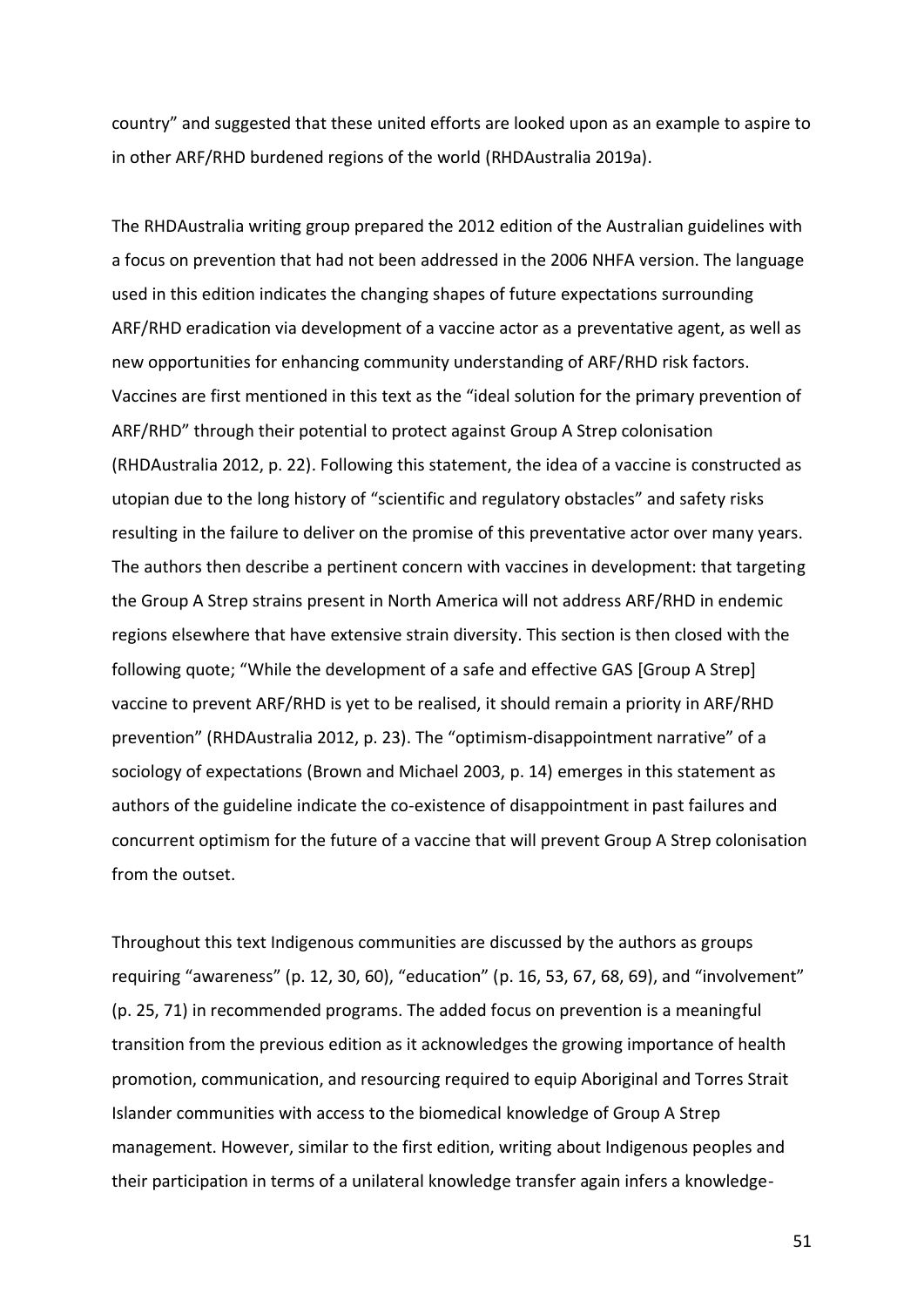country" and suggested that these united efforts are looked upon as an example to aspire to in other ARF/RHD burdened regions of the world (RHDAustralia 2019a).

The RHDAustralia writing group prepared the 2012 edition of the Australian guidelines with a focus on prevention that had not been addressed in the 2006 NHFA version. The language used in this edition indicates the changing shapes of future expectations surrounding ARF/RHD eradication via development of a vaccine actor as a preventative agent, as well as new opportunities for enhancing community understanding of ARF/RHD risk factors. Vaccines are first mentioned in this text as the "ideal solution for the primary prevention of ARF/RHD" through their potential to protect against Group A Strep colonisation (RHDAustralia 2012, p. 22). Following this statement, the idea of a vaccine is constructed as utopian due to the long history of "scientific and regulatory obstacles" and safety risks resulting in the failure to deliver on the promise of this preventative actor over many years. The authors then describe a pertinent concern with vaccines in development: that targeting the Group A Strep strains present in North America will not address ARF/RHD in endemic regions elsewhere that have extensive strain diversity. This section is then closed with the following quote; "While the development of a safe and effective GAS [Group A Strep] vaccine to prevent ARF/RHD is yet to be realised, it should remain a priority in ARF/RHD prevention" (RHDAustralia 2012, p. 23). The "optimism-disappointment narrative" of a sociology of expectations (Brown and Michael 2003, p. 14) emerges in this statement as authors of the guideline indicate the co-existence of disappointment in past failures and concurrent optimism for the future of a vaccine that will prevent Group A Strep colonisation from the outset.

Throughout this text Indigenous communities are discussed by the authors as groups requiring "awareness" (p. 12, 30, 60), "education" (p. 16, 53, 67, 68, 69), and "involvement" (p. 25, 71) in recommended programs. The added focus on prevention is a meaningful transition from the previous edition as it acknowledges the growing importance of health promotion, communication, and resourcing required to equip Aboriginal and Torres Strait Islander communities with access to the biomedical knowledge of Group A Strep management. However, similar to the first edition, writing about Indigenous peoples and their participation in terms of a unilateral knowledge transfer again infers a knowledge-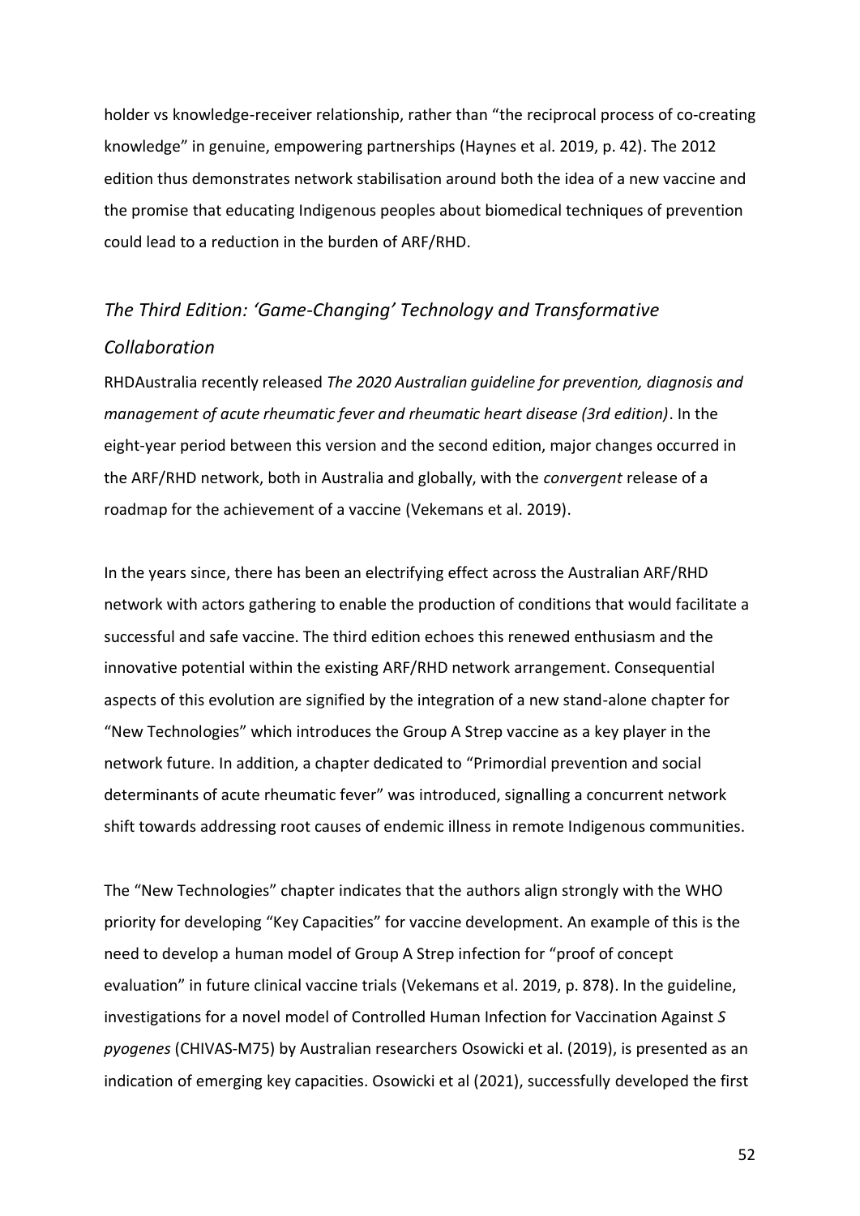holder vs knowledge-receiver relationship, rather than "the reciprocal process of co-creating knowledge" in genuine, empowering partnerships (Haynes et al. 2019, p. 42). The 2012 edition thus demonstrates network stabilisation around both the idea of a new vaccine and the promise that educating Indigenous peoples about biomedical techniques of prevention could lead to a reduction in the burden of ARF/RHD.

### *The Third Edition: 'Game-Changing' Technology and Transformative Collaboration*

RHDAustralia recently released *The 2020 Australian guideline for prevention, diagnosis and management of acute rheumatic fever and rheumatic heart disease (3rd edition)*. In the eight-year period between this version and the second edition, major changes occurred in the ARF/RHD network, both in Australia and globally, with the *convergent* release of a roadmap for the achievement of a vaccine (Vekemans et al. 2019).

In the years since, there has been an electrifying effect across the Australian ARF/RHD network with actors gathering to enable the production of conditions that would facilitate a successful and safe vaccine. The third edition echoes this renewed enthusiasm and the innovative potential within the existing ARF/RHD network arrangement. Consequential aspects of this evolution are signified by the integration of a new stand-alone chapter for "New Technologies" which introduces the Group A Strep vaccine as a key player in the network future. In addition, a chapter dedicated to "Primordial prevention and social determinants of acute rheumatic fever" was introduced, signalling a concurrent network shift towards addressing root causes of endemic illness in remote Indigenous communities.

The "New Technologies" chapter indicates that the authors align strongly with the WHO priority for developing "Key Capacities" for vaccine development. An example of this is the need to develop a human model of Group A Strep infection for "proof of concept evaluation" in future clinical vaccine trials (Vekemans et al. 2019, p. 878). In the guideline, investigations for a novel model of Controlled Human Infection for Vaccination Against *S pyogenes* (CHIVAS-M75) by Australian researchers Osowicki et al. (2019), is presented as an indication of emerging key capacities. Osowicki et al (2021), successfully developed the first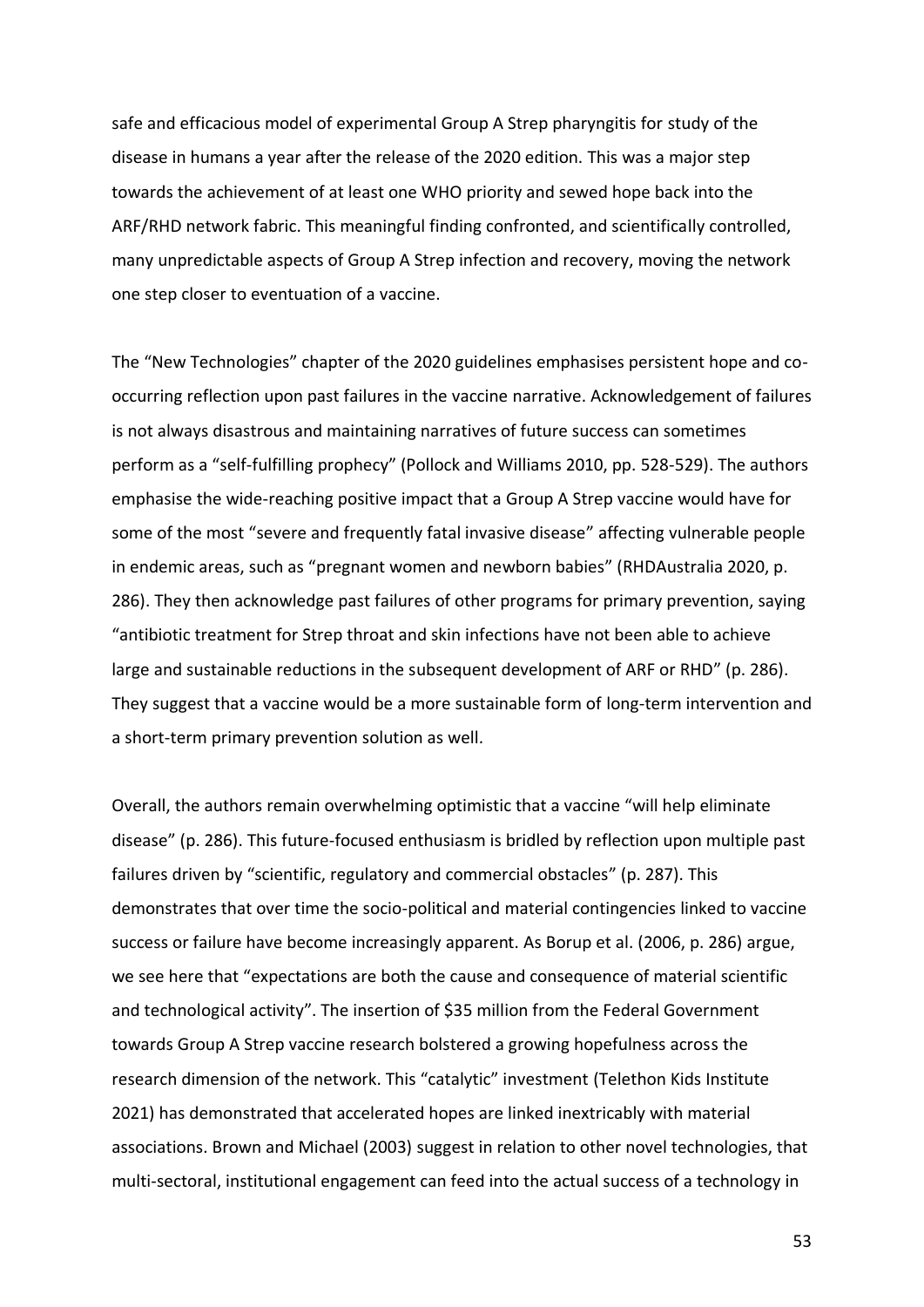safe and efficacious model of experimental Group A Strep pharyngitis for study of the disease in humans a year after the release of the 2020 edition. This was a major step towards the achievement of at least one WHO priority and sewed hope back into the ARF/RHD network fabric. This meaningful finding confronted, and scientifically controlled, many unpredictable aspects of Group A Strep infection and recovery, moving the network one step closer to eventuation of a vaccine.

The "New Technologies" chapter of the 2020 guidelines emphasises persistent hope and co-occurring reflection upon past failures in the vaccine narrative. Acknowledgement of failures is not always disastrous and maintaining narratives of future success can sometimes perform as a "self-fulfilling prophecy" (Pollock and Williams 2010, pp. 528-529). The authors emphasise the wide-reaching positive impact that a Group A Strep vaccine would have for some of the most "severe and frequently fatal invasive disease" affecting vulnerable people in endemic areas, such as "pregnant women and newborn babies" (RHDAustralia 2020, p. 286). They then acknowledge past failures of other programs for primary prevention, saying "antibiotic treatment for Strep throat and skin infections have not been able to achieve large and sustainable reductions in the subsequent development of ARF or RHD" (p. 286). They suggest that a vaccine would be a more sustainable form of long-term intervention and a short-term primary prevention solution as well.

Overall, the authors remain overwhelming optimistic that a vaccine "will help eliminate disease" (p. 286). This future-focused enthusiasm is bridled by reflection upon multiple past failures driven by "scientific, regulatory and commercial obstacles" (p. 287). This demonstrates that over time the socio-political and material contingencies linked to vaccine success or failure have become increasingly apparent. As Borup et al. (2006, p. 286) argue, we see here that "expectations are both the cause and consequence of material scientific and technological activity". The insertion of $35 million from the Federal Government towards Group A Strep vaccine research bolstered a growing hopefulness across the research dimension of the network. This "catalytic" investment (Telethon Kids Institute 2021) has demonstrated that accelerated hopes are linked inextricably with material associations. Brown and Michael (2003) suggest in relation to other novel technologies, that multi-sectoral, institutional engagement can feed into the actual success of a technology in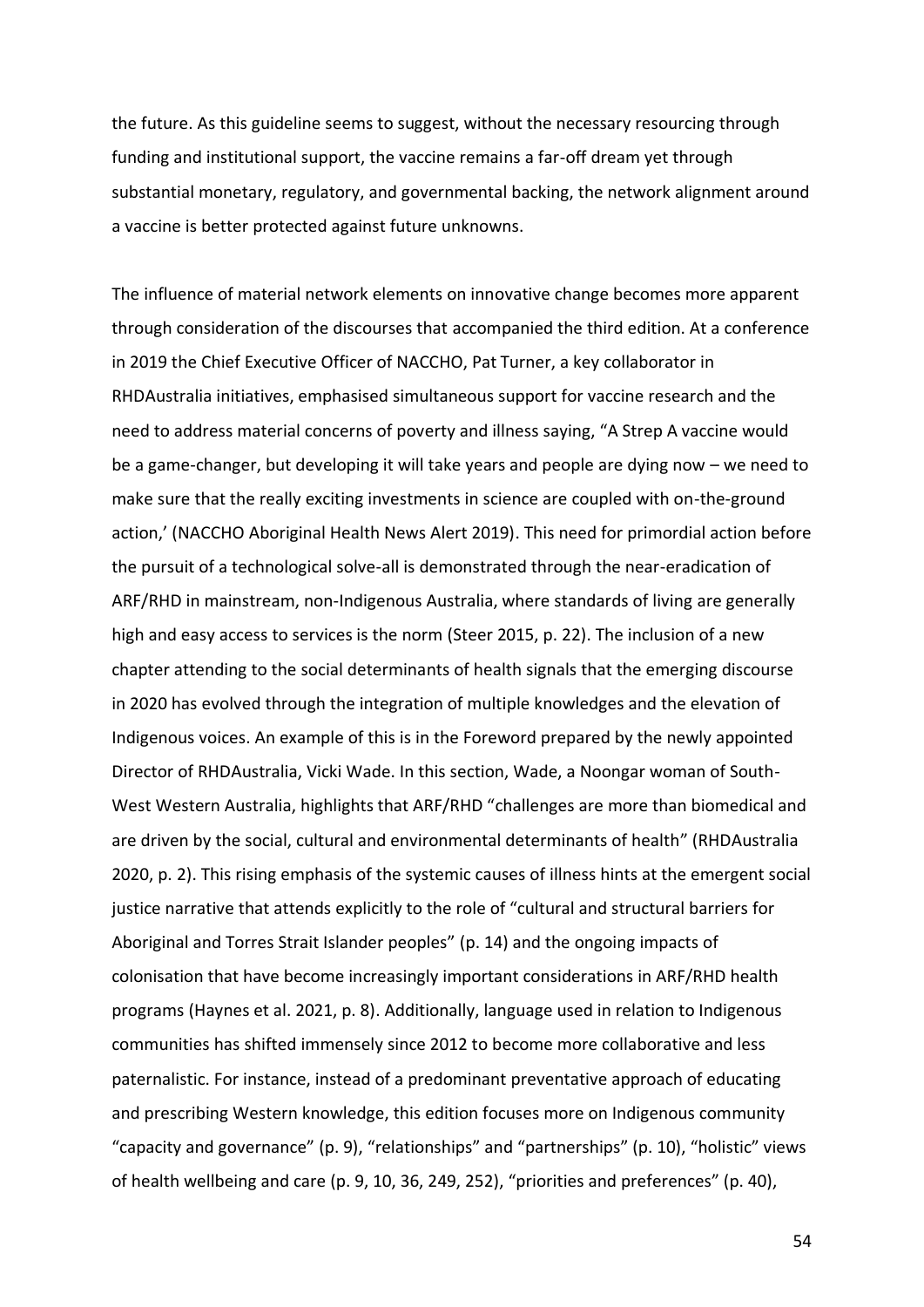the future. As this guideline seems to suggest, without the necessary resourcing through funding and institutional support, the vaccine remains a far-off dream yet through substantial monetary, regulatory, and governmental backing, the network alignment around a vaccine is better protected against future unknowns.

The influence of material network elements on innovative change becomes more apparent through consideration of the discourses that accompanied the third edition. At a conference in 2019 the Chief Executive Officer of NACCHO, Pat Turner, a key collaborator in RHDAustralia initiatives, emphasised simultaneous support for vaccine research and the need to address material concerns of poverty and illness saying, "A Strep A vaccine would be a game-changer, but developing it will take years and people are dying now – we need to make sure that the really exciting investments in science are coupled with on-the-ground action,' (NACCHO Aboriginal Health News Alert 2019). This need for primordial action before the pursuit of a technological solve-all is demonstrated through the near-eradication of ARF/RHD in mainstream, non-Indigenous Australia, where standards of living are generally high and easy access to services is the norm (Steer 2015, p. 22). The inclusion of a new chapter attending to the social determinants of health signals that the emerging discourse in 2020 has evolved through the integration of multiple knowledges and the elevation of Indigenous voices. An example of this is in the Foreword prepared by the newly appointed Director of RHDAustralia, Vicki Wade. In this section, Wade, a Noongar woman of South-West Western Australia, highlights that ARF/RHD "challenges are more than biomedical and are driven by the social, cultural and environmental determinants of health" (RHDAustralia 2020, p. 2). This rising emphasis of the systemic causes of illness hints at the emergent social justice narrative that attends explicitly to the role of "cultural and structural barriers for Aboriginal and Torres Strait Islander peoples" (p. 14) and the ongoing impacts of colonisation that have become increasingly important considerations in ARF/RHD health programs (Haynes et al. 2021, p. 8). Additionally, language used in relation to Indigenous communities has shifted immensely since 2012 to become more collaborative and less paternalistic. For instance, instead of a predominant preventative approach of educating and prescribing Western knowledge, this edition focuses more on Indigenous community "capacity and governance" (p. 9), "relationships" and "partnerships" (p. 10), "holistic" views of health wellbeing and care (p. 9, 10, 36, 249, 252), "priorities and preferences" (p. 40),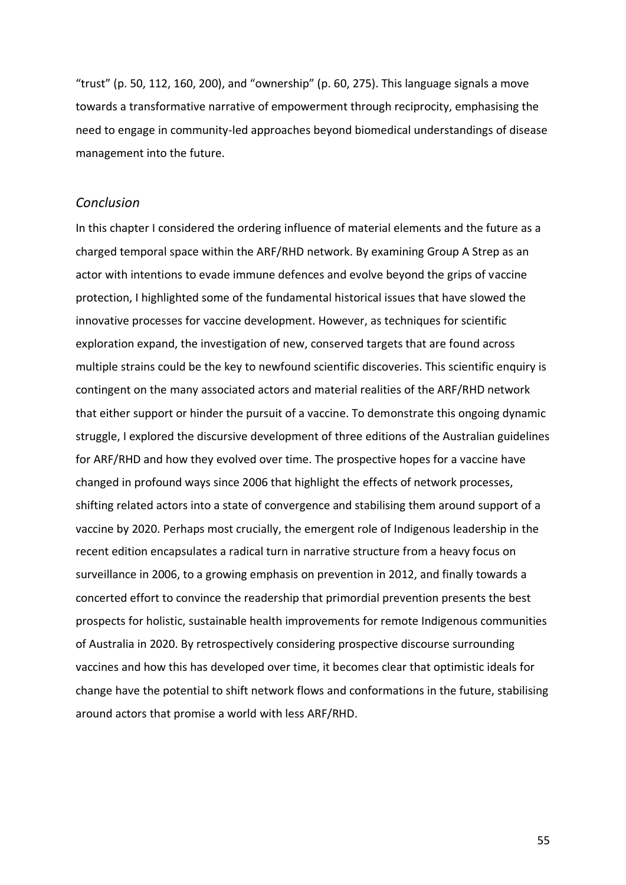"trust" (p. 50, 112, 160, 200), and "ownership" (p. 60, 275). This language signals a move towards a transformative narrative of empowerment through reciprocity, emphasising the need to engage in community-led approaches beyond biomedical understandings of disease management into the future.

### *Conclusion*

In this chapter I considered the ordering influence of material elements and the future as a charged temporal space within the ARF/RHD network. By examining Group A Strep as an actor with intentions to evade immune defences and evolve beyond the grips of vaccine protection, I highlighted some of the fundamental historical issues that have slowed the innovative processes for vaccine development. However, as techniques for scientific exploration expand, the investigation of new, conserved targets that are found across multiple strains could be the key to newfound scientific discoveries. This scientific enquiry is contingent on the many associated actors and material realities of the ARF/RHD network that either support or hinder the pursuit of a vaccine. To demonstrate this ongoing dynamic struggle, I explored the discursive development of three editions of the Australian guidelines for ARF/RHD and how they evolved over time. The prospective hopes for a vaccine have changed in profound ways since 2006 that highlight the effects of network processes, shifting related actors into a state of convergence and stabilising them around support of a vaccine by 2020. Perhaps most crucially, the emergent role of Indigenous leadership in the recent edition encapsulates a radical turn in narrative structure from a heavy focus on surveillance in 2006, to a growing emphasis on prevention in 2012, and finally towards a concerted effort to convince the readership that primordial prevention presents the best prospects for holistic, sustainable health improvements for remote Indigenous communities of Australia in 2020. By retrospectively considering prospective discourse surrounding vaccines and how this has developed over time, it becomes clear that optimistic ideals for change have the potential to shift network flows and conformations in the future, stabilising around actors that promise a world with less ARF/RHD.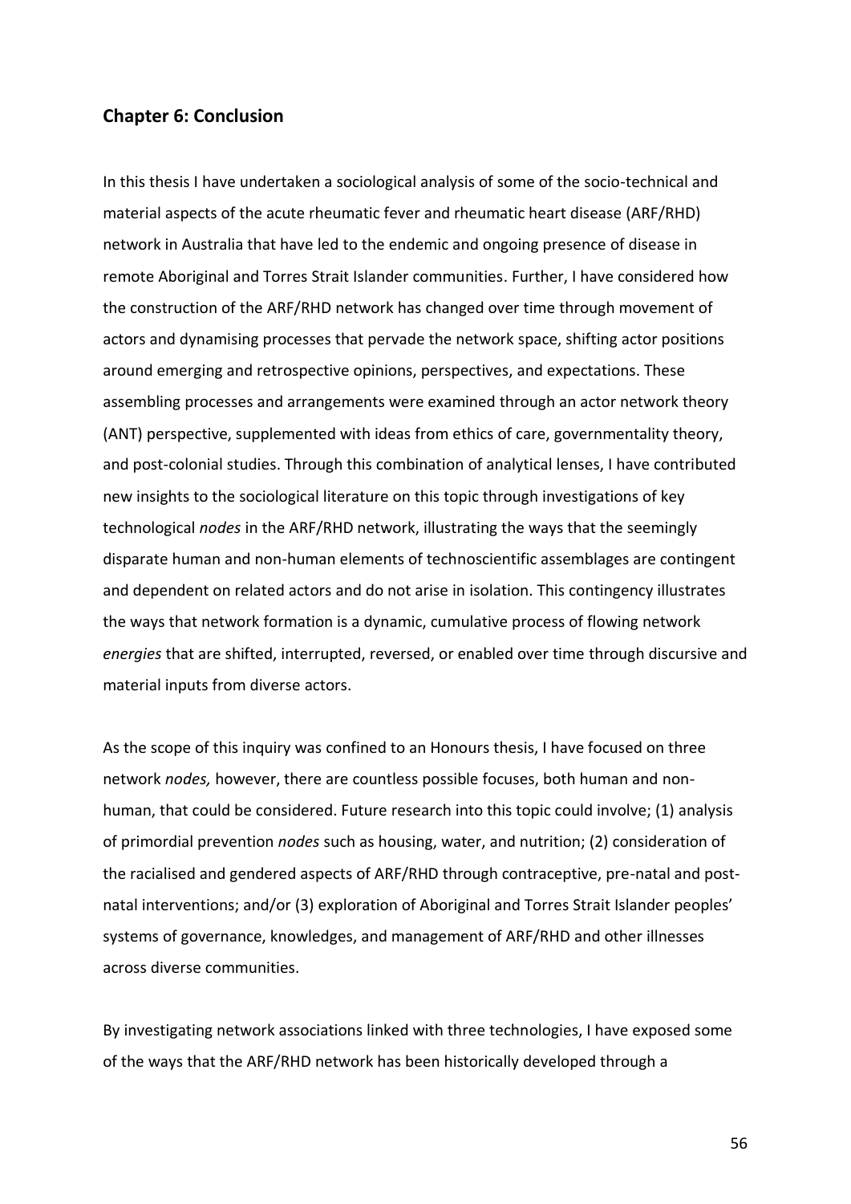## Chapter 6: Conclusion

In this thesis I have undertaken a sociological analysis of some of the socio-technical and material aspects of the acute rheumatic fever and rheumatic heart disease (ARF/RHD) network in Australia that have led to the endemic and ongoing presence of disease in remote Aboriginal and Torres Strait Islander communities. Further, I have considered how the construction of the ARF/RHD network has changed over time through movement of actors and dynamising processes that pervade the network space, shifting actor positions around emerging and retrospective opinions, perspectives, and expectations. These assembling processes and arrangements were examined through an actor network theory (ANT) perspective, supplemented with ideas from ethics of care, governmentality theory, and post-colonial studies. Through this combination of analytical lenses, I have contributed new insights to the sociological literature on this topic through investigations of key technological *nodes* in the ARF/RHD network, illustrating the ways that the seemingly disparate human and non-human elements of technoscientific assemblages are contingent and dependent on related actors and do not arise in isolation. This contingency illustrates the ways that network formation is a dynamic, cumulative process of flowing network *energies* that are shifted, interrupted, reversed, or enabled over time through discursive and material inputs from diverse actors.

As the scope of this inquiry was confined to an Honours thesis, I have focused on three network *nodes,* however, there are countless possible focuses, both human and non-human, that could be considered. Future research into this topic could involve; (1) analysis of primordial prevention *nodes* such as housing, water, and nutrition; (2) consideration of the racialised and gendered aspects of ARF/RHD through contraceptive, pre-natal and post-natal interventions; and/or (3) exploration of Aboriginal and Torres Strait Islander peoples' systems of governance, knowledges, and management of ARF/RHD and other illnesses across diverse communities.

By investigating network associations linked with three technologies, I have exposed some of the ways that the ARF/RHD network has been historically developed through a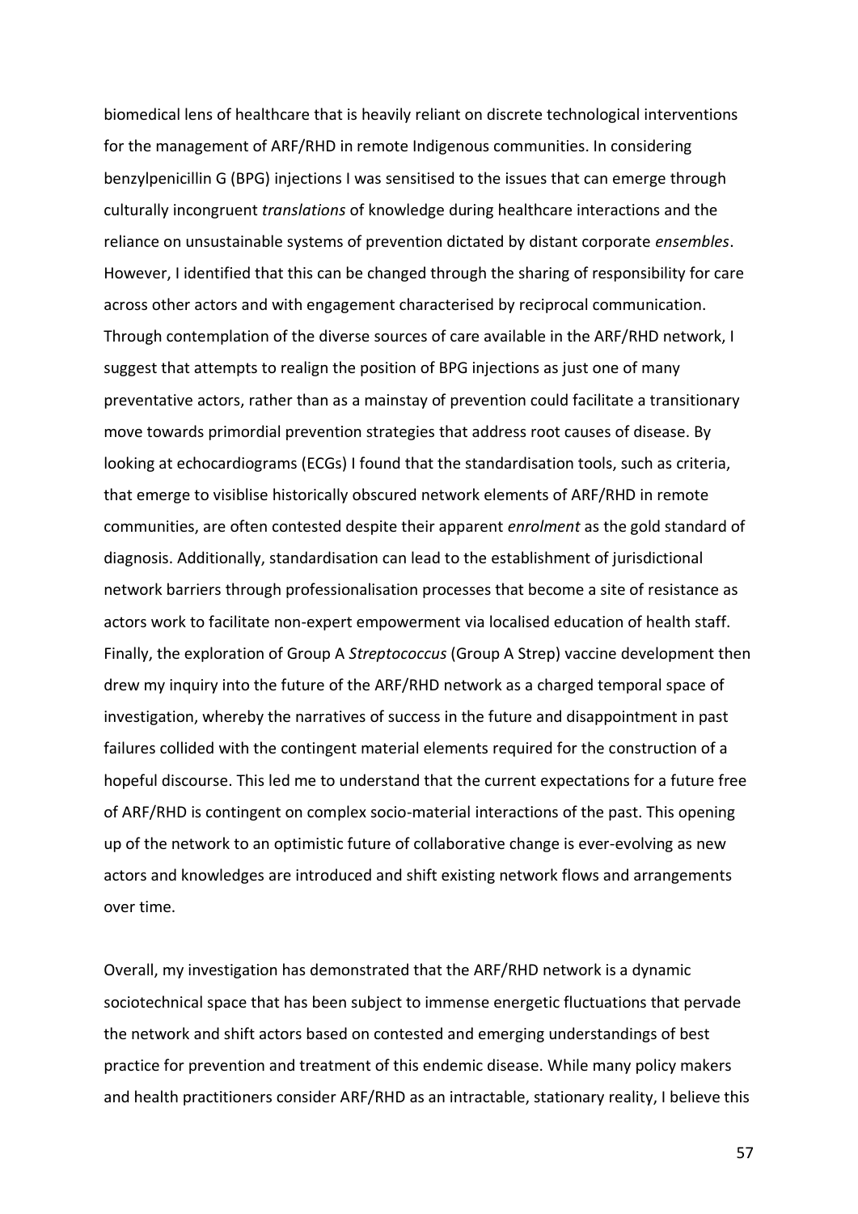biomedical lens of healthcare that is heavily reliant on discrete technological interventions for the management of ARF/RHD in remote Indigenous communities. In considering benzylpenicillin G (BPG) injections I was sensitised to the issues that can emerge through culturally incongruent *translations* of knowledge during healthcare interactions and the reliance on unsustainable systems of prevention dictated by distant corporate *ensembles*. However, I identified that this can be changed through the sharing of responsibility for care across other actors and with engagement characterised by reciprocal communication. Through contemplation of the diverse sources of care available in the ARF/RHD network, I suggest that attempts to realign the position of BPG injections as just one of many preventative actors, rather than as a mainstay of prevention could facilitate a transitionary move towards primordial prevention strategies that address root causes of disease. By looking at echocardiograms (ECGs) I found that the standardisation tools, such as criteria, that emerge to visiblise historically obscured network elements of ARF/RHD in remote communities, are often contested despite their apparent *enrolment* as the gold standard of diagnosis. Additionally, standardisation can lead to the establishment of jurisdictional network barriers through professionalisation processes that become a site of resistance as actors work to facilitate non-expert empowerment via localised education of health staff. Finally, the exploration of Group A *Streptococcus* (Group A Strep) vaccine development then drew my inquiry into the future of the ARF/RHD network as a charged temporal space of investigation, whereby the narratives of success in the future and disappointment in past failures collided with the contingent material elements required for the construction of a hopeful discourse. This led me to understand that the current expectations for a future free of ARF/RHD is contingent on complex socio-material interactions of the past. This opening up of the network to an optimistic future of collaborative change is ever-evolving as new actors and knowledges are introduced and shift existing network flows and arrangements over time.

Overall, my investigation has demonstrated that the ARF/RHD network is a dynamic sociotechnical space that has been subject to immense energetic fluctuations that pervade the network and shift actors based on contested and emerging understandings of best practice for prevention and treatment of this endemic disease. While many policy makers and health practitioners consider ARF/RHD as an intractable, stationary reality, I believe this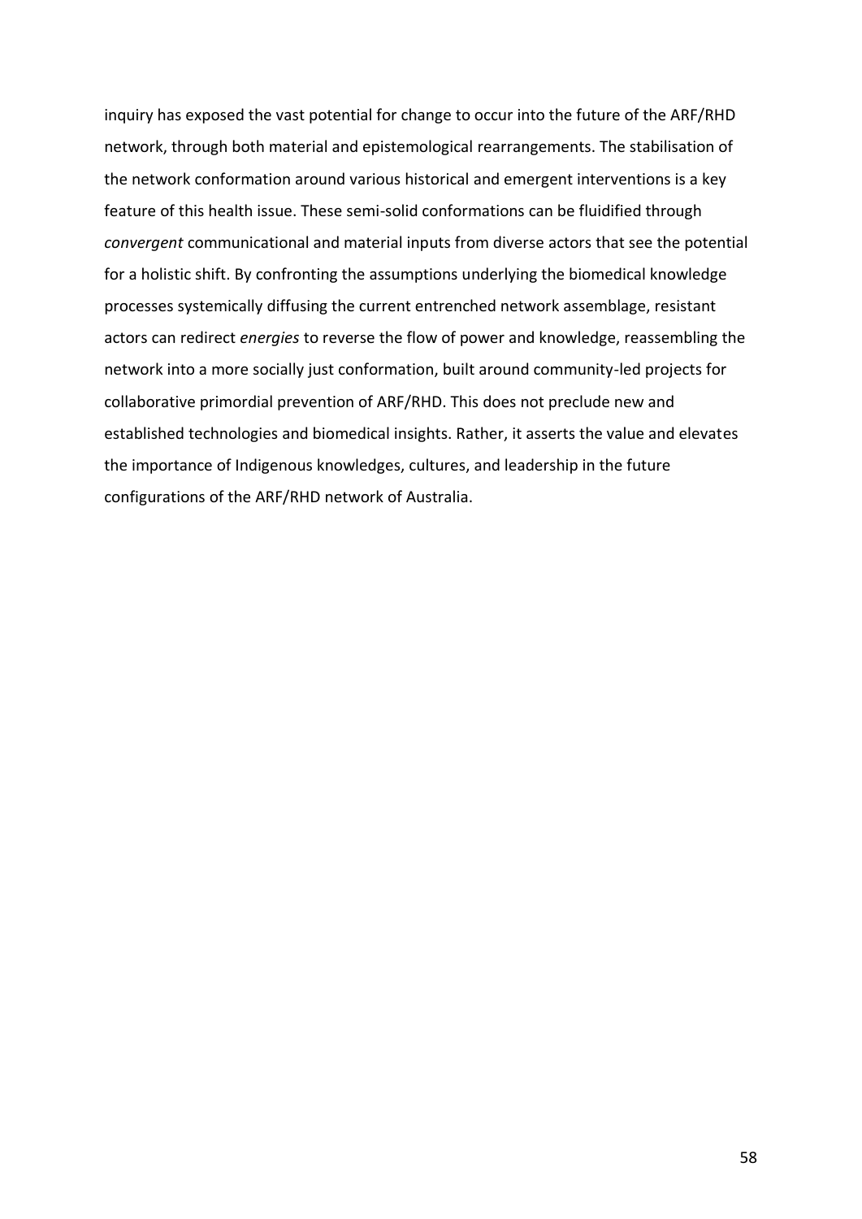inquiry has exposed the vast potential for change to occur into the future of the ARF/RHD network, through both material and epistemological rearrangements. The stabilisation of the network conformation around various historical and emergent interventions is a key feature of this health issue. These semi-solid conformations can be fluidified through *convergent* communicational and material inputs from diverse actors that see the potential for a holistic shift. By confronting the assumptions underlying the biomedical knowledge processes systemically diffusing the current entrenched network assemblage, resistant actors can redirect *energies* to reverse the flow of power and knowledge, reassembling the network into a more socially just conformation, built around community-led projects for collaborative primordial prevention of ARF/RHD. This does not preclude new and established technologies and biomedical insights. Rather, it asserts the value and elevates the importance of Indigenous knowledges, cultures, and leadership in the future configurations of the ARF/RHD network of Australia.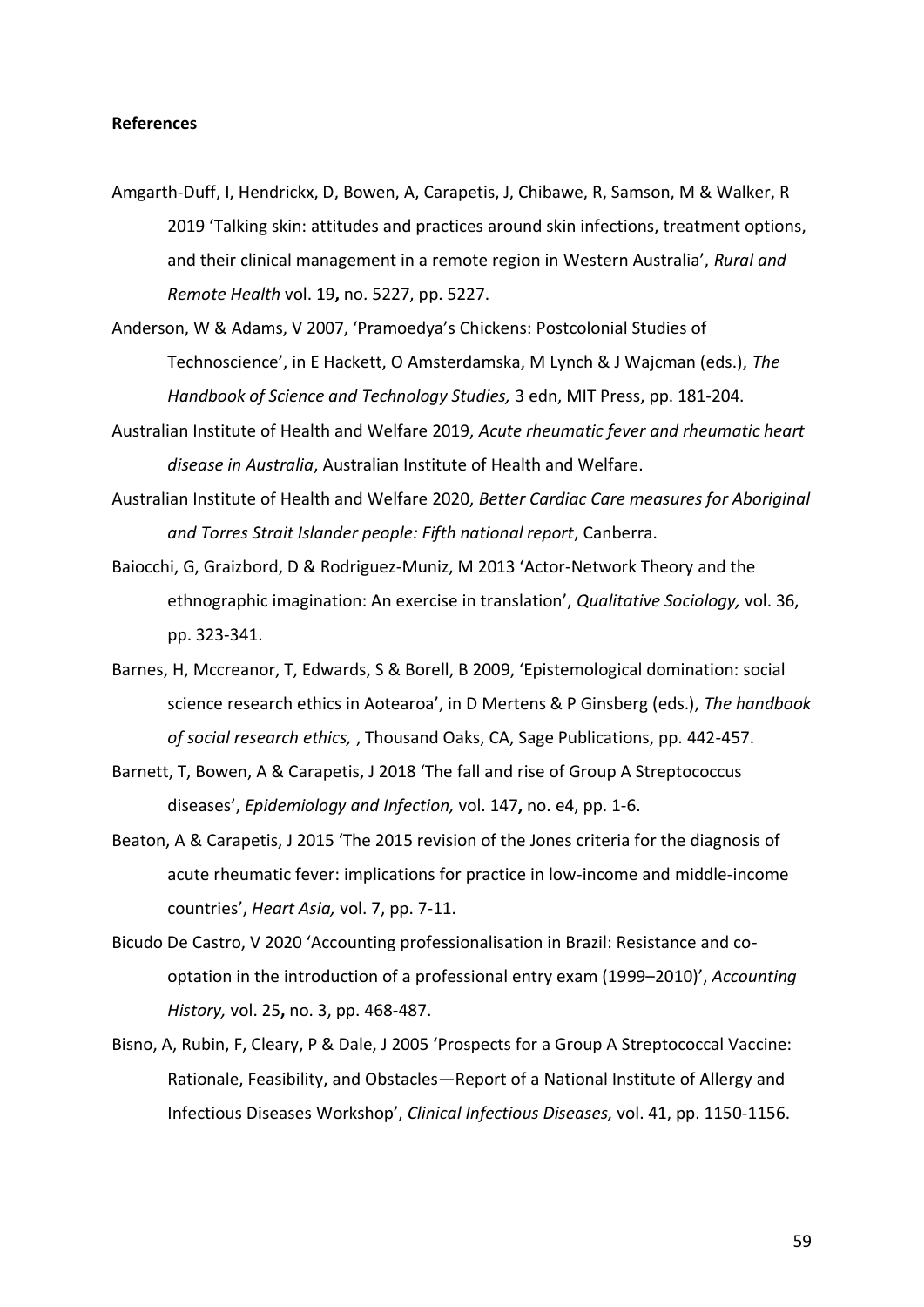**References**

Amgarth-Duff, I, Hendrickx, D, Bowen, A, Carapetis, J, Chibawe, R, Samson, M & Walker, R 2019 'Talking skin: attitudes and practices around skin infections, treatment options, and their clinical management in a remote region in Western Australia', *Rural and Remote Health* vol. 19**,** no. 5227, pp. 5227.

Anderson, W & Adams, V 2007, 'Pramoedya's Chickens: Postcolonial Studies of Technoscience', in E Hackett, O Amsterdamska, M Lynch & J Wajcman (eds.), *The Handbook of Science and Technology Studies,* 3 edn, MIT Press, pp. 181-204.

Australian Institute of Health and Welfare 2019, *Acute rheumatic fever and rheumatic heart disease in Australia*, Australian Institute of Health and Welfare.

Australian Institute of Health and Welfare 2020, *Better Cardiac Care measures for Aboriginal and Torres Strait Islander people: Fifth national report*, Canberra.

Baiocchi, G, Graizbord, D & Rodriguez-Muniz, M 2013 'Actor-Network Theory and the ethnographic imagination: An exercise in translation', *Qualitative Sociology,* vol. 36, pp. 323-341.

Barnes, H, Mccreanor, T, Edwards, S & Borell, B 2009, 'Epistemological domination: social science research ethics in Aotearoa', in D Mertens & P Ginsberg (eds.), *The handbook of social research ethics,* , Thousand Oaks, CA, Sage Publications, pp. 442-457.

Barnett, T, Bowen, A & Carapetis, J 2018 'The fall and rise of Group A Streptococcus diseases', *Epidemiology and Infection,* vol. 147**,** no. e4, pp. 1-6.

Beaton, A & Carapetis, J 2015 'The 2015 revision of the Jones criteria for the diagnosis of acute rheumatic fever: implications for practice in low-income and middle-income countries', *Heart Asia,* vol. 7, pp. 7-11.

Bicudo De Castro, V 2020 'Accounting professionalisation in Brazil: Resistance and co-optation in the introduction of a professional entry exam (1999–2010)', *Accounting History,* vol. 25**,** no. 3, pp. 468-487.

Bisno, A, Rubin, F, Cleary, P & Dale, J 2005 'Prospects for a Group A Streptococcal Vaccine: Rationale, Feasibility, and Obstacles—Report of a National Institute of Allergy and Infectious Diseases Workshop', *Clinical Infectious Diseases,* vol. 41, pp. 1150-1156.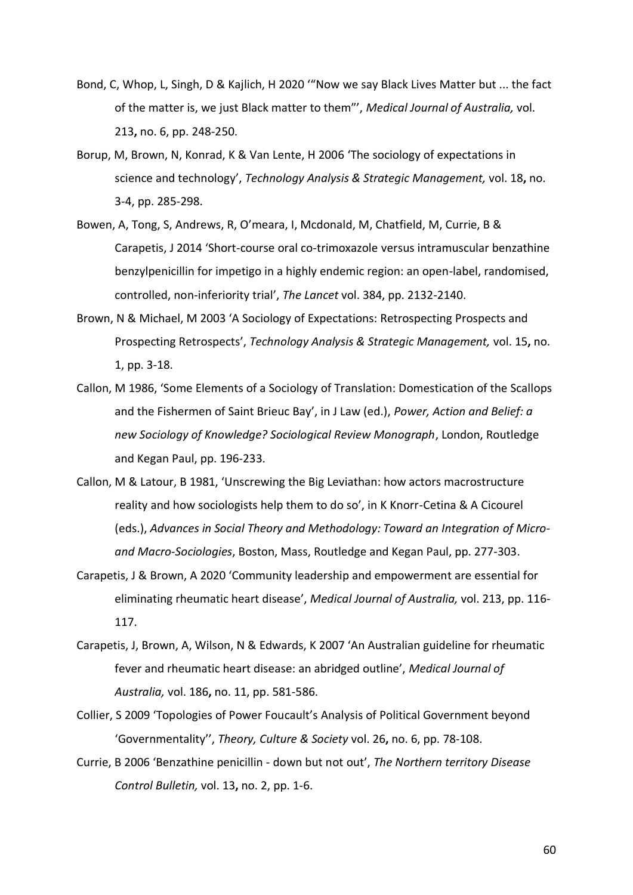Bond, C, Whop, L, Singh, D & Kajlich, H 2020 '"Now we say Black Lives Matter but ... the fact of the matter is, we just Black matter to them"', *Medical Journal of Australia,* vol. 213**,** no. 6, pp. 248-250.

Borup, M, Brown, N, Konrad, K & Van Lente, H 2006 'The sociology of expectations in science and technology', *Technology Analysis & Strategic Management,* vol. 18**,** no. 3-4, pp. 285-298.

Bowen, A, Tong, S, Andrews, R, O'meara, I, Mcdonald, M, Chatfield, M, Currie, B & Carapetis, J 2014 'Short-course oral co-trimoxazole versus intramuscular benzathine benzylpenicillin for impetigo in a highly endemic region: an open-label, randomised, controlled, non-inferiority trial', *The Lancet* vol. 384, pp. 2132-2140.

Brown, N & Michael, M 2003 'A Sociology of Expectations: Retrospecting Prospects and Prospecting Retrospects', *Technology Analysis & Strategic Management,* vol. 15**,** no. 1, pp. 3-18.

Callon, M 1986, 'Some Elements of a Sociology of Translation: Domestication of the Scallops and the Fishermen of Saint Brieuc Bay', in J Law (ed.), *Power, Action and Belief: a new Sociology of Knowledge? Sociological Review Monograph*, London, Routledge and Kegan Paul, pp. 196-233.

Callon, M & Latour, B 1981, 'Unscrewing the Big Leviathan: how actors macrostructure reality and how sociologists help them to do so', in K Knorr-Cetina & A Cicourel (eds.), *Advances in Social Theory and Methodology: Toward an Integration of Micro- and Macro-Sociologies*, Boston, Mass, Routledge and Kegan Paul, pp. 277-303.

Carapetis, J & Brown, A 2020 'Community leadership and empowerment are essential for eliminating rheumatic heart disease', *Medical Journal of Australia,* vol. 213, pp. 116-117.

Carapetis, J, Brown, A, Wilson, N & Edwards, K 2007 'An Australian guideline for rheumatic fever and rheumatic heart disease: an abridged outline', *Medical Journal of Australia,* vol. 186**,** no. 11, pp. 581-586.

Collier, S 2009 'Topologies of Power Foucault's Analysis of Political Government beyond 'Governmentality'', *Theory, Culture & Society* vol. 26**,** no. 6, pp. 78-108.

Currie, B 2006 'Benzathine penicillin - down but not out', *The Northern territory Disease Control Bulletin,* vol. 13**,** no. 2, pp. 1-6.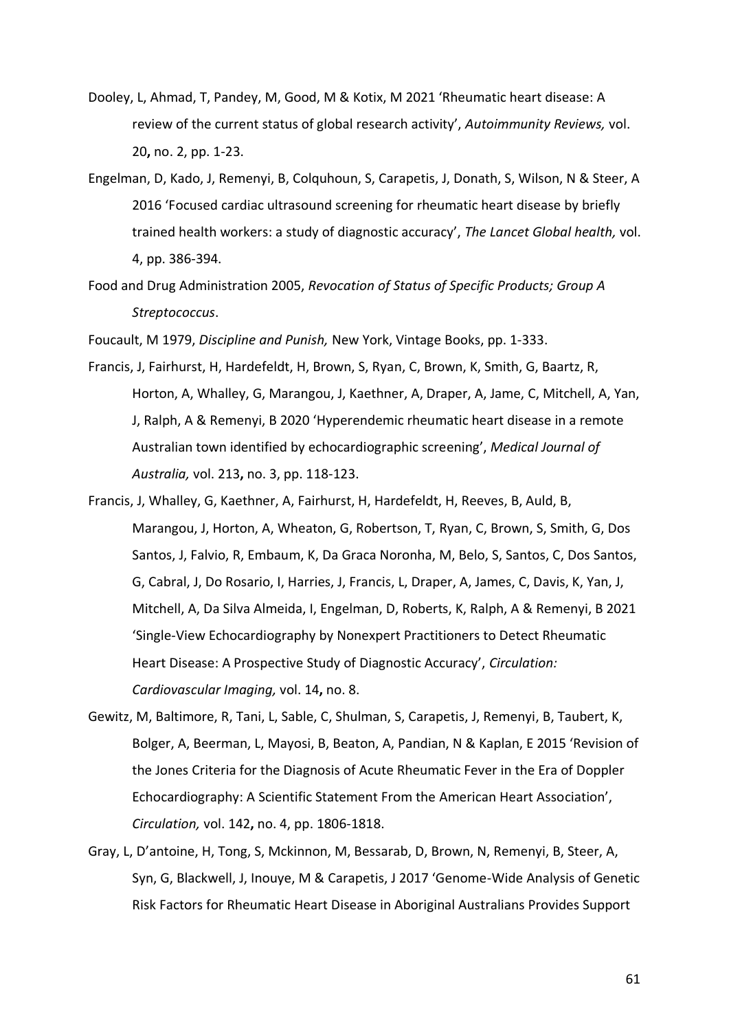Dooley, L, Ahmad, T, Pandey, M, Good, M & Kotix, M 2021 'Rheumatic heart disease: A review of the current status of global research activity', *Autoimmunity Reviews,* vol. 20**,** no. 2, pp. 1-23.

Engelman, D, Kado, J, Remenyi, B, Colquhoun, S, Carapetis, J, Donath, S, Wilson, N & Steer, A 2016 'Focused cardiac ultrasound screening for rheumatic heart disease by briefly trained health workers: a study of diagnostic accuracy', *The Lancet Global health,* vol. 4, pp. 386-394.

Food and Drug Administration 2005, *Revocation of Status of Specific Products; Group A Streptococcus*.

Foucault, M 1979, *Discipline and Punish,* New York, Vintage Books, pp. 1-333.

Francis, J, Fairhurst, H, Hardefeldt, H, Brown, S, Ryan, C, Brown, K, Smith, G, Baartz, R, Horton, A, Whalley, G, Marangou, J, Kaethner, A, Draper, A, Jame, C, Mitchell, A, Yan, J, Ralph, A & Remenyi, B 2020 'Hyperendemic rheumatic heart disease in a remote Australian town identified by echocardiographic screening', *Medical Journal of Australia,* vol. 213**,** no. 3, pp. 118-123.

Francis, J, Whalley, G, Kaethner, A, Fairhurst, H, Hardefeldt, H, Reeves, B, Auld, B, Marangou, J, Horton, A, Wheaton, G, Robertson, T, Ryan, C, Brown, S, Smith, G, Dos Santos, J, Falvio, R, Embaum, K, Da Graca Noronha, M, Belo, S, Santos, C, Dos Santos, G, Cabral, J, Do Rosario, I, Harries, J, Francis, L, Draper, A, James, C, Davis, K, Yan, J, Mitchell, A, Da Silva Almeida, I, Engelman, D, Roberts, K, Ralph, A & Remenyi, B 2021 'Single-View Echocardiography by Nonexpert Practitioners to Detect Rheumatic Heart Disease: A Prospective Study of Diagnostic Accuracy', *Circulation: Cardiovascular Imaging,* vol. 14**,** no. 8.

Gewitz, M, Baltimore, R, Tani, L, Sable, C, Shulman, S, Carapetis, J, Remenyi, B, Taubert, K, Bolger, A, Beerman, L, Mayosi, B, Beaton, A, Pandian, N & Kaplan, E 2015 'Revision of the Jones Criteria for the Diagnosis of Acute Rheumatic Fever in the Era of Doppler Echocardiography: A Scientific Statement From the American Heart Association', *Circulation,* vol. 142**,** no. 4, pp. 1806-1818.

Gray, L, D'antoine, H, Tong, S, Mckinnon, M, Bessarab, D, Brown, N, Remenyi, B, Steer, A, Syn, G, Blackwell, J, Inouye, M & Carapetis, J 2017 'Genome-Wide Analysis of Genetic Risk Factors for Rheumatic Heart Disease in Aboriginal Australians Provides Support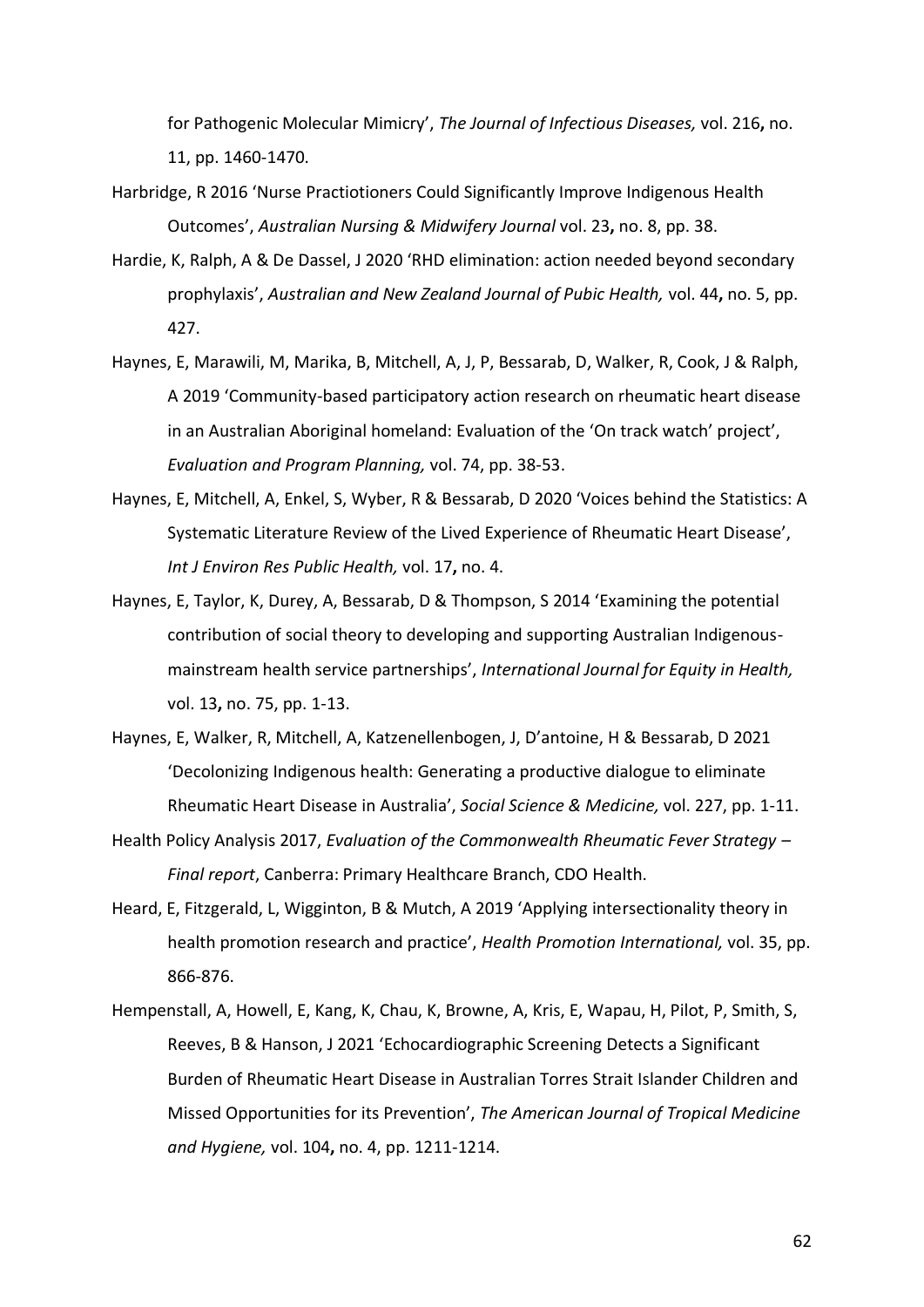for Pathogenic Molecular Mimicry', *The Journal of Infectious Diseases,* vol. 216**,** no. 11, pp. 1460-1470.

Harbridge, R 2016 'Nurse Practiotioners Could Significantly Improve Indigenous Health Outcomes', *Australian Nursing & Midwifery Journal* vol. 23**,** no. 8, pp. 38.

Hardie, K, Ralph, A & De Dassel, J 2020 'RHD elimination: action needed beyond secondary prophylaxis', *Australian and New Zealand Journal of Pubic Health,* vol. 44**,** no. 5, pp. 427.

Haynes, E, Marawili, M, Marika, B, Mitchell, A, J, P, Bessarab, D, Walker, R, Cook, J & Ralph, A 2019 'Community-based participatory action research on rheumatic heart disease in an Australian Aboriginal homeland: Evaluation of the 'On track watch' project', *Evaluation and Program Planning,* vol. 74, pp. 38-53.

Haynes, E, Mitchell, A, Enkel, S, Wyber, R & Bessarab, D 2020 'Voices behind the Statistics: A Systematic Literature Review of the Lived Experience of Rheumatic Heart Disease', *Int J Environ Res Public Health,* vol. 17**,** no. 4.

Haynes, E, Taylor, K, Durey, A, Bessarab, D & Thompson, S 2014 'Examining the potential contribution of social theory to developing and supporting Australian Indigenous-mainstream health service partnerships', *International Journal for Equity in Health,* vol. 13**,** no. 75, pp. 1-13.

Haynes, E, Walker, R, Mitchell, A, Katzenellenbogen, J, D'antoine, H & Bessarab, D 2021 'Decolonizing Indigenous health: Generating a productive dialogue to eliminate Rheumatic Heart Disease in Australia', *Social Science & Medicine,* vol. 227, pp. 1-11.

Health Policy Analysis 2017, *Evaluation of the Commonwealth Rheumatic Fever Strategy – Final report*, Canberra: Primary Healthcare Branch, CDO Health.

Heard, E, Fitzgerald, L, Wigginton, B & Mutch, A 2019 'Applying intersectionality theory in health promotion research and practice', *Health Promotion International,* vol. 35, pp. 866-876.

Hempenstall, A, Howell, E, Kang, K, Chau, K, Browne, A, Kris, E, Wapau, H, Pilot, P, Smith, S, Reeves, B & Hanson, J 2021 'Echocardiographic Screening Detects a Significant Burden of Rheumatic Heart Disease in Australian Torres Strait Islander Children and Missed Opportunities for its Prevention', *The American Journal of Tropical Medicine and Hygiene,* vol. 104**,** no. 4, pp. 1211-1214.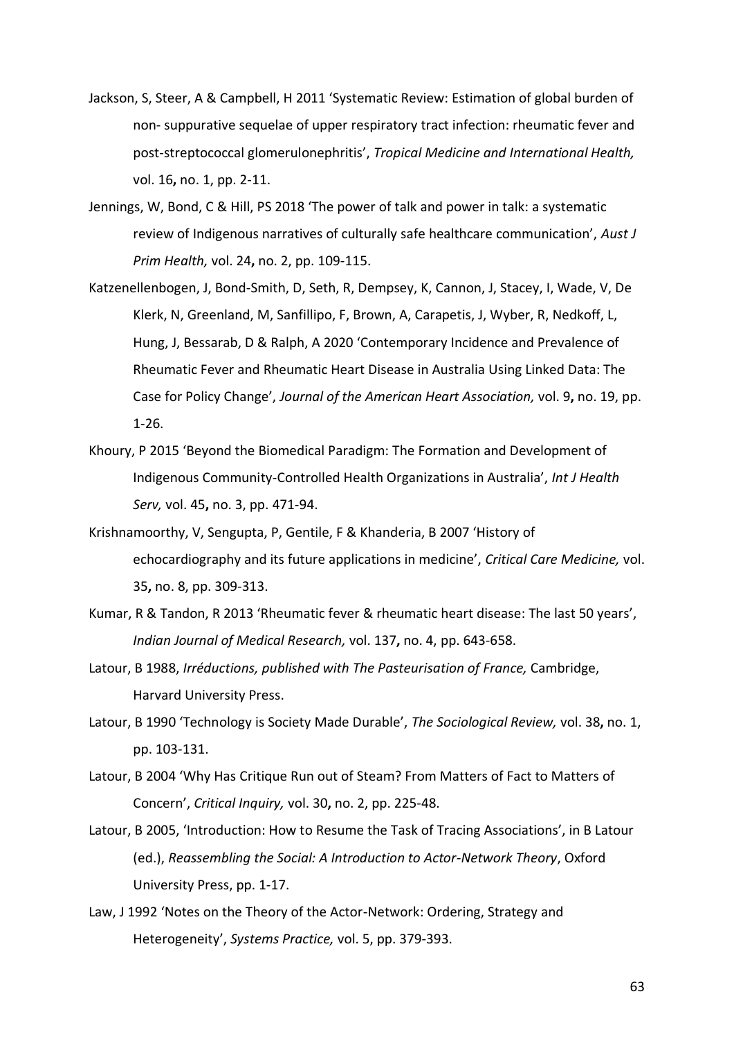Jackson, S, Steer, A & Campbell, H 2011 'Systematic Review: Estimation of global burden of non- suppurative sequelae of upper respiratory tract infection: rheumatic fever and post-streptococcal glomerulonephritis', *Tropical Medicine and International Health,* vol. 16**,** no. 1, pp. 2-11.

Jennings, W, Bond, C & Hill, PS 2018 'The power of talk and power in talk: a systematic review of Indigenous narratives of culturally safe healthcare communication', *Aust J Prim Health,* vol. 24**,** no. 2, pp. 109-115.

Katzenellenbogen, J, Bond-Smith, D, Seth, R, Dempsey, K, Cannon, J, Stacey, I, Wade, V, De Klerk, N, Greenland, M, Sanfillipo, F, Brown, A, Carapetis, J, Wyber, R, Nedkoff, L, Hung, J, Bessarab, D & Ralph, A 2020 'Contemporary Incidence and Prevalence of Rheumatic Fever and Rheumatic Heart Disease in Australia Using Linked Data: The Case for Policy Change', *Journal of the American Heart Association,* vol. 9**,** no. 19, pp. 1-26.

Khoury, P 2015 'Beyond the Biomedical Paradigm: The Formation and Development of Indigenous Community-Controlled Health Organizations in Australia', *Int J Health Serv,* vol. 45**,** no. 3, pp. 471-94.

Krishnamoorthy, V, Sengupta, P, Gentile, F & Khanderia, B 2007 'History of echocardiography and its future applications in medicine', *Critical Care Medicine,* vol. 35**,** no. 8, pp. 309-313.

Kumar, R & Tandon, R 2013 'Rheumatic fever & rheumatic heart disease: The last 50 years', *Indian Journal of Medical Research,* vol. 137**,** no. 4, pp. 643-658.

Latour, B 1988, *Irréductions, published with The Pasteurisation of France,* Cambridge, Harvard University Press.

Latour, B 1990 'Technology is Society Made Durable', *The Sociological Review,* vol. 38**,** no. 1, pp. 103-131.

Latour, B 2004 'Why Has Critique Run out of Steam? From Matters of Fact to Matters of Concern', *Critical Inquiry,* vol. 30**,** no. 2, pp. 225-48.

Latour, B 2005, 'Introduction: How to Resume the Task of Tracing Associations', in B Latour (ed.), *Reassembling the Social: A Introduction to Actor-Network Theory*, Oxford University Press, pp. 1-17.

Law, J 1992 'Notes on the Theory of the Actor-Network: Ordering, Strategy and Heterogeneity', *Systems Practice,* vol. 5, pp. 379-393.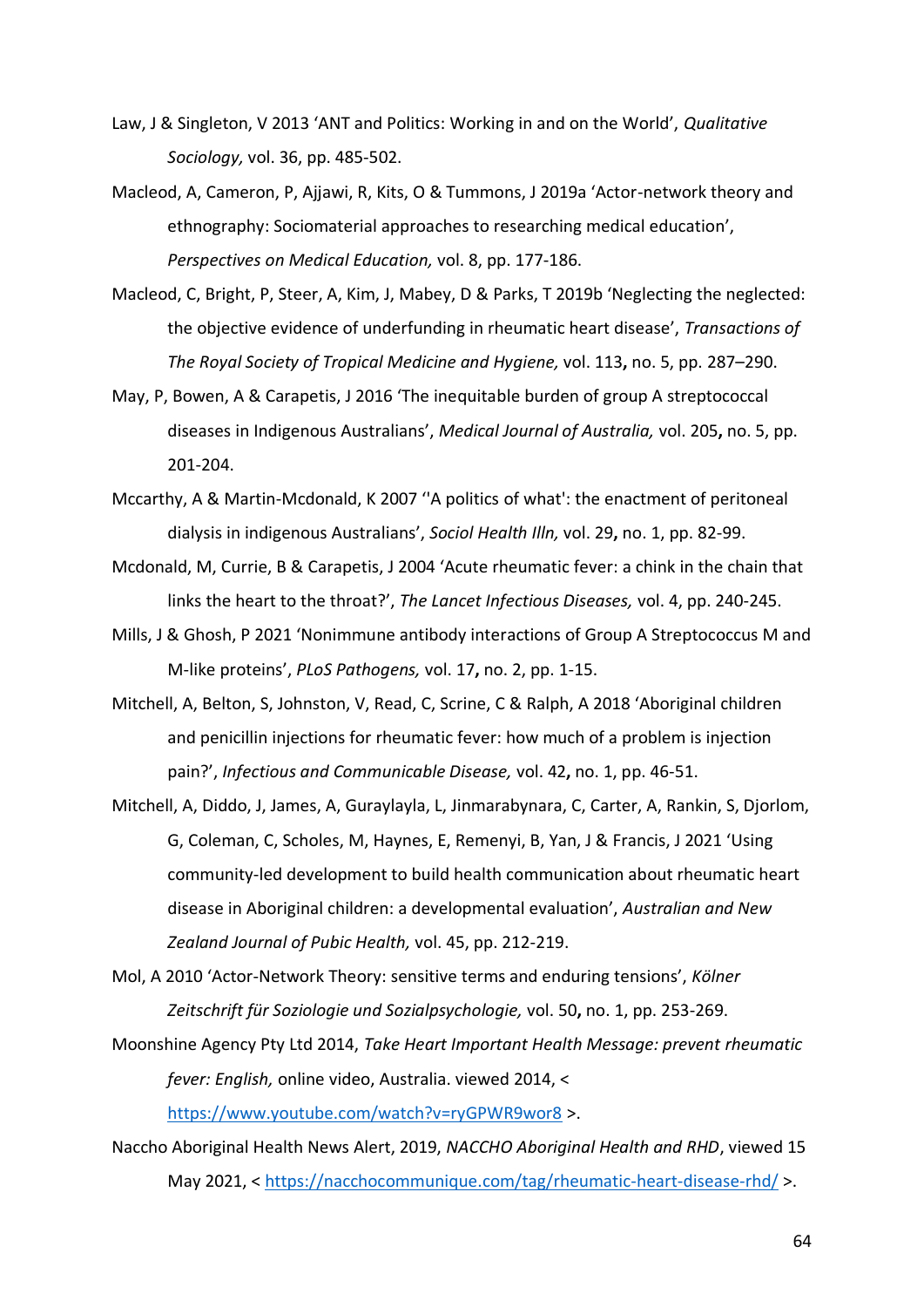Law, J & Singleton, V 2013 'ANT and Politics: Working in and on the World', *Qualitative Sociology,* vol. 36, pp. 485-502.

Macleod, A, Cameron, P, Ajjawi, R, Kits, O & Tummons, J 2019a 'Actor-network theory and ethnography: Sociomaterial approaches to researching medical education', *Perspectives on Medical Education,* vol. 8, pp. 177-186.

Macleod, C, Bright, P, Steer, A, Kim, J, Mabey, D & Parks, T 2019b 'Neglecting the neglected: the objective evidence of underfunding in rheumatic heart disease', *Transactions of The Royal Society of Tropical Medicine and Hygiene,* vol. 113**,** no. 5, pp. 287–290.

May, P, Bowen, A & Carapetis, J 2016 'The inequitable burden of group A streptococcal diseases in Indigenous Australians', *Medical Journal of Australia,* vol. 205**,** no. 5, pp. 201-204.

Mccarthy, A & Martin-Mcdonald, K 2007 ''A politics of what': the enactment of peritoneal dialysis in indigenous Australians', *Sociol Health Illn,* vol. 29**,** no. 1, pp. 82-99.

Mcdonald, M, Currie, B & Carapetis, J 2004 'Acute rheumatic fever: a chink in the chain that links the heart to the throat?', *The Lancet Infectious Diseases,* vol. 4, pp. 240-245.

Mills, J & Ghosh, P 2021 'Nonimmune antibody interactions of Group A Streptococcus M and M-like proteins', *PLoS Pathogens,* vol. 17**,** no. 2, pp. 1-15.

Mitchell, A, Belton, S, Johnston, V, Read, C, Scrine, C & Ralph, A 2018 'Aboriginal children and penicillin injections for rheumatic fever: how much of a problem is injection pain?', *Infectious and Communicable Disease,* vol. 42**,** no. 1, pp. 46-51.

Mitchell, A, Diddo, J, James, A, Guraylayla, L, Jinmarabynara, C, Carter, A, Rankin, S, Djorlom, G, Coleman, C, Scholes, M, Haynes, E, Remenyi, B, Yan, J & Francis, J 2021 'Using community-led development to build health communication about rheumatic heart disease in Aboriginal children: a developmental evaluation', *Australian and New Zealand Journal of Pubic Health,* vol. 45, pp. 212-219.

Mol, A 2010 'Actor-Network Theory: sensitive terms and enduring tensions', *Kölner Zeitschrift für Soziologie und Sozialpsychologie,* vol. 50**,** no. 1, pp. 253-269.

Moonshine Agency Pty Ltd 2014, *Take Heart Important Health Message: prevent rheumatic fever: English,* online video, Australia. viewed 2014, < https://www.youtube.com/watch?v=ryGPWR9wor8 >.

Naccho Aboriginal Health News Alert, 2019, *NACCHO Aboriginal Health and RHD*, viewed 15 May 2021, < https://nacchocommunique.com/tag/rheumatic-heart-disease-rhd/ >.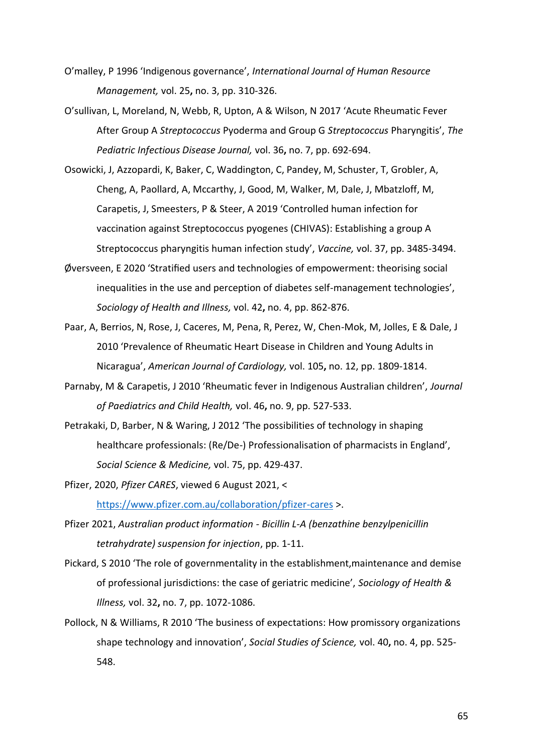O'malley, P 1996 'Indigenous governance', *International Journal of Human Resource Management,* vol. 25**,** no. 3, pp. 310-326.

O'sullivan, L, Moreland, N, Webb, R, Upton, A & Wilson, N 2017 'Acute Rheumatic Fever After Group A *Streptococcus* Pyoderma and Group G *Streptococcus* Pharyngitis', *The Pediatric Infectious Disease Journal,* vol. 36**,** no. 7, pp. 692-694.

Osowicki, J, Azzopardi, K, Baker, C, Waddington, C, Pandey, M, Schuster, T, Grobler, A, Cheng, A, Paollard, A, Mccarthy, J, Good, M, Walker, M, Dale, J, Mbatzloff, M, Carapetis, J, Smeesters, P & Steer, A 2019 'Controlled human infection for vaccination against Streptococcus pyogenes (CHIVAS): Establishing a group A Streptococcus pharyngitis human infection study', *Vaccine,* vol. 37, pp. 3485-3494.

Øversveen, E 2020 'Stratified users and technologies of empowerment: theorising social inequalities in the use and perception of diabetes self-management technologies', *Sociology of Health and Illness,* vol. 42**,** no. 4, pp. 862-876.

Paar, A, Berrios, N, Rose, J, Caceres, M, Pena, R, Perez, W, Chen-Mok, M, Jolles, E & Dale, J 2010 'Prevalence of Rheumatic Heart Disease in Children and Young Adults in Nicaragua', *American Journal of Cardiology,* vol. 105**,** no. 12, pp. 1809-1814.

Parnaby, M & Carapetis, J 2010 'Rheumatic fever in Indigenous Australian children', *Journal of Paediatrics and Child Health,* vol. 46**,** no. 9, pp. 527-533.

Petrakaki, D, Barber, N & Waring, J 2012 'The possibilities of technology in shaping healthcare professionals: (Re/De-) Professionalisation of pharmacists in England', *Social Science & Medicine,* vol. 75, pp. 429-437.

Pfizer, 2020, *Pfizer CARES*, viewed 6 August 2021, < https://www.pfizer.com.au/collaboration/pfizer-cares >.

Pfizer 2021, *Australian product information - Bicillin L-A (benzathine benzylpenicillin tetrahydrate) suspension for injection*, pp. 1-11.

Pickard, S 2010 'The role of governmentality in the establishment,maintenance and demise of professional jurisdictions: the case of geriatric medicine', *Sociology of Health & Illness,* vol. 32**,** no. 7, pp. 1072-1086.

Pollock, N & Williams, R 2010 'The business of expectations: How promissory organizations shape technology and innovation', *Social Studies of Science,* vol. 40**,** no. 4, pp. 525-548.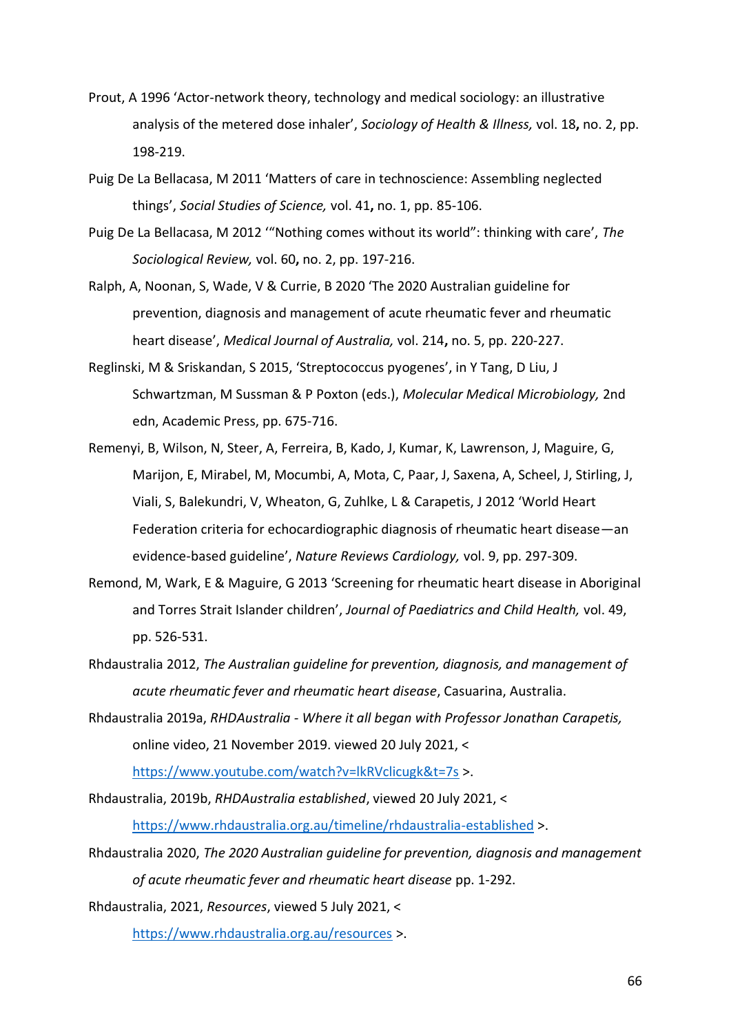Prout, A 1996 'Actor-network theory, technology and medical sociology: an illustrative analysis of the metered dose inhaler', *Sociology of Health & Illness,* vol. 18**,** no. 2, pp. 198-219.

Puig De La Bellacasa, M 2011 'Matters of care in technoscience: Assembling neglected things', *Social Studies of Science,* vol. 41**,** no. 1, pp. 85-106.

Puig De La Bellacasa, M 2012 '"Nothing comes without its world": thinking with care', *The Sociological Review,* vol. 60**,** no. 2, pp. 197-216.

Ralph, A, Noonan, S, Wade, V & Currie, B 2020 'The 2020 Australian guideline for prevention, diagnosis and management of acute rheumatic fever and rheumatic heart disease', *Medical Journal of Australia,* vol. 214**,** no. 5, pp. 220-227.

Reglinski, M & Sriskandan, S 2015, 'Streptococcus pyogenes', in Y Tang, D Liu, J Schwartzman, M Sussman & P Poxton (eds.), *Molecular Medical Microbiology,* 2nd edn, Academic Press, pp. 675-716.

Remenyi, B, Wilson, N, Steer, A, Ferreira, B, Kado, J, Kumar, K, Lawrenson, J, Maguire, G, Marijon, E, Mirabel, M, Mocumbi, A, Mota, C, Paar, J, Saxena, A, Scheel, J, Stirling, J, Viali, S, Balekundri, V, Wheaton, G, Zuhlke, L & Carapetis, J 2012 'World Heart Federation criteria for echocardiographic diagnosis of rheumatic heart disease—an evidence-based guideline', *Nature Reviews Cardiology,* vol. 9, pp. 297-309.

Remond, M, Wark, E & Maguire, G 2013 'Screening for rheumatic heart disease in Aboriginal and Torres Strait Islander children', *Journal of Paediatrics and Child Health,* vol. 49, pp. 526-531.

Rhdaustralia 2012, *The Australian guideline for prevention, diagnosis, and management of acute rheumatic fever and rheumatic heart disease*, Casuarina, Australia.

Rhdaustralia 2019a, *RHDAustralia - Where it all began with Professor Jonathan Carapetis,* online video, 21 November 2019. viewed 20 July 2021, < https://www.youtube.com/watch?v=lkRVclicugk&t=7s >.

Rhdaustralia, 2019b, *RHDAustralia established*, viewed 20 July 2021, < https://www.rhdaustralia.org.au/timeline/rhdaustralia-established >.

Rhdaustralia 2020, *The 2020 Australian guideline for prevention, diagnosis and management of acute rheumatic fever and rheumatic heart disease* pp. 1-292.

Rhdaustralia, 2021, *Resources*, viewed 5 July 2021, < https://www.rhdaustralia.org.au/resources >.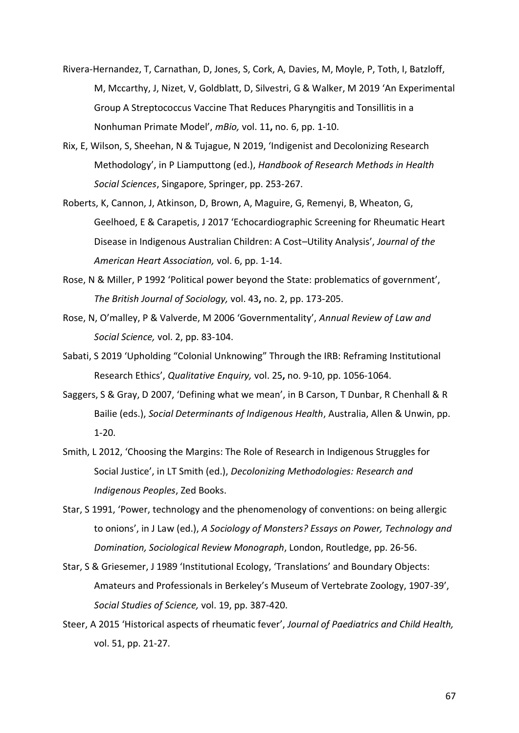Rivera-Hernandez, T, Carnathan, D, Jones, S, Cork, A, Davies, M, Moyle, P, Toth, I, Batzloff, M, Mccarthy, J, Nizet, V, Goldblatt, D, Silvestri, G & Walker, M 2019 'An Experimental Group A Streptococcus Vaccine That Reduces Pharyngitis and Tonsillitis in a Nonhuman Primate Model', *mBio,* vol. 11**,** no. 6, pp. 1-10.

Rix, E, Wilson, S, Sheehan, N & Tujague, N 2019, 'Indigenist and Decolonizing Research Methodology', in P Liamputtong (ed.), *Handbook of Research Methods in Health Social Sciences*, Singapore, Springer, pp. 253-267.

Roberts, K, Cannon, J, Atkinson, D, Brown, A, Maguire, G, Remenyi, B, Wheaton, G, Geelhoed, E & Carapetis, J 2017 'Echocardiographic Screening for Rheumatic Heart Disease in Indigenous Australian Children: A Cost–Utility Analysis', *Journal of the American Heart Association,* vol. 6, pp. 1-14.

Rose, N & Miller, P 1992 'Political power beyond the State: problematics of government', *The British Journal of Sociology,* vol. 43**,** no. 2, pp. 173-205.

Rose, N, O'malley, P & Valverde, M 2006 'Governmentality', *Annual Review of Law and Social Science,* vol. 2, pp. 83-104.

Sabati, S 2019 'Upholding "Colonial Unknowing" Through the IRB: Reframing Institutional Research Ethics', *Qualitative Enquiry,* vol. 25**,** no. 9-10, pp. 1056-1064.

Saggers, S & Gray, D 2007, 'Defining what we mean', in B Carson, T Dunbar, R Chenhall & R Bailie (eds.), *Social Determinants of Indigenous Health*, Australia, Allen & Unwin, pp. 1-20.

Smith, L 2012, 'Choosing the Margins: The Role of Research in Indigenous Struggles for Social Justice', in LT Smith (ed.), *Decolonizing Methodologies: Research and Indigenous Peoples*, Zed Books.

Star, S 1991, 'Power, technology and the phenomenology of conventions: on being allergic to onions', in J Law (ed.), *A Sociology of Monsters? Essays on Power, Technology and Domination, Sociological Review Monograph*, London, Routledge, pp. 26-56.

Star, S & Griesemer, J 1989 'Institutional Ecology, 'Translations' and Boundary Objects: Amateurs and Professionals in Berkeley's Museum of Vertebrate Zoology, 1907-39', *Social Studies of Science,* vol. 19, pp. 387-420.

Steer, A 2015 'Historical aspects of rheumatic fever', *Journal of Paediatrics and Child Health,* vol. 51, pp. 21-27.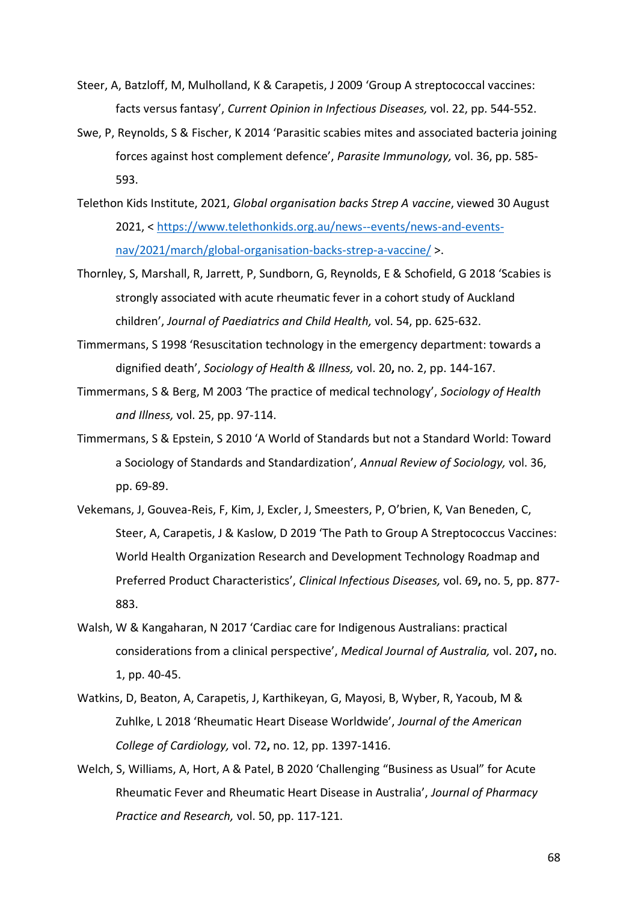Steer, A, Batzloff, M, Mulholland, K & Carapetis, J 2009 'Group A streptococcal vaccines: facts versus fantasy', *Current Opinion in Infectious Diseases,* vol. 22, pp. 544-552.

Swe, P, Reynolds, S & Fischer, K 2014 'Parasitic scabies mites and associated bacteria joining forces against host complement defence', *Parasite Immunology,* vol. 36, pp. 585-593.

Telethon Kids Institute, 2021, *Global organisation backs Strep A vaccine*, viewed 30 August 2021, < https://www.telethonkids.org.au/news--events/news-and-events-nav/2021/march/global-organisation-backs-strep-a-vaccine/ >.

Thornley, S, Marshall, R, Jarrett, P, Sundborn, G, Reynolds, E & Schofield, G 2018 'Scabies is strongly associated with acute rheumatic fever in a cohort study of Auckland children', *Journal of Paediatrics and Child Health,* vol. 54, pp. 625-632.

Timmermans, S 1998 'Resuscitation technology in the emergency department: towards a dignified death', *Sociology of Health & Illness,* vol. 20**,** no. 2, pp. 144-167.

Timmermans, S & Berg, M 2003 'The practice of medical technology', *Sociology of Health and Illness,* vol. 25, pp. 97-114.

Timmermans, S & Epstein, S 2010 'A World of Standards but not a Standard World: Toward a Sociology of Standards and Standardization', *Annual Review of Sociology,* vol. 36, pp. 69-89.

Vekemans, J, Gouvea-Reis, F, Kim, J, Excler, J, Smeesters, P, O'brien, K, Van Beneden, C, Steer, A, Carapetis, J & Kaslow, D 2019 'The Path to Group A Streptococcus Vaccines: World Health Organization Research and Development Technology Roadmap and Preferred Product Characteristics', *Clinical Infectious Diseases,* vol. 69**,** no. 5, pp. 877-883.

Walsh, W & Kangaharan, N 2017 'Cardiac care for Indigenous Australians: practical considerations from a clinical perspective', *Medical Journal of Australia,* vol. 207**,** no. 1, pp. 40-45.

Watkins, D, Beaton, A, Carapetis, J, Karthikeyan, G, Mayosi, B, Wyber, R, Yacoub, M & Zuhlke, L 2018 'Rheumatic Heart Disease Worldwide', *Journal of the American College of Cardiology,* vol. 72**,** no. 12, pp. 1397-1416.

Welch, S, Williams, A, Hort, A & Patel, B 2020 'Challenging "Business as Usual" for Acute Rheumatic Fever and Rheumatic Heart Disease in Australia', *Journal of Pharmacy Practice and Research,* vol. 50, pp. 117-121.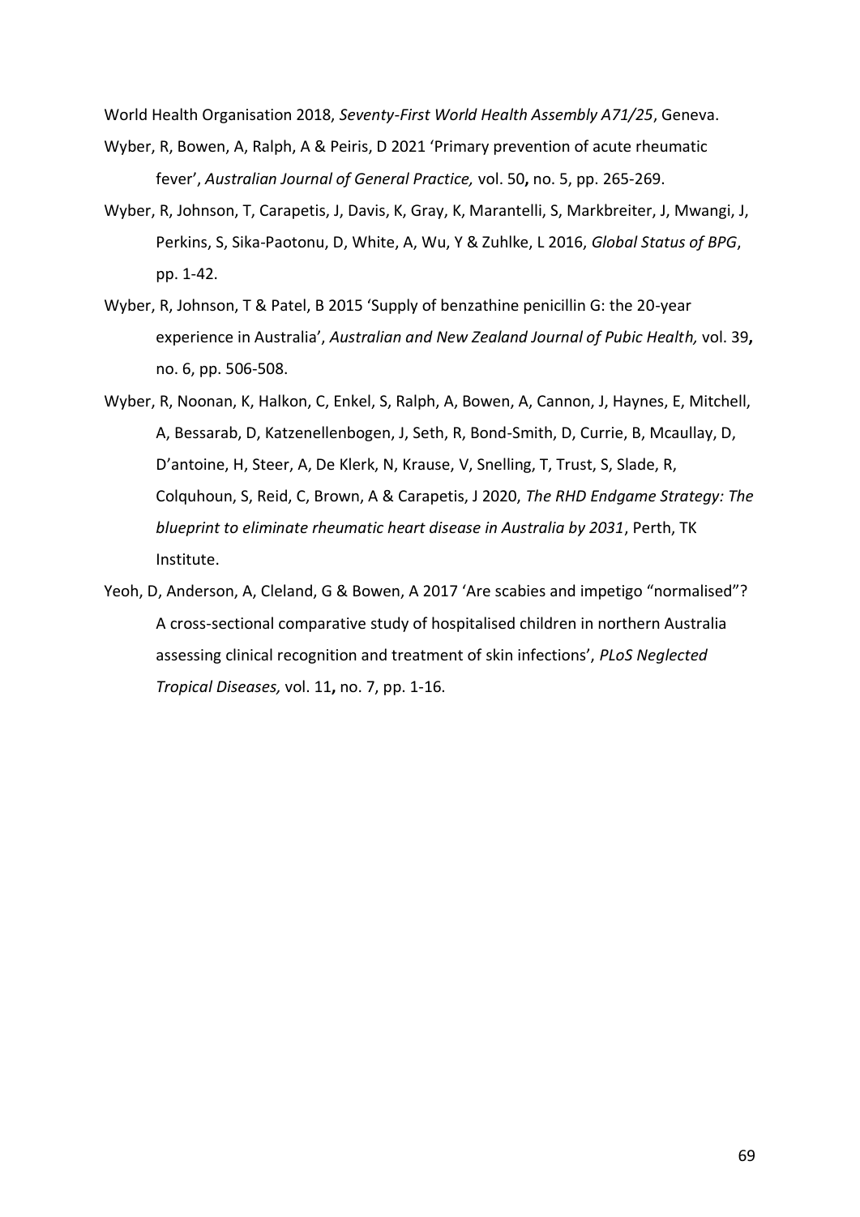World Health Organisation 2018, *Seventy-First World Health Assembly A71/25*, Geneva.

Wyber, R, Bowen, A, Ralph, A & Peiris, D 2021 'Primary prevention of acute rheumatic fever', *Australian Journal of General Practice,* vol. 50**,** no. 5, pp. 265-269.

Wyber, R, Johnson, T, Carapetis, J, Davis, K, Gray, K, Marantelli, S, Markbreiter, J, Mwangi, J, Perkins, S, Sika-Paotonu, D, White, A, Wu, Y & Zuhlke, L 2016, *Global Status of BPG*, pp. 1-42.

Wyber, R, Johnson, T & Patel, B 2015 'Supply of benzathine penicillin G: the 20-year experience in Australia', *Australian and New Zealand Journal of Pubic Health,* vol. 39**,** no. 6, pp. 506-508.

Wyber, R, Noonan, K, Halkon, C, Enkel, S, Ralph, A, Bowen, A, Cannon, J, Haynes, E, Mitchell, A, Bessarab, D, Katzenellenbogen, J, Seth, R, Bond-Smith, D, Currie, B, Mcaullay, D, D'antoine, H, Steer, A, De Klerk, N, Krause, V, Snelling, T, Trust, S, Slade, R, Colquhoun, S, Reid, C, Brown, A & Carapetis, J 2020, *The RHD Endgame Strategy: The blueprint to eliminate rheumatic heart disease in Australia by 2031*, Perth, TK Institute.

Yeoh, D, Anderson, A, Cleland, G & Bowen, A 2017 'Are scabies and impetigo "normalised"? A cross-sectional comparative study of hospitalised children in northern Australia assessing clinical recognition and treatment of skin infections', *PLoS Neglected Tropical Diseases,* vol. 11**,** no. 7, pp. 1-16.